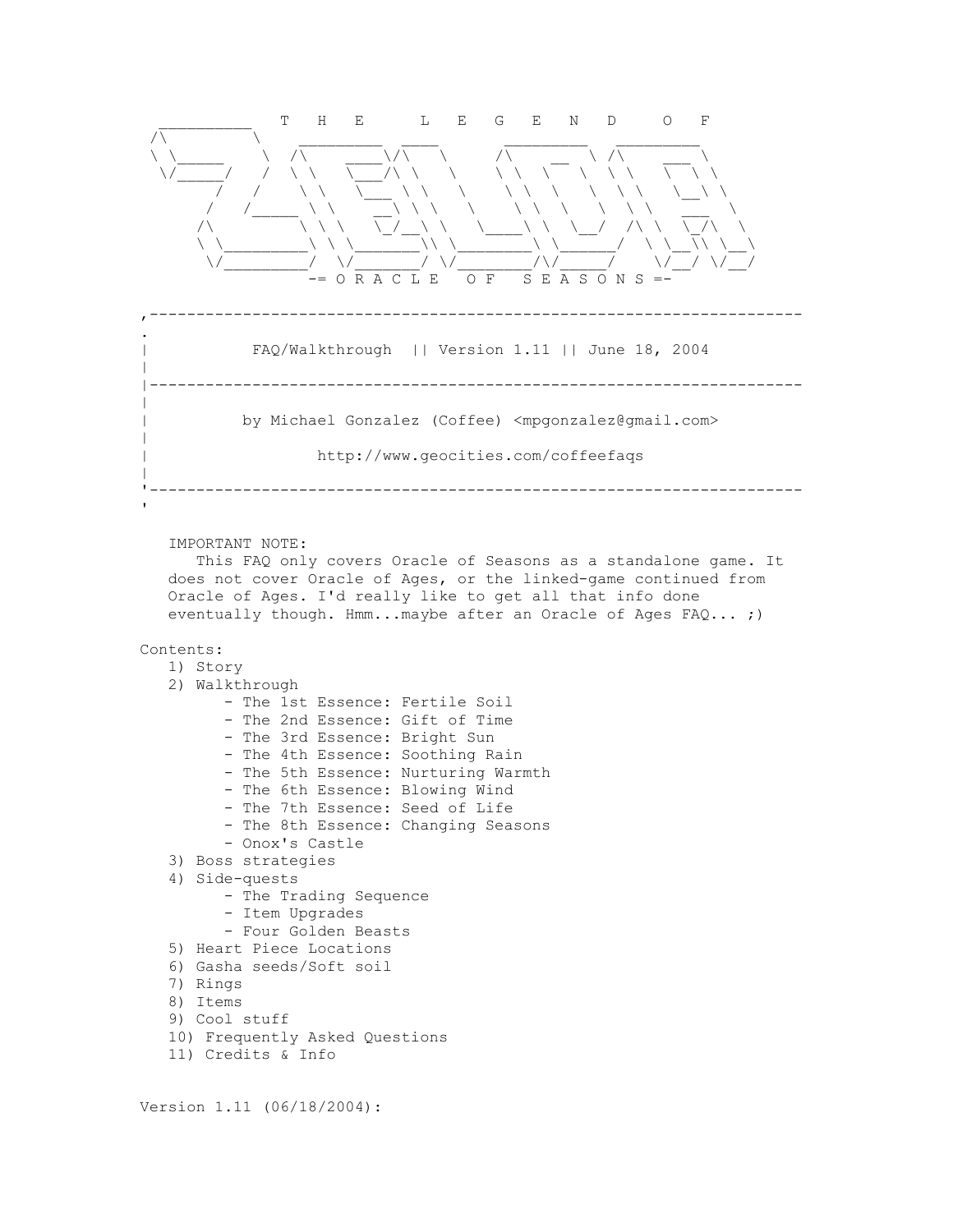```
 __________    T  H  E      L  E  G  E  N  D     O  F
 /\          \     _________  _____       _________    _________
 \ \______    \  /\     _____\/\    \      /\    __   \ /\    ___ \
  \/_____/   /  \ \   \___/\ \   \     \ \  \    \ \ \   \  \ \
        /   /    \ \   \___ \ \   \     \ \  \    \ \ \   \__\ \
       /   /_____ \ \    __\ \ \   \     \ \  \    \  \ \   ___   \
      /\          \ \ \   \_/__\ \  \____\ \  \__/  /\ \  \_/\  \
      \ \__________\ \ \_______\\ \________\ \______/  \ \__\\ \__\
       \/__________/  \/_______/ \/________/\/______/    \/__/ \/__/
                    -= O R A C L E   O F   S E A S O N S =-
```

```
,----------------------------------------------------------------------.
|           FAQ/Walkthrough  || Version 1.11 || June 18, 2004           |
|----------------------------------------------------------------------|
|          by Michael Gonzalez (Coffee) <mpgonzalez@gmail.com>          |
|                  http://www.geocities.com/coffeefaqs                  |
'----------------------------------------------------------------------'
```

IMPORTANT NOTE:
This FAQ only covers Oracle of Seasons as a standalone game. It does not cover Oracle of Ages, or the linked-game continued from Oracle of Ages. I'd really like to get all that info done eventually though. Hmm...maybe after an Oracle of Ages FAQ... ;)

Contents:
1) Story
2) Walkthrough
   - The 1st Essence: Fertile Soil
   - The 2nd Essence: Gift of Time
   - The 3rd Essence: Bright Sun
   - The 4th Essence: Soothing Rain
   - The 5th Essence: Nurturing Warmth
   - The 6th Essence: Blowing Wind
   - The 7th Essence: Seed of Life
   - The 8th Essence: Changing Seasons
   - Onox's Castle
3) Boss strategies
4) Side-quests
   - The Trading Sequence
   - Item Upgrades
   - Four Golden Beasts
5) Heart Piece Locations
6) Gasha seeds/Soft soil
7) Rings
8) Items
9) Cool stuff
10) Frequently Asked Questions
11) Credits & Info

Version 1.11 (06/18/2004):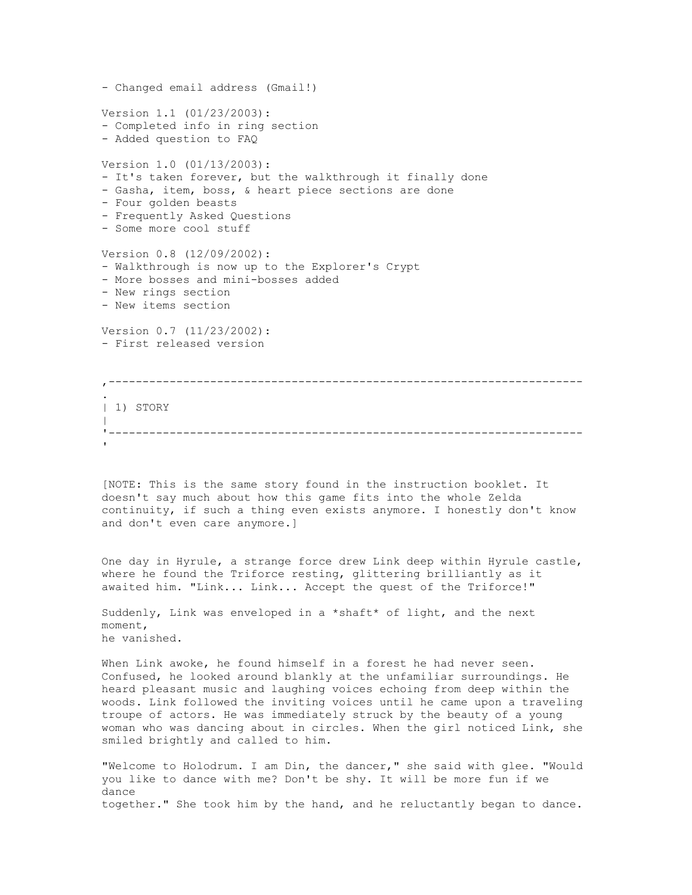- Changed email address (Gmail!)

Version 1.1 (01/23/2003):
- Completed info in ring section
- Added question to FAQ

Version 1.0 (01/13/2003):
- It's taken forever, but the walkthrough it finally done
- Gasha, item, boss, & heart piece sections are done
- Four golden beasts
- Frequently Asked Questions
- Some more cool stuff

Version 0.8 (12/09/2002):
- Walkthrough is now up to the Explorer's Crypt
- More bosses and mini-bosses added
- New rings section
- New items section

Version 0.7 (11/23/2002):
- First released version

## 1) STORY

[NOTE: This is the same story found in the instruction booklet. It doesn't say much about how this game fits into the whole Zelda continuity, if such a thing even exists anymore. I honestly don't know and don't even care anymore.]

One day in Hyrule, a strange force drew Link deep within Hyrule castle, where he found the Triforce resting, glittering brilliantly as it awaited him. "Link... Link... Accept the quest of the Triforce!"

Suddenly, Link was enveloped in a *shaft* of light, and the next moment, he vanished.

When Link awoke, he found himself in a forest he had never seen. Confused, he looked around blankly at the unfamiliar surroundings. He heard pleasant music and laughing voices echoing from deep within the woods. Link followed the inviting voices until he came upon a traveling troupe of actors. He was immediately struck by the beauty of a young woman who was dancing about in circles. When the girl noticed Link, she smiled brightly and called to him.

"Welcome to Holodrum. I am Din, the dancer," she said with glee. "Would you like to dance with me? Don't be shy. It will be more fun if we dance together." She took him by the hand, and he reluctantly began to dance.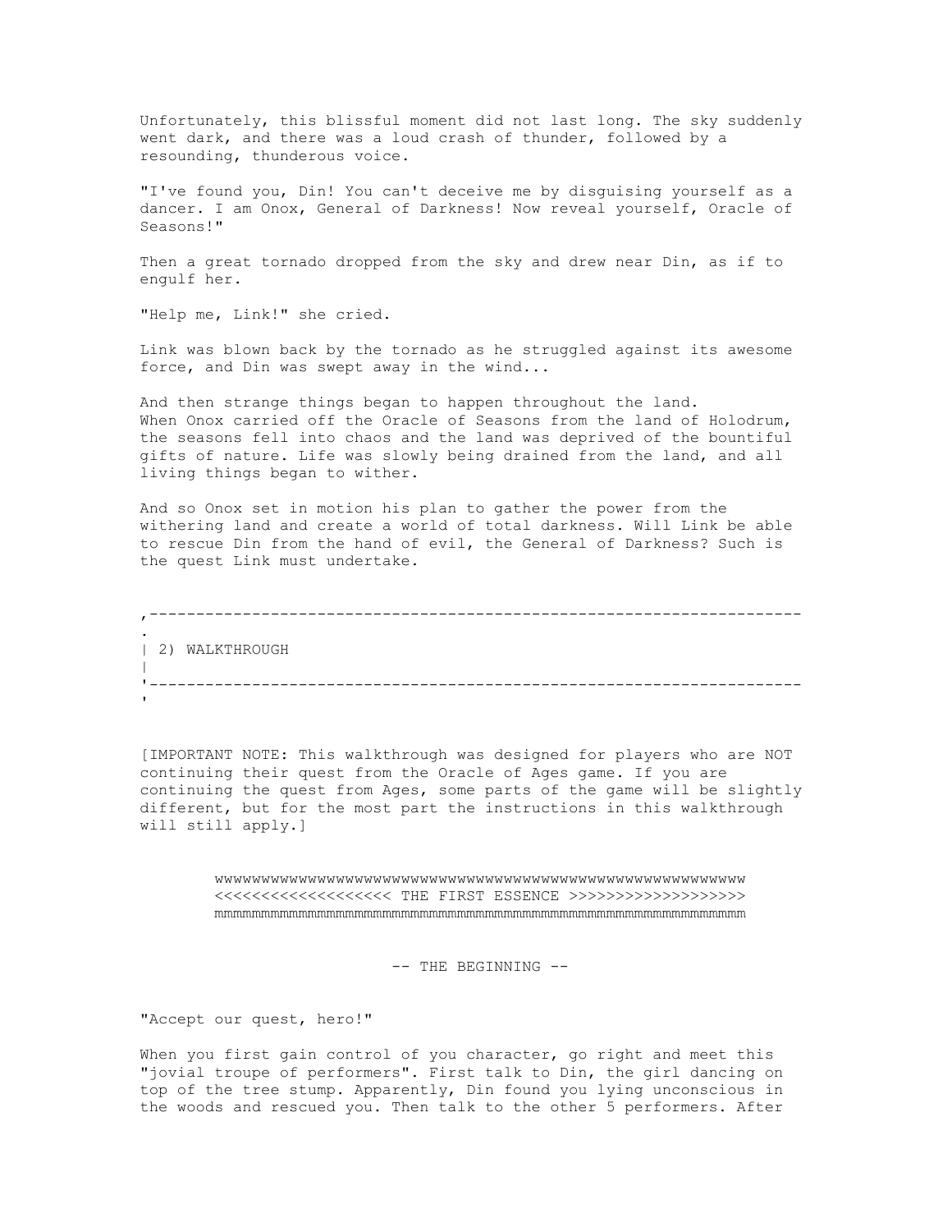Unfortunately, this blissful moment did not last long. The sky suddenly went dark, and there was a loud crash of thunder, followed by a resounding, thunderous voice.

"I've found you, Din! You can't deceive me by disguising yourself as a dancer. I am Onox, General of Darkness! Now reveal yourself, Oracle of Seasons!"

Then a great tornado dropped from the sky and drew near Din, as if to engulf her.

"Help me, Link!" she cried.

Link was blown back by the tornado as he struggled against its awesome force, and Din was swept away in the wind...

And then strange things began to happen throughout the land. When Onox carried off the Oracle of Seasons from the land of Holodrum, the seasons fell into chaos and the land was deprived of the bountiful gifts of nature. Life was slowly being drained from the land, and all living things began to wither.

And so Onox set in motion his plan to gather the power from the withering land and create a world of total darkness. Will Link be able to rescue Din from the hand of evil, the General of Darkness? Such is the quest Link must undertake.

```
,-----------------------------------------------------------------------
.
| 2) WALKTHROUGH
|
'-----------------------------------------------------------------------
'
```

## 2) WALKTHROUGH

[IMPORTANT NOTE: This walkthrough was designed for players who are NOT continuing their quest from the Oracle of Ages game. If you are continuing the quest from Ages, some parts of the game will be slightly different, but for the most part the instructions in this walkthrough will still apply.]

```
wwwwwwwwwwwwwwwwwwwwwwwwwwwwwwwwwwwwwwwwwwwwwwwwwwwwwwwwwwwwwwwww
<<<<<<<<<<<<<<<<<<< THE FIRST ESSENCE >>>>>>>>>>>>>>>>>>>
mmmmmmmmmmmmmmmmmmmmmmmmmmmmmmmmmmmmmmmmmmmmmmmmmmmmmmmmmmmmmmmmm
```

### THE FIRST ESSENCE

-- THE BEGINNING --

"Accept our quest, hero!"

When you first gain control of you character, go right and meet this "jovial troupe of performers". First talk to Din, the girl dancing on top of the tree stump. Apparently, Din found you lying unconscious in the woods and rescued you. Then talk to the other 5 performers. After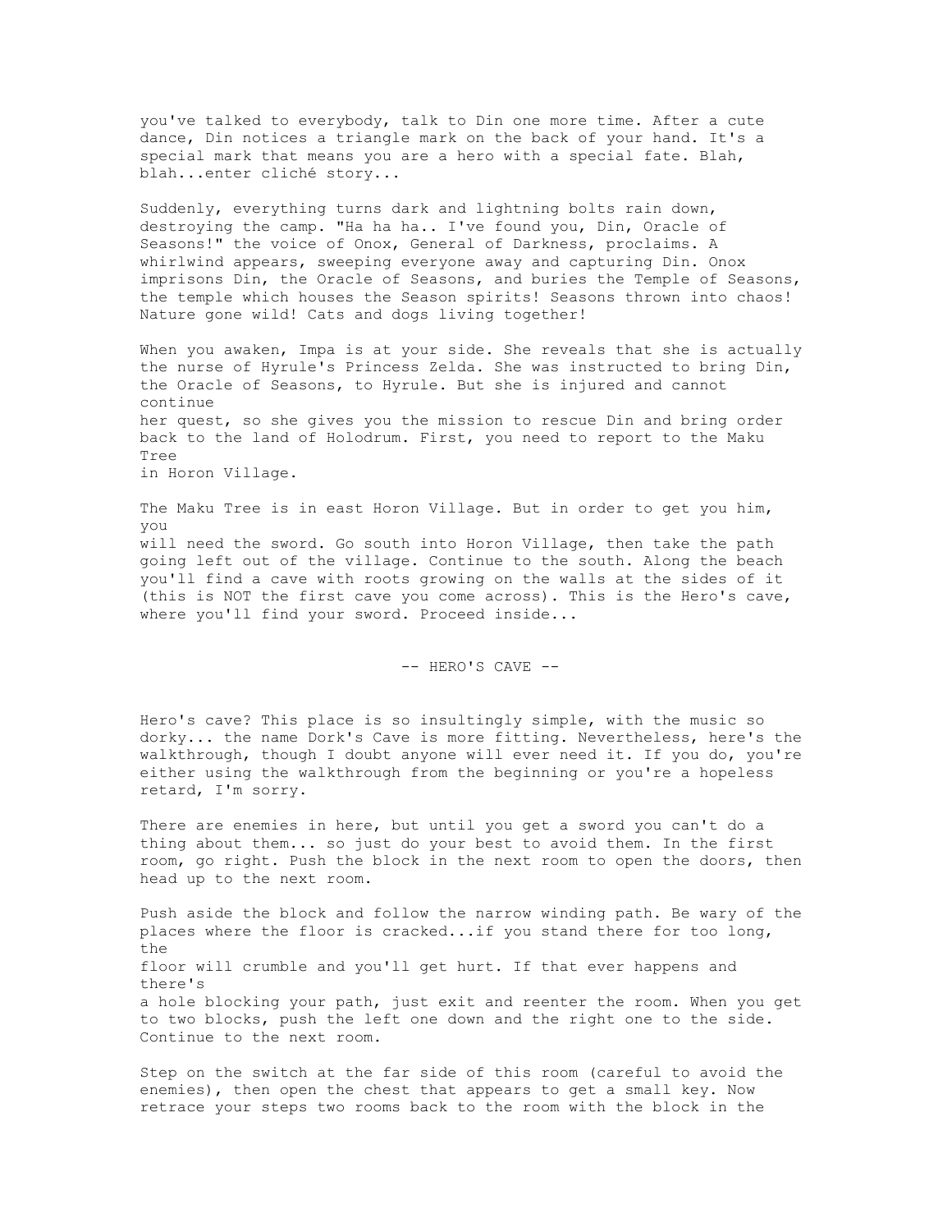you've talked to everybody, talk to Din one more time. After a cute dance, Din notices a triangle mark on the back of your hand. It's a special mark that means you are a hero with a special fate. Blah, blah...enter cliché story...

Suddenly, everything turns dark and lightning bolts rain down, destroying the camp. "Ha ha ha.. I've found you, Din, Oracle of Seasons!" the voice of Onox, General of Darkness, proclaims. A whirlwind appears, sweeping everyone away and capturing Din. Onox imprisons Din, the Oracle of Seasons, and buries the Temple of Seasons, the temple which houses the Season spirits! Seasons thrown into chaos! Nature gone wild! Cats and dogs living together!

When you awaken, Impa is at your side. She reveals that she is actually the nurse of Hyrule's Princess Zelda. She was instructed to bring Din, the Oracle of Seasons, to Hyrule. But she is injured and cannot continue her quest, so she gives you the mission to rescue Din and bring order back to the land of Holodrum. First, you need to report to the Maku Tree in Horon Village.

The Maku Tree is in east Horon Village. But in order to get you him, you will need the sword. Go south into Horon Village, then take the path going left out of the village. Continue to the south. Along the beach you'll find a cave with roots growing on the walls at the sides of it (this is NOT the first cave you come across). This is the Hero's cave, where you'll find your sword. Proceed inside...

## -- HERO'S CAVE --

Hero's cave? This place is so insultingly simple, with the music so dorky... the name Dork's Cave is more fitting. Nevertheless, here's the walkthrough, though I doubt anyone will ever need it. If you do, you're either using the walkthrough from the beginning or you're a hopeless retard, I'm sorry.

There are enemies in here, but until you get a sword you can't do a thing about them... so just do your best to avoid them. In the first room, go right. Push the block in the next room to open the doors, then head up to the next room.

Push aside the block and follow the narrow winding path. Be wary of the places where the floor is cracked...if you stand there for too long, the floor will crumble and you'll get hurt. If that ever happens and there's a hole blocking your path, just exit and reenter the room. When you get to two blocks, push the left one down and the right one to the side. Continue to the next room.

Step on the switch at the far side of this room (careful to avoid the enemies), then open the chest that appears to get a small key. Now retrace your steps two rooms back to the room with the block in the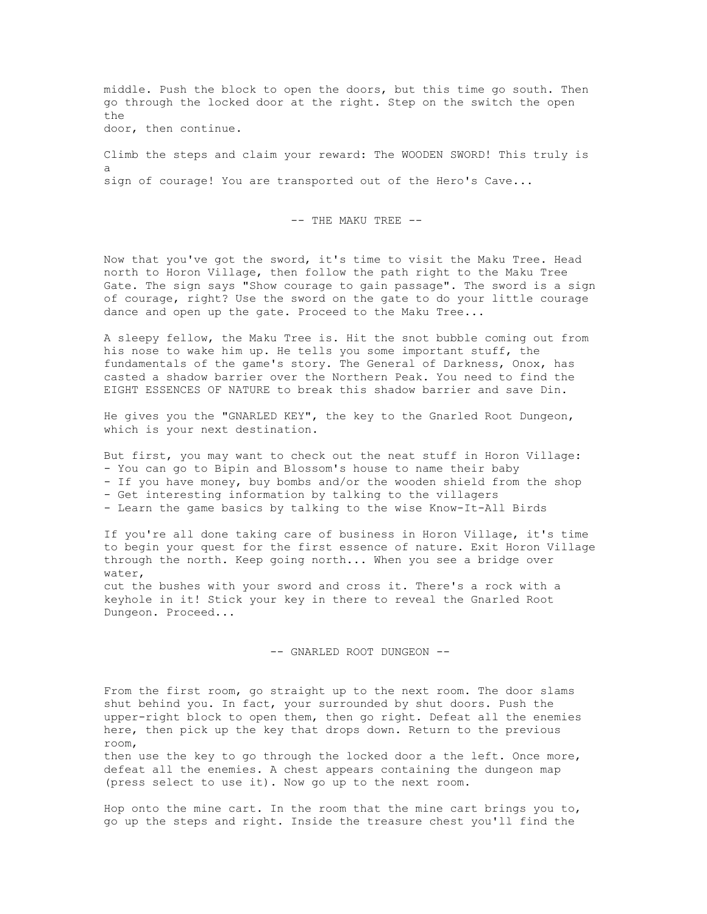middle. Push the block to open the doors, but this time go south. Then go through the locked door at the right. Step on the switch the open the door, then continue.

Climb the steps and claim your reward: The WOODEN SWORD! This truly is a sign of courage! You are transported out of the Hero's Cave...

## -- THE MAKU TREE --

Now that you've got the sword, it's time to visit the Maku Tree. Head north to Horon Village, then follow the path right to the Maku Tree Gate. The sign says "Show courage to gain passage". The sword is a sign of courage, right? Use the sword on the gate to do your little courage dance and open up the gate. Proceed to the Maku Tree...

A sleepy fellow, the Maku Tree is. Hit the snot bubble coming out from his nose to wake him up. He tells you some important stuff, the fundamentals of the game's story. The General of Darkness, Onox, has casted a shadow barrier over the Northern Peak. You need to find the EIGHT ESSENCES OF NATURE to break this shadow barrier and save Din.

He gives you the "GNARLED KEY", the key to the Gnarled Root Dungeon, which is your next destination.

But first, you may want to check out the neat stuff in Horon Village:
- You can go to Bipin and Blossom's house to name their baby
- If you have money, buy bombs and/or the wooden shield from the shop
- Get interesting information by talking to the villagers
- Learn the game basics by talking to the wise Know-It-All Birds

If you're all done taking care of business in Horon Village, it's time to begin your quest for the first essence of nature. Exit Horon Village through the north. Keep going north... When you see a bridge over water, cut the bushes with your sword and cross it. There's a rock with a keyhole in it! Stick your key in there to reveal the Gnarled Root Dungeon. Proceed...

## -- GNARLED ROOT DUNGEON --

From the first room, go straight up to the next room. The door slams shut behind you. In fact, your surrounded by shut doors. Push the upper-right block to open them, then go right. Defeat all the enemies here, then pick up the key that drops down. Return to the previous room, then use the key to go through the locked door a the left. Once more, defeat all the enemies. A chest appears containing the dungeon map (press select to use it). Now go up to the next room.

Hop onto the mine cart. In the room that the mine cart brings you to, go up the steps and right. Inside the treasure chest you'll find the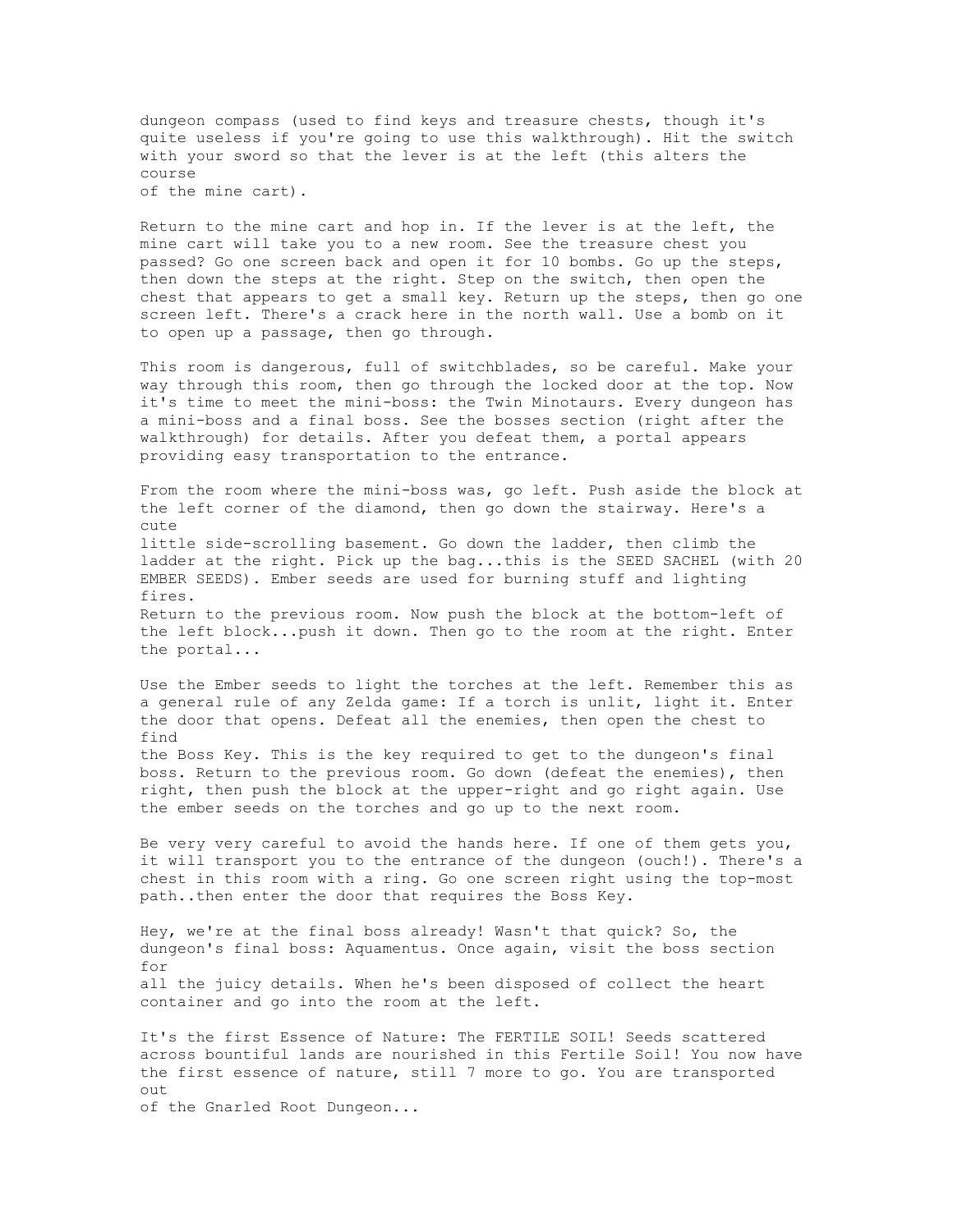dungeon compass (used to find keys and treasure chests, though it's quite useless if you're going to use this walkthrough). Hit the switch with your sword so that the lever is at the left (this alters the course of the mine cart).

Return to the mine cart and hop in. If the lever is at the left, the mine cart will take you to a new room. See the treasure chest you passed? Go one screen back and open it for 10 bombs. Go up the steps, then down the steps at the right. Step on the switch, then open the chest that appears to get a small key. Return up the steps, then go one screen left. There's a crack here in the north wall. Use a bomb on it to open up a passage, then go through.

This room is dangerous, full of switchblades, so be careful. Make your way through this room, then go through the locked door at the top. Now it's time to meet the mini-boss: the Twin Minotaurs. Every dungeon has a mini-boss and a final boss. See the bosses section (right after the walkthrough) for details. After you defeat them, a portal appears providing easy transportation to the entrance.

From the room where the mini-boss was, go left. Push aside the block at the left corner of the diamond, then go down the stairway. Here's a cute little side-scrolling basement. Go down the ladder, then climb the ladder at the right. Pick up the bag...this is the SEED SACHEL (with 20 EMBER SEEDS). Ember seeds are used for burning stuff and lighting fires.
Return to the previous room. Now push the block at the bottom-left of the left block...push it down. Then go to the room at the right. Enter the portal...

Use the Ember seeds to light the torches at the left. Remember this as a general rule of any Zelda game: If a torch is unlit, light it. Enter the door that opens. Defeat all the enemies, then open the chest to find the Boss Key. This is the key required to get to the dungeon's final boss. Return to the previous room. Go down (defeat the enemies), then right, then push the block at the upper-right and go right again. Use the ember seeds on the torches and go up to the next room.

Be very very careful to avoid the hands here. If one of them gets you, it will transport you to the entrance of the dungeon (ouch!). There's a chest in this room with a ring. Go one screen right using the top-most path..then enter the door that requires the Boss Key.

Hey, we're at the final boss already! Wasn't that quick? So, the dungeon's final boss: Aquamentus. Once again, visit the boss section for all the juicy details. When he's been disposed of collect the heart container and go into the room at the left.

It's the first Essence of Nature: The FERTILE SOIL! Seeds scattered across bountiful lands are nourished in this Fertile Soil! You now have the first essence of nature, still 7 more to go. You are transported out of the Gnarled Root Dungeon...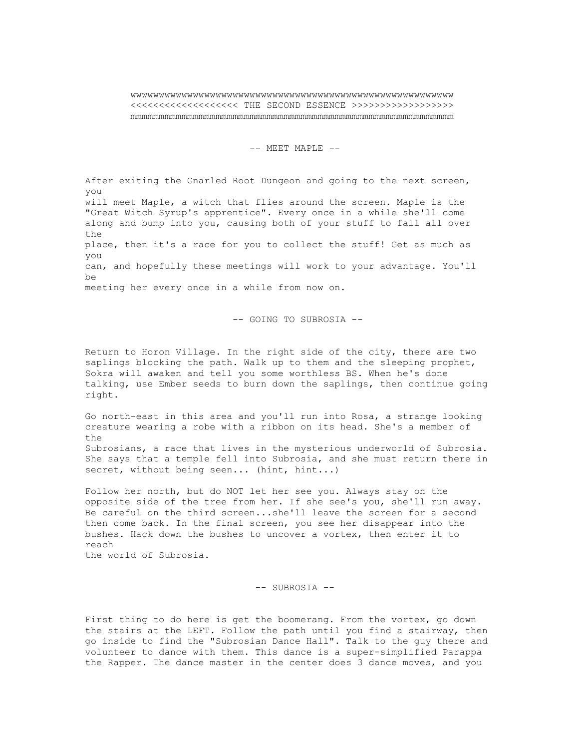# THE SECOND ESSENCE

## MEET MAPLE

After exiting the Gnarled Root Dungeon and going to the next screen, you will meet Maple, a witch that flies around the screen. Maple is the "Great Witch Syrup's apprentice". Every once in a while she'll come along and bump into you, causing both of your stuff to fall all over the place, then it's a race for you to collect the stuff! Get as much as you can, and hopefully these meetings will work to your advantage. You'll be meeting her every once in a while from now on.

## GOING TO SUBROSIA

Return to Horon Village. In the right side of the city, there are two saplings blocking the path. Walk up to them and the sleeping prophet, Sokra will awaken and tell you some worthless BS. When he's done talking, use Ember seeds to burn down the saplings, then continue going right.

Go north-east in this area and you'll run into Rosa, a strange looking creature wearing a robe with a ribbon on its head. She's a member of the Subrosians, a race that lives in the mysterious underworld of Subrosia. She says that a temple fell into Subrosia, and she must return there in secret, without being seen... (hint, hint...)

Follow her north, but do NOT let her see you. Always stay on the opposite side of the tree from her. If she see's you, she'll run away. Be careful on the third screen...she'll leave the screen for a second then come back. In the final screen, you see her disappear into the bushes. Hack down the bushes to uncover a vortex, then enter it to reach the world of Subrosia.

## SUBROSIA

First thing to do here is get the boomerang. From the vortex, go down the stairs at the LEFT. Follow the path until you find a stairway, then go inside to find the "Subrosian Dance Hall". Talk to the guy there and volunteer to dance with them. This dance is a super-simplified Parappa the Rapper. The dance master in the center does 3 dance moves, and you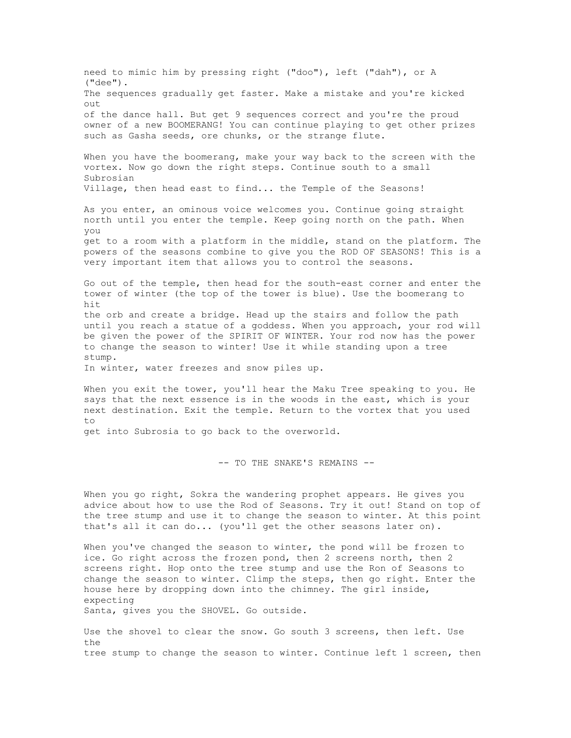need to mimic him by pressing right ("doo"), left ("dah"), or A ("dee").
The sequences gradually get faster. Make a mistake and you're kicked out
of the dance hall. But get 9 sequences correct and you're the proud owner of a new BOOMERANG! You can continue playing to get other prizes such as Gasha seeds, ore chunks, or the strange flute.

When you have the boomerang, make your way back to the screen with the vortex. Now go down the right steps. Continue south to a small Subrosian
Village, then head east to find... the Temple of the Seasons!

As you enter, an ominous voice welcomes you. Continue going straight north until you enter the temple. Keep going north on the path. When you
get to a room with a platform in the middle, stand on the platform. The powers of the seasons combine to give you the ROD OF SEASONS! This is a very important item that allows you to control the seasons.

Go out of the temple, then head for the south-east corner and enter the tower of winter (the top of the tower is blue). Use the boomerang to hit
the orb and create a bridge. Head up the stairs and follow the path until you reach a statue of a goddess. When you approach, your rod will be given the power of the SPIRIT OF WINTER. Your rod now has the power to change the season to winter! Use it while standing upon a tree stump.
In winter, water freezes and snow piles up.

When you exit the tower, you'll hear the Maku Tree speaking to you. He says that the next essence is in the woods in the east, which is your next destination. Exit the temple. Return to the vortex that you used to
get into Subrosia to go back to the overworld.

## -- TO THE SNAKE'S REMAINS --

When you go right, Sokra the wandering prophet appears. He gives you advice about how to use the Rod of Seasons. Try it out! Stand on top of the tree stump and use it to change the season to winter. At this point that's all it can do... (you'll get the other seasons later on).

When you've changed the season to winter, the pond will be frozen to ice. Go right across the frozen pond, then 2 screens north, then 2 screens right. Hop onto the tree stump and use the Ron of Seasons to change the season to winter. Climp the steps, then go right. Enter the house here by dropping down into the chimney. The girl inside, expecting
Santa, gives you the SHOVEL. Go outside.

Use the shovel to clear the snow. Go south 3 screens, then left. Use the
tree stump to change the season to winter. Continue left 1 screen, then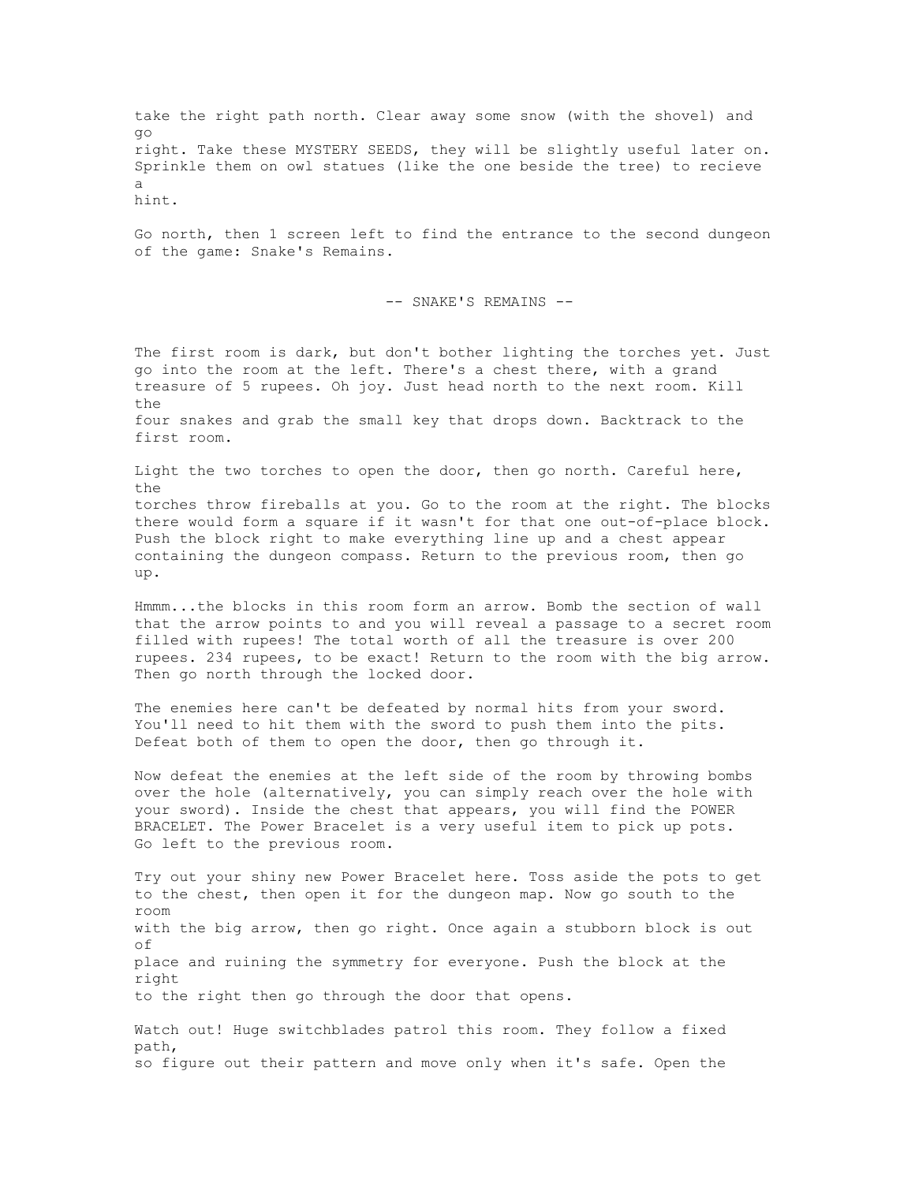take the right path north. Clear away some snow (with the shovel) and go right. Take these MYSTERY SEEDS, they will be slightly useful later on. Sprinkle them on owl statues (like the one beside the tree) to recieve a hint.

Go north, then 1 screen left to find the entrance to the second dungeon of the game: Snake's Remains.

## -- SNAKE'S REMAINS --

The first room is dark, but don't bother lighting the torches yet. Just go into the room at the left. There's a chest there, with a grand treasure of 5 rupees. Oh joy. Just head north to the next room. Kill the four snakes and grab the small key that drops down. Backtrack to the first room.

Light the two torches to open the door, then go north. Careful here, the torches throw fireballs at you. Go to the room at the right. The blocks there would form a square if it wasn't for that one out-of-place block. Push the block right to make everything line up and a chest appear containing the dungeon compass. Return to the previous room, then go up.

Hmmm...the blocks in this room form an arrow. Bomb the section of wall that the arrow points to and you will reveal a passage to a secret room filled with rupees! The total worth of all the treasure is over 200 rupees. 234 rupees, to be exact! Return to the room with the big arrow. Then go north through the locked door.

The enemies here can't be defeated by normal hits from your sword. You'll need to hit them with the sword to push them into the pits. Defeat both of them to open the door, then go through it.

Now defeat the enemies at the left side of the room by throwing bombs over the hole (alternatively, you can simply reach over the hole with your sword). Inside the chest that appears, you will find the POWER BRACELET. The Power Bracelet is a very useful item to pick up pots. Go left to the previous room.

Try out your shiny new Power Bracelet here. Toss aside the pots to get to the chest, then open it for the dungeon map. Now go south to the room with the big arrow, then go right. Once again a stubborn block is out of place and ruining the symmetry for everyone. Push the block at the right to the right then go through the door that opens.

Watch out! Huge switchblades patrol this room. They follow a fixed path, so figure out their pattern and move only when it's safe. Open the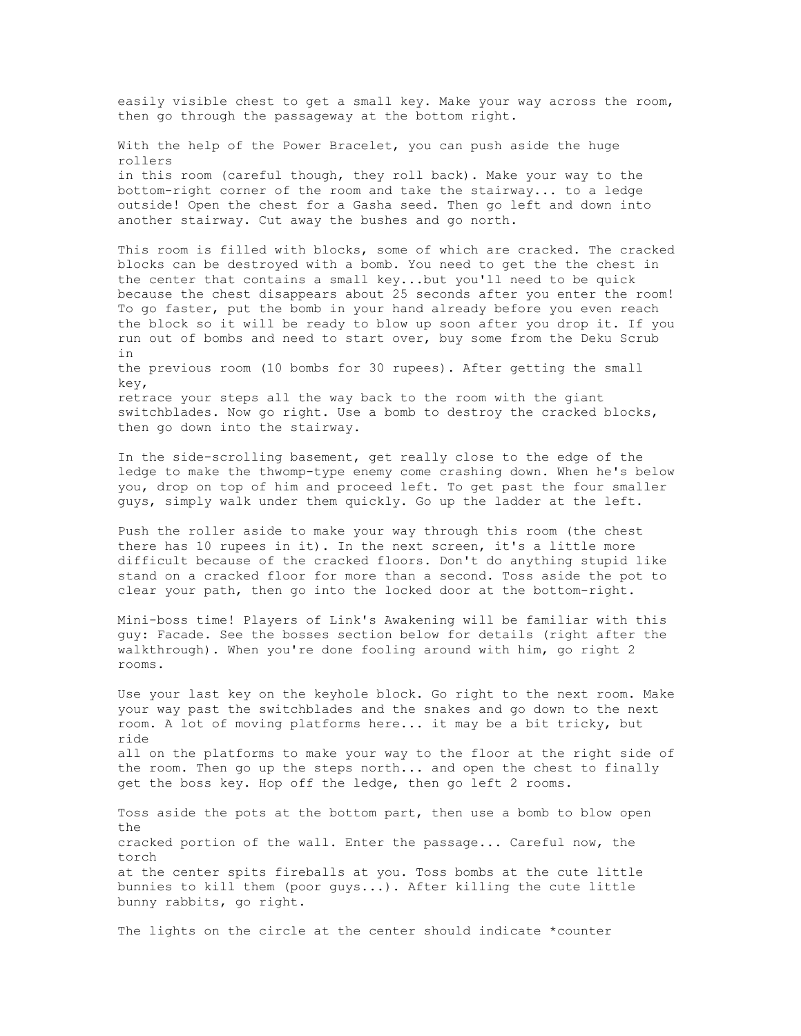easily visible chest to get a small key. Make your way across the room, then go through the passageway at the bottom right.

With the help of the Power Bracelet, you can push aside the huge rollers
in this room (careful though, they roll back). Make your way to the bottom-right corner of the room and take the stairway... to a ledge outside! Open the chest for a Gasha seed. Then go left and down into another stairway. Cut away the bushes and go north.

This room is filled with blocks, some of which are cracked. The cracked blocks can be destroyed with a bomb. You need to get the the chest in the center that contains a small key...but you'll need to be quick because the chest disappears about 25 seconds after you enter the room! To go faster, put the bomb in your hand already before you even reach the block so it will be ready to blow up soon after you drop it. If you run out of bombs and need to start over, buy some from the Deku Scrub in
the previous room (10 bombs for 30 rupees). After getting the small key,
retrace your steps all the way back to the room with the giant switchblades. Now go right. Use a bomb to destroy the cracked blocks, then go down into the stairway.

In the side-scrolling basement, get really close to the edge of the ledge to make the thwomp-type enemy come crashing down. When he's below you, drop on top of him and proceed left. To get past the four smaller guys, simply walk under them quickly. Go up the ladder at the left.

Push the roller aside to make your way through this room (the chest there has 10 rupees in it). In the next screen, it's a little more difficult because of the cracked floors. Don't do anything stupid like stand on a cracked floor for more than a second. Toss aside the pot to clear your path, then go into the locked door at the bottom-right.

Mini-boss time! Players of Link's Awakening will be familiar with this guy: Facade. See the bosses section below for details (right after the walkthrough). When you're done fooling around with him, go right 2 rooms.

Use your last key on the keyhole block. Go right to the next room. Make your way past the switchblades and the snakes and go down to the next room. A lot of moving platforms here... it may be a bit tricky, but ride
all on the platforms to make your way to the floor at the right side of the room. Then go up the steps north... and open the chest to finally get the boss key. Hop off the ledge, then go left 2 rooms.

Toss aside the pots at the bottom part, then use a bomb to blow open the
cracked portion of the wall. Enter the passage... Careful now, the torch
at the center spits fireballs at you. Toss bombs at the cute little bunnies to kill them (poor guys...). After killing the cute little bunny rabbits, go right.

The lights on the circle at the center should indicate *counter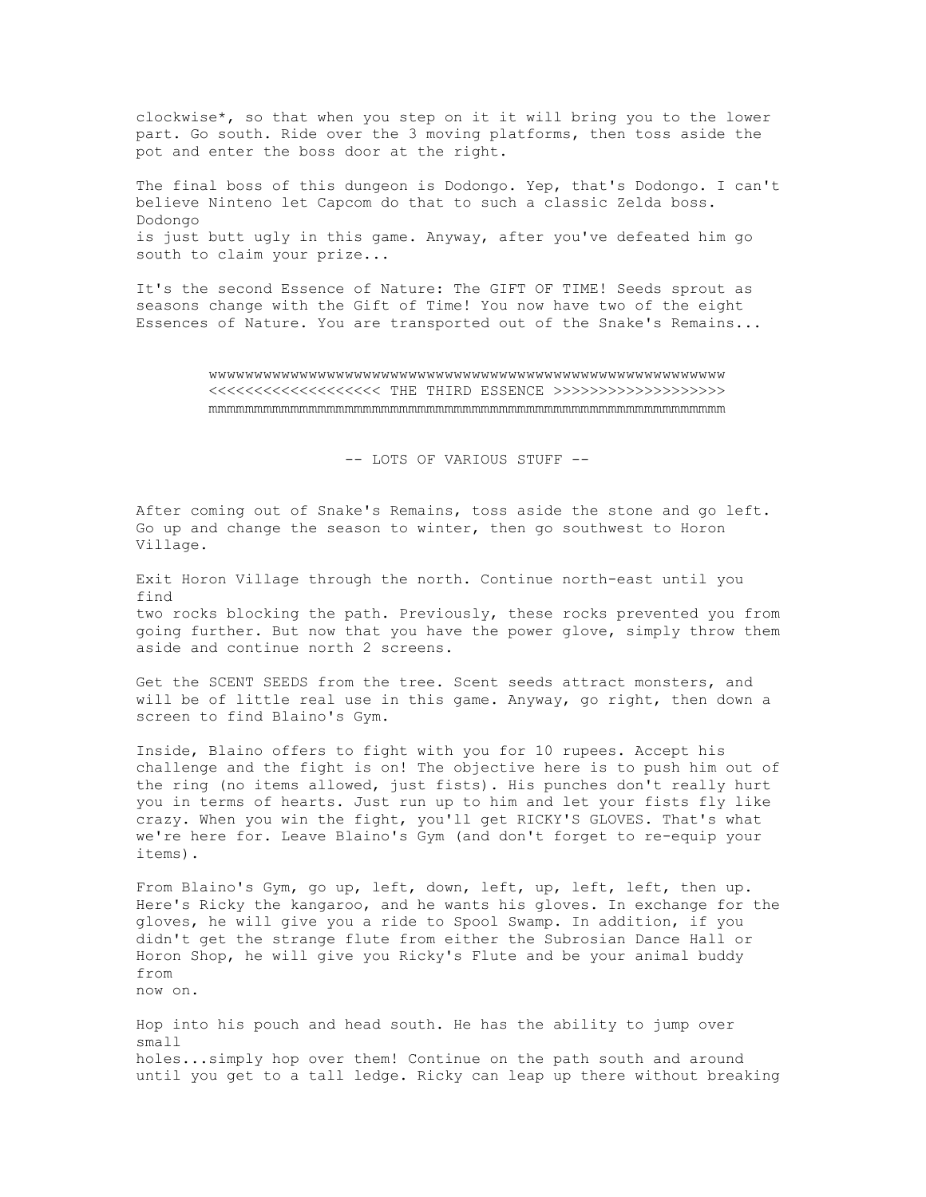clockwise*, so that when you step on it it will bring you to the lower part. Go south. Ride over the 3 moving platforms, then toss aside the pot and enter the boss door at the right.

The final boss of this dungeon is Dodongo. Yep, that's Dodongo. I can't believe Ninteno let Capcom do that to such a classic Zelda boss. Dodongo is just butt ugly in this game. Anyway, after you've defeated him go south to claim your prize...

It's the second Essence of Nature: The GIFT OF TIME! Seeds sprout as seasons change with the Gift of Time! You now have two of the eight Essences of Nature. You are transported out of the Snake's Remains...

```
wwwwwwwwwwwwwwwwwwwwwwwwwwwwwwwwwwwwwwwwwwwwwwwwwwwwwwwwwwwww
<<<<<<<<<<<<<<<<<<< THE THIRD ESSENCE >>>>>>>>>>>>>>>>>>>
mmmmmmmmmmmmmmmmmmmmmmmmmmmmmmmmmmmmmmmmmmmmmmmmmmmmmmmmmmmmm
```

## THE THIRD ESSENCE

### -- LOTS OF VARIOUS STUFF --

After coming out of Snake's Remains, toss aside the stone and go left. Go up and change the season to winter, then go southwest to Horon Village.

Exit Horon Village through the north. Continue north-east until you find two rocks blocking the path. Previously, these rocks prevented you from going further. But now that you have the power glove, simply throw them aside and continue north 2 screens.

Get the SCENT SEEDS from the tree. Scent seeds attract monsters, and will be of little real use in this game. Anyway, go right, then down a screen to find Blaino's Gym.

Inside, Blaino offers to fight with you for 10 rupees. Accept his challenge and the fight is on! The objective here is to push him out of the ring (no items allowed, just fists). His punches don't really hurt you in terms of hearts. Just run up to him and let your fists fly like crazy. When you win the fight, you'll get RICKY'S GLOVES. That's what we're here for. Leave Blaino's Gym (and don't forget to re-equip your items).

From Blaino's Gym, go up, left, down, left, up, left, left, then up. Here's Ricky the kangaroo, and he wants his gloves. In exchange for the gloves, he will give you a ride to Spool Swamp. In addition, if you didn't get the strange flute from either the Subrosian Dance Hall or Horon Shop, he will give you Ricky's Flute and be your animal buddy from now on.

Hop into his pouch and head south. He has the ability to jump over small holes...simply hop over them! Continue on the path south and around until you get to a tall ledge. Ricky can leap up there without breaking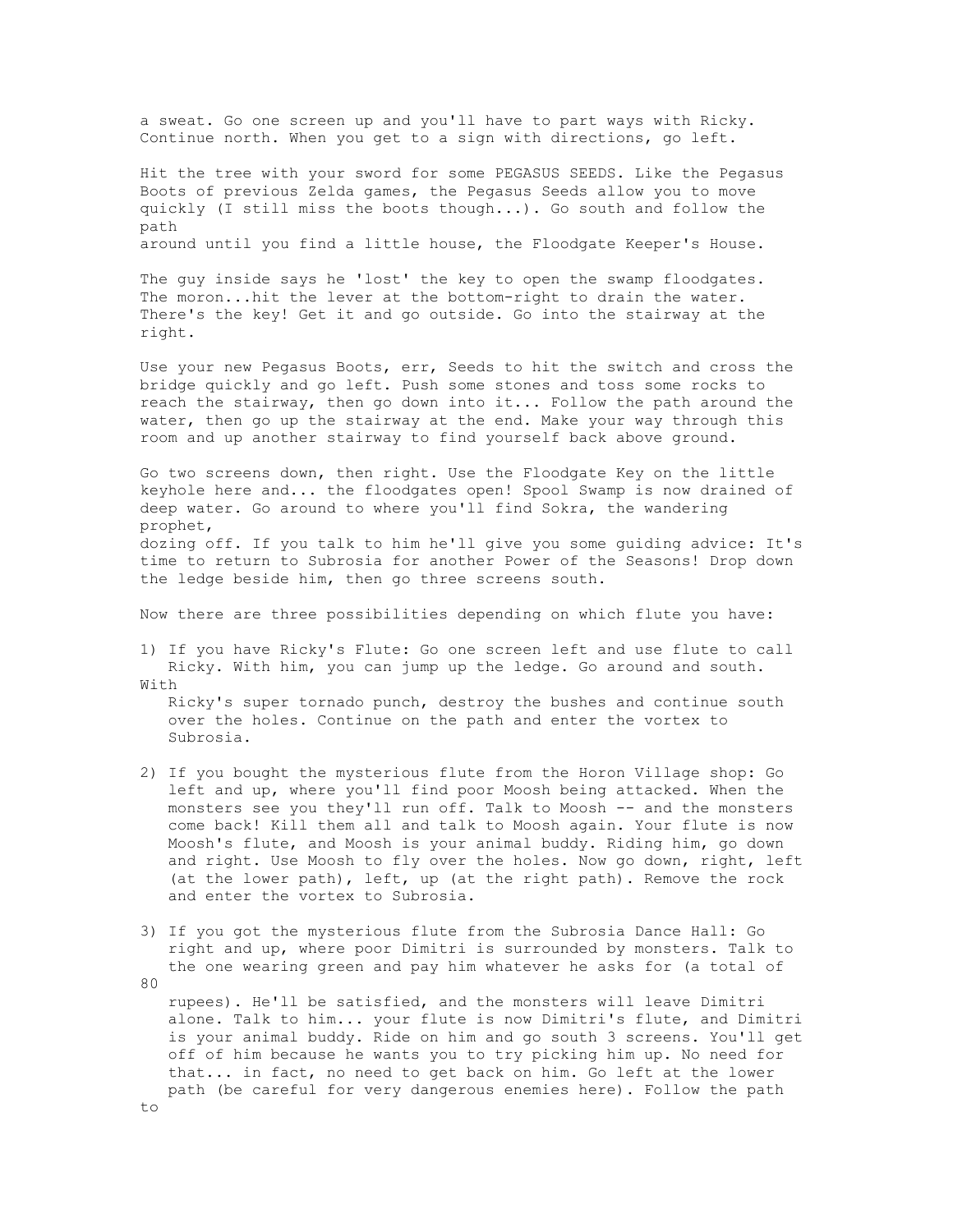a sweat. Go one screen up and you'll have to part ways with Ricky. Continue north. When you get to a sign with directions, go left.

Hit the tree with your sword for some PEGASUS SEEDS. Like the Pegasus Boots of previous Zelda games, the Pegasus Seeds allow you to move quickly (I still miss the boots though...). Go south and follow the path around until you find a little house, the Floodgate Keeper's House.

The guy inside says he 'lost' the key to open the swamp floodgates. The moron...hit the lever at the bottom-right to drain the water. There's the key! Get it and go outside. Go into the stairway at the right.

Use your new Pegasus Boots, err, Seeds to hit the switch and cross the bridge quickly and go left. Push some stones and toss some rocks to reach the stairway, then go down into it... Follow the path around the water, then go up the stairway at the end. Make your way through this room and up another stairway to find yourself back above ground.

Go two screens down, then right. Use the Floodgate Key on the little keyhole here and... the floodgates open! Spool Swamp is now drained of deep water. Go around to where you'll find Sokra, the wandering prophet, dozing off. If you talk to him he'll give you some guiding advice: It's time to return to Subrosia for another Power of the Seasons! Drop down the ledge beside him, then go three screens south.

Now there are three possibilities depending on which flute you have:

1) If you have Ricky's Flute: Go one screen left and use flute to call Ricky. With him, you can jump up the ledge. Go around and south. With Ricky's super tornado punch, destroy the bushes and continue south over the holes. Continue on the path and enter the vortex to Subrosia.

2) If you bought the mysterious flute from the Horon Village shop: Go left and up, where you'll find poor Moosh being attacked. When the monsters see you they'll run off. Talk to Moosh -- and the monsters come back! Kill them all and talk to Moosh again. Your flute is now Moosh's flute, and Moosh is your animal buddy. Riding him, go down and right. Use Moosh to fly over the holes. Now go down, right, left (at the lower path), left, up (at the right path). Remove the rock and enter the vortex to Subrosia.

3) If you got the mysterious flute from the Subrosia Dance Hall: Go right and up, where poor Dimitri is surrounded by monsters. Talk to the one wearing green and pay him whatever he asks for (a total of 80 rupees). He'll be satisfied, and the monsters will leave Dimitri alone. Talk to him... your flute is now Dimitri's flute, and Dimitri is your animal buddy. Ride on him and go south 3 screens. You'll get off of him because he wants you to try picking him up. No need for that... in fact, no need to get back on him. Go left at the lower path (be careful for very dangerous enemies here). Follow the path to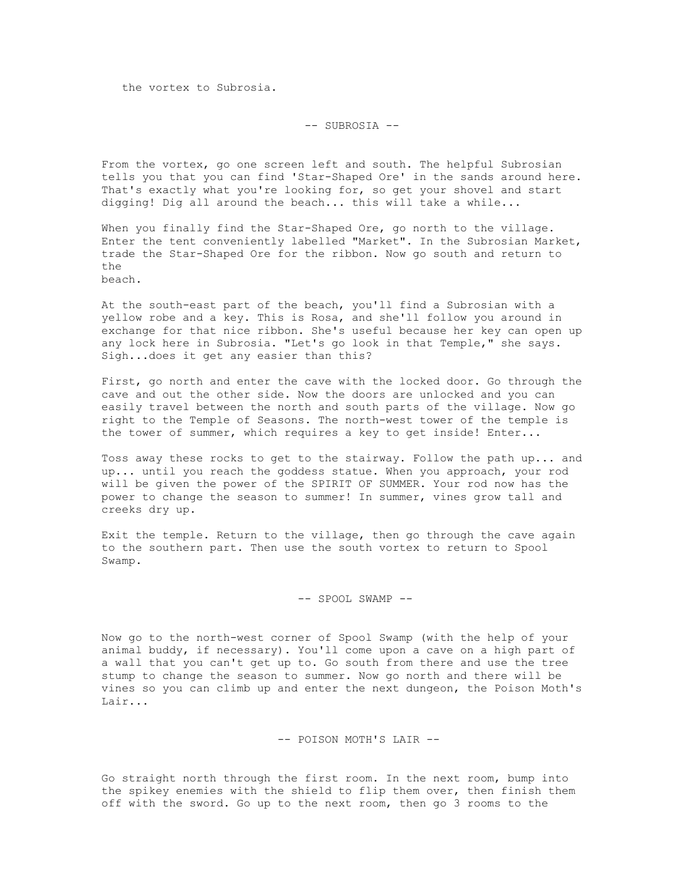the vortex to Subrosia.

## -- SUBROSIA --

From the vortex, go one screen left and south. The helpful Subrosian tells you that you can find 'Star-Shaped Ore' in the sands around here. That's exactly what you're looking for, so get your shovel and start digging! Dig all around the beach... this will take a while...

When you finally find the Star-Shaped Ore, go north to the village. Enter the tent conveniently labelled "Market". In the Subrosian Market, trade the Star-Shaped Ore for the ribbon. Now go south and return to the beach.

At the south-east part of the beach, you'll find a Subrosian with a yellow robe and a key. This is Rosa, and she'll follow you around in exchange for that nice ribbon. She's useful because her key can open up any lock here in Subrosia. "Let's go look in that Temple," she says. Sigh...does it get any easier than this?

First, go north and enter the cave with the locked door. Go through the cave and out the other side. Now the doors are unlocked and you can easily travel between the north and south parts of the village. Now go right to the Temple of Seasons. The north-west tower of the temple is the tower of summer, which requires a key to get inside! Enter...

Toss away these rocks to get to the stairway. Follow the path up... and up... until you reach the goddess statue. When you approach, your rod will be given the power of the SPIRIT OF SUMMER. Your rod now has the power to change the season to summer! In summer, vines grow tall and creeks dry up.

Exit the temple. Return to the village, then go through the cave again to the southern part. Then use the south vortex to return to Spool Swamp.

## -- SPOOL SWAMP --

Now go to the north-west corner of Spool Swamp (with the help of your animal buddy, if necessary). You'll come upon a cave on a high part of a wall that you can't get up to. Go south from there and use the tree stump to change the season to summer. Now go north and there will be vines so you can climb up and enter the next dungeon, the Poison Moth's Lair...

## -- POISON MOTH'S LAIR --

Go straight north through the first room. In the next room, bump into the spikey enemies with the shield to flip them over, then finish them off with the sword. Go up to the next room, then go 3 rooms to the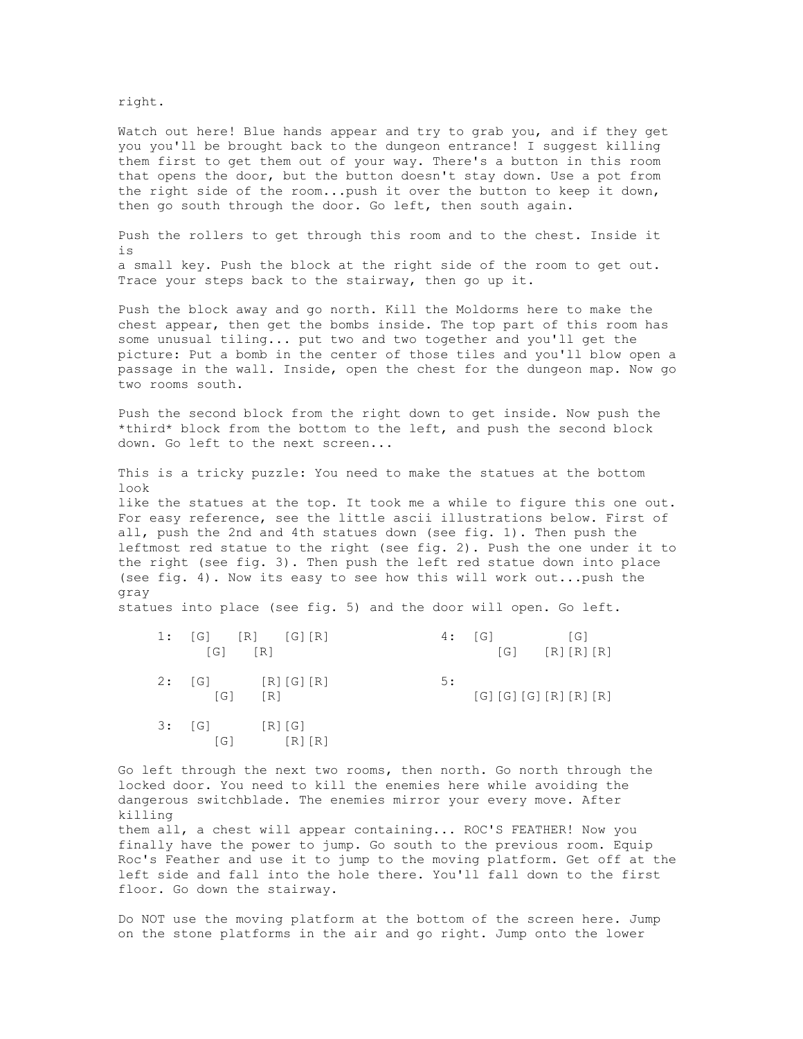right.

Watch out here! Blue hands appear and try to grab you, and if they get you you'll be brought back to the dungeon entrance! I suggest killing them first to get them out of your way. There's a button in this room that opens the door, but the button doesn't stay down. Use a pot from the right side of the room...push it over the button to keep it down, then go south through the door. Go left, then south again.

Push the rollers to get through this room and to the chest. Inside it is
a small key. Push the block at the right side of the room to get out. Trace your steps back to the stairway, then go up it.

Push the block away and go north. Kill the Moldorms here to make the chest appear, then get the bombs inside. The top part of this room has some unusual tiling... put two and two together and you'll get the picture: Put a bomb in the center of those tiles and you'll blow open a passage in the wall. Inside, open the chest for the dungeon map. Now go two rooms south.

Push the second block from the right down to get inside. Now push the *third* block from the bottom to the left, and push the second block down. Go left to the next screen...

This is a tricky puzzle: You need to make the statues at the bottom look
like the statues at the top. It took me a while to figure this one out. For easy reference, see the little ascii illustrations below. First of all, push the 2nd and 4th statues down (see fig. 1). Then push the leftmost red statue to the right (see fig. 2). Push the one under it to the right (see fig. 3). Then push the left red statue down into place (see fig. 4). Now its easy to see how this will work out...push the gray
statues into place (see fig. 5) and the door will open. Go left.

```
     1:  [G]   [R]   [G][R]            4:  [G]         [G]
            [G]   [R]                          [G]   [R][R][R]

     2:  [G]      [R][G][R]            5:
             [G]   [R]                     [G][G][G][R][R][R]

     3:  [G]      [R][G]
             [G]      [R][R]
```

Go left through the next two rooms, then north. Go north through the locked door. You need to kill the enemies here while avoiding the dangerous switchblade. The enemies mirror your every move. After killing
them all, a chest will appear containing... ROC'S FEATHER! Now you finally have the power to jump. Go south to the previous room. Equip Roc's Feather and use it to jump to the moving platform. Get off at the left side and fall into the hole there. You'll fall down to the first floor. Go down the stairway.

Do NOT use the moving platform at the bottom of the screen here. Jump on the stone platforms in the air and go right. Jump onto the lower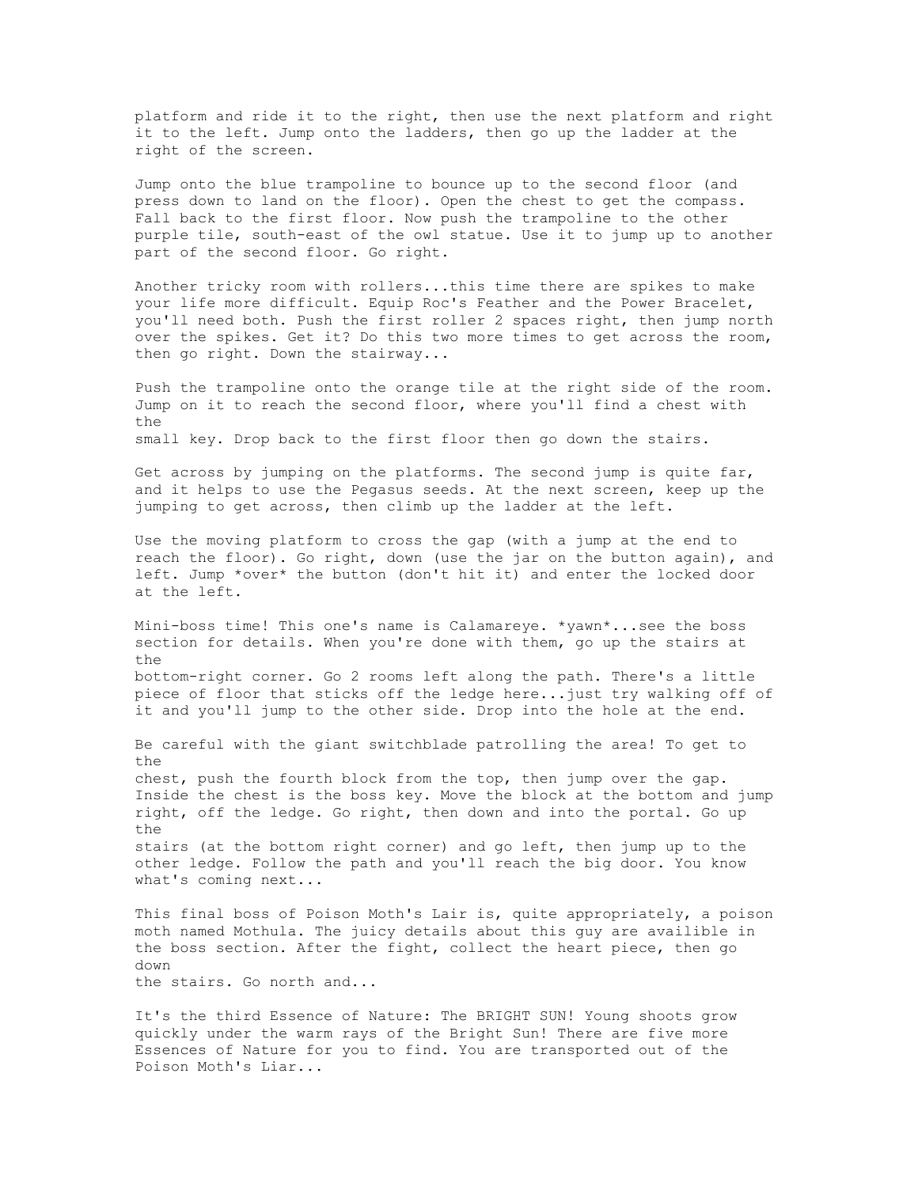platform and ride it to the right, then use the next platform and right it to the left. Jump onto the ladders, then go up the ladder at the right of the screen.

Jump onto the blue trampoline to bounce up to the second floor (and press down to land on the floor). Open the chest to get the compass. Fall back to the first floor. Now push the trampoline to the other purple tile, south-east of the owl statue. Use it to jump up to another part of the second floor. Go right.

Another tricky room with rollers...this time there are spikes to make your life more difficult. Equip Roc's Feather and the Power Bracelet, you'll need both. Push the first roller 2 spaces right, then jump north over the spikes. Get it? Do this two more times to get across the room, then go right. Down the stairway...

Push the trampoline onto the orange tile at the right side of the room. Jump on it to reach the second floor, where you'll find a chest with the small key. Drop back to the first floor then go down the stairs.

Get across by jumping on the platforms. The second jump is quite far, and it helps to use the Pegasus seeds. At the next screen, keep up the jumping to get across, then climb up the ladder at the left.

Use the moving platform to cross the gap (with a jump at the end to reach the floor). Go right, down (use the jar on the button again), and left. Jump *over* the button (don't hit it) and enter the locked door at the left.

Mini-boss time! This one's name is Calamareye. *yawn*...see the boss section for details. When you're done with them, go up the stairs at the bottom-right corner. Go 2 rooms left along the path. There's a little piece of floor that sticks off the ledge here...just try walking off of it and you'll jump to the other side. Drop into the hole at the end.

Be careful with the giant switchblade patrolling the area! To get to the chest, push the fourth block from the top, then jump over the gap. Inside the chest is the boss key. Move the block at the bottom and jump right, off the ledge. Go right, then down and into the portal. Go up the stairs (at the bottom right corner) and go left, then jump up to the other ledge. Follow the path and you'll reach the big door. You know what's coming next...

This final boss of Poison Moth's Lair is, quite appropriately, a poison moth named Mothula. The juicy details about this guy are availible in the boss section. After the fight, collect the heart piece, then go down the stairs. Go north and...

It's the third Essence of Nature: The BRIGHT SUN! Young shoots grow quickly under the warm rays of the Bright Sun! There are five more Essences of Nature for you to find. You are transported out of the Poison Moth's Liar...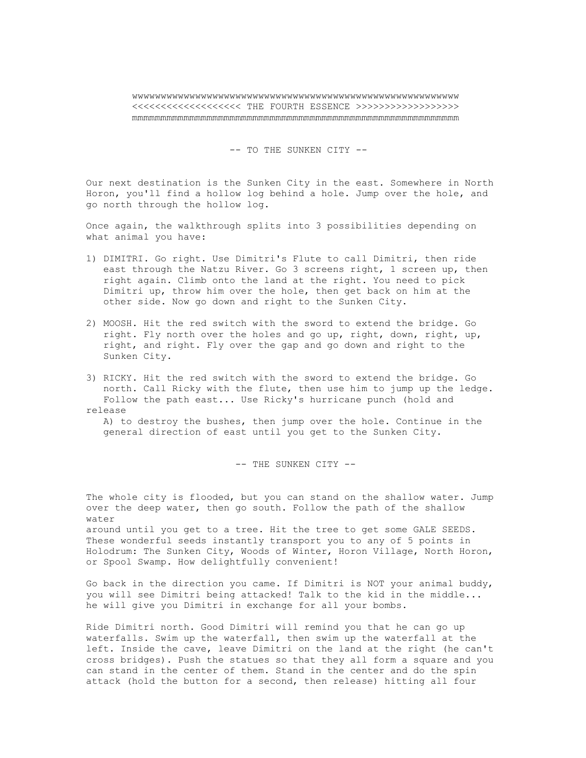wwwwwwwwwwwwwwwwwwwwwwwwwwwwwwwwwwwwwwwwwwwwwwwwwwwwwwwwwwwwwww
<<<<<<<<<<<<<<<<<<< THE FOURTH ESSENCE >>>>>>>>>>>>>>>>>>
mmmmmmmmmmmmmmmmmmmmmmmmmmmmmmmmmmmmmmmmmmmmmmmmmmmmmmmmmmmmmmm

## -- TO THE SUNKEN CITY --

Our next destination is the Sunken City in the east. Somewhere in North Horon, you'll find a hollow log behind a hole. Jump over the hole, and go north through the hollow log.

Once again, the walkthrough splits into 3 possibilities depending on what animal you have:

1) DIMITRI. Go right. Use Dimitri's Flute to call Dimitri, then ride east through the Natzu River. Go 3 screens right, 1 screen up, then right again. Climb onto the land at the right. You need to pick Dimitri up, throw him over the hole, then get back on him at the other side. Now go down and right to the Sunken City.

2) MOOSH. Hit the red switch with the sword to extend the bridge. Go right. Fly north over the holes and go up, right, down, right, up, right, and right. Fly over the gap and go down and right to the Sunken City.

3) RICKY. Hit the red switch with the sword to extend the bridge. Go north. Call Ricky with the flute, then use him to jump up the ledge. Follow the path east... Use Ricky's hurricane punch (hold and release A) to destroy the bushes, then jump over the hole. Continue in the general direction of east until you get to the Sunken City.

## -- THE SUNKEN CITY --

The whole city is flooded, but you can stand on the shallow water. Jump over the deep water, then go south. Follow the path of the shallow water around until you get to a tree. Hit the tree to get some GALE SEEDS. These wonderful seeds instantly transport you to any of 5 points in Holodrum: The Sunken City, Woods of Winter, Horon Village, North Horon, or Spool Swamp. How delightfully convenient!

Go back in the direction you came. If Dimitri is NOT your animal buddy, you will see Dimitri being attacked! Talk to the kid in the middle... he will give you Dimitri in exchange for all your bombs.

Ride Dimitri north. Good Dimitri will remind you that he can go up waterfalls. Swim up the waterfall, then swim up the waterfall at the left. Inside the cave, leave Dimitri on the land at the right (he can't cross bridges). Push the statues so that they all form a square and you can stand in the center of them. Stand in the center and do the spin attack (hold the button for a second, then release) hitting all four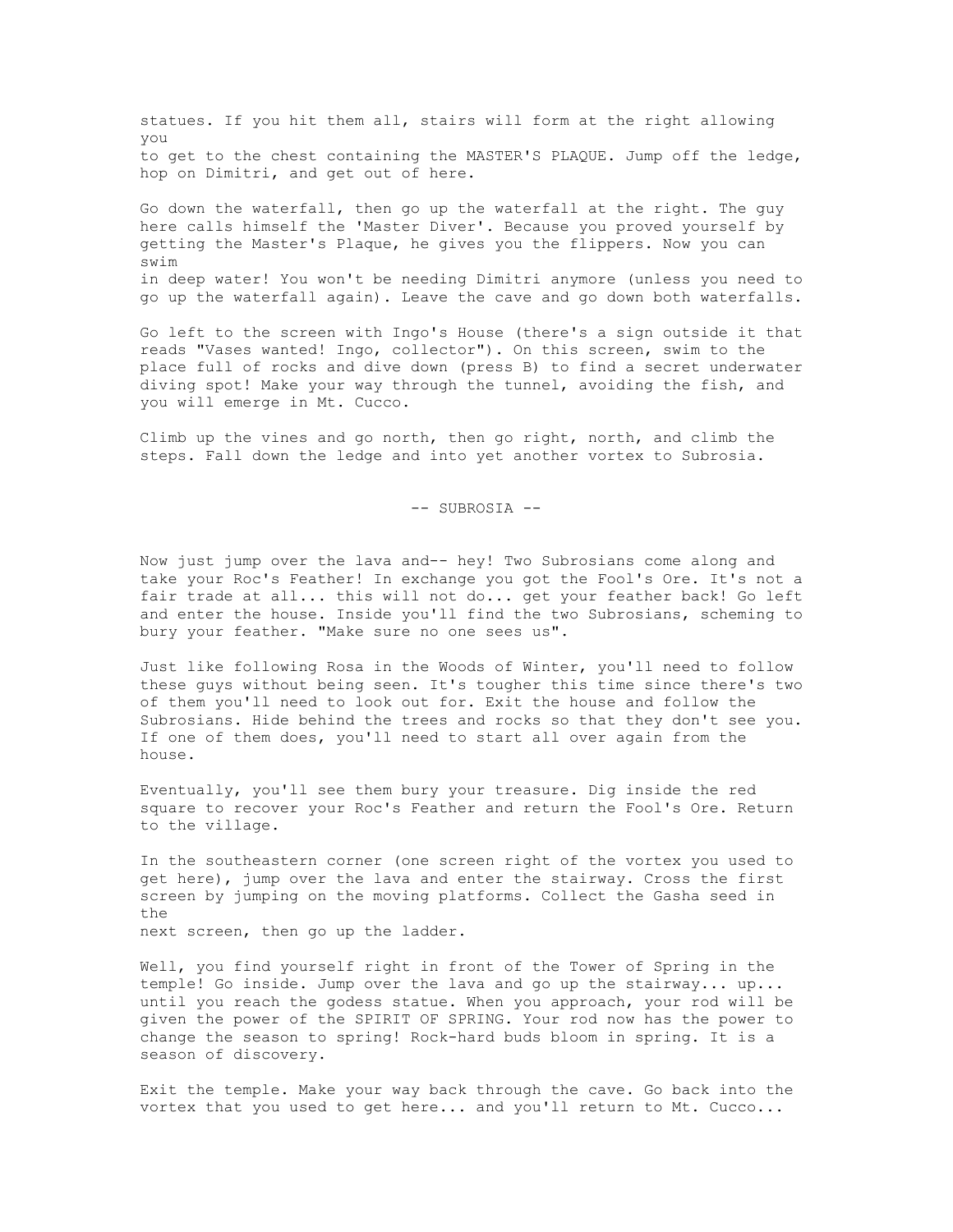statues. If you hit them all, stairs will form at the right allowing you to get to the chest containing the MASTER'S PLAQUE. Jump off the ledge, hop on Dimitri, and get out of here.

Go down the waterfall, then go up the waterfall at the right. The guy here calls himself the 'Master Diver'. Because you proved yourself by getting the Master's Plaque, he gives you the flippers. Now you can swim in deep water! You won't be needing Dimitri anymore (unless you need to go up the waterfall again). Leave the cave and go down both waterfalls.

Go left to the screen with Ingo's House (there's a sign outside it that reads "Vases wanted! Ingo, collector"). On this screen, swim to the place full of rocks and dive down (press B) to find a secret underwater diving spot! Make your way through the tunnel, avoiding the fish, and you will emerge in Mt. Cucco.

Climb up the vines and go north, then go right, north, and climb the steps. Fall down the ledge and into yet another vortex to Subrosia.

## -- SUBROSIA --

Now just jump over the lava and-- hey! Two Subrosians come along and take your Roc's Feather! In exchange you got the Fool's Ore. It's not a fair trade at all... this will not do... get your feather back! Go left and enter the house. Inside you'll find the two Subrosians, scheming to bury your feather. "Make sure no one sees us".

Just like following Rosa in the Woods of Winter, you'll need to follow these guys without being seen. It's tougher this time since there's two of them you'll need to look out for. Exit the house and follow the Subrosians. Hide behind the trees and rocks so that they don't see you. If one of them does, you'll need to start all over again from the house.

Eventually, you'll see them bury your treasure. Dig inside the red square to recover your Roc's Feather and return the Fool's Ore. Return to the village.

In the southeastern corner (one screen right of the vortex you used to get here), jump over the lava and enter the stairway. Cross the first screen by jumping on the moving platforms. Collect the Gasha seed in the next screen, then go up the ladder.

Well, you find yourself right in front of the Tower of Spring in the temple! Go inside. Jump over the lava and go up the stairway... up... until you reach the godess statue. When you approach, your rod will be given the power of the SPIRIT OF SPRING. Your rod now has the power to change the season to spring! Rock-hard buds bloom in spring. It is a season of discovery.

Exit the temple. Make your way back through the cave. Go back into the vortex that you used to get here... and you'll return to Mt. Cucco...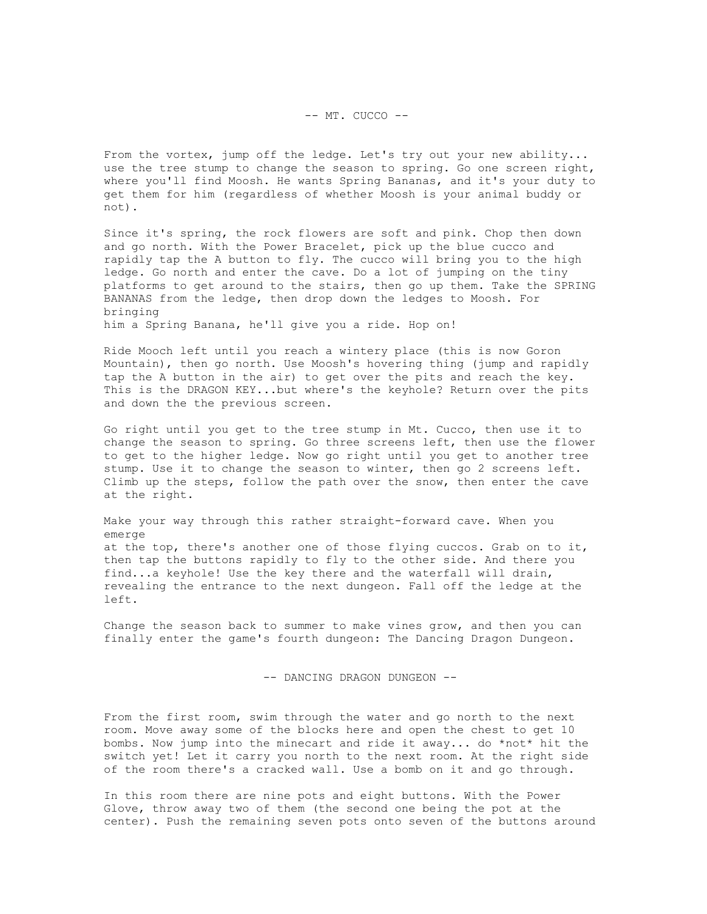## -- MT. CUCCO --

From the vortex, jump off the ledge. Let's try out your new ability... use the tree stump to change the season to spring. Go one screen right, where you'll find Moosh. He wants Spring Bananas, and it's your duty to get them for him (regardless of whether Moosh is your animal buddy or not).

Since it's spring, the rock flowers are soft and pink. Chop then down and go north. With the Power Bracelet, pick up the blue cucco and rapidly tap the A button to fly. The cucco will bring you to the high ledge. Go north and enter the cave. Do a lot of jumping on the tiny platforms to get around to the stairs, then go up them. Take the SPRING BANANAS from the ledge, then drop down the ledges to Moosh. For bringing him a Spring Banana, he'll give you a ride. Hop on!

Ride Mooch left until you reach a wintery place (this is now Goron Mountain), then go north. Use Moosh's hovering thing (jump and rapidly tap the A button in the air) to get over the pits and reach the key. This is the DRAGON KEY...but where's the keyhole? Return over the pits and down the the previous screen.

Go right until you get to the tree stump in Mt. Cucco, then use it to change the season to spring. Go three screens left, then use the flower to get to the higher ledge. Now go right until you get to another tree stump. Use it to change the season to winter, then go 2 screens left. Climb up the steps, follow the path over the snow, then enter the cave at the right.

Make your way through this rather straight-forward cave. When you emerge at the top, there's another one of those flying cuccos. Grab on to it, then tap the buttons rapidly to fly to the other side. And there you find...a keyhole! Use the key there and the waterfall will drain, revealing the entrance to the next dungeon. Fall off the ledge at the left.

Change the season back to summer to make vines grow, and then you can finally enter the game's fourth dungeon: The Dancing Dragon Dungeon.

## -- DANCING DRAGON DUNGEON --

From the first room, swim through the water and go north to the next room. Move away some of the blocks here and open the chest to get 10 bombs. Now jump into the minecart and ride it away... do *not* hit the switch yet! Let it carry you north to the next room. At the right side of the room there's a cracked wall. Use a bomb on it and go through.

In this room there are nine pots and eight buttons. With the Power Glove, throw away two of them (the second one being the pot at the center). Push the remaining seven pots onto seven of the buttons around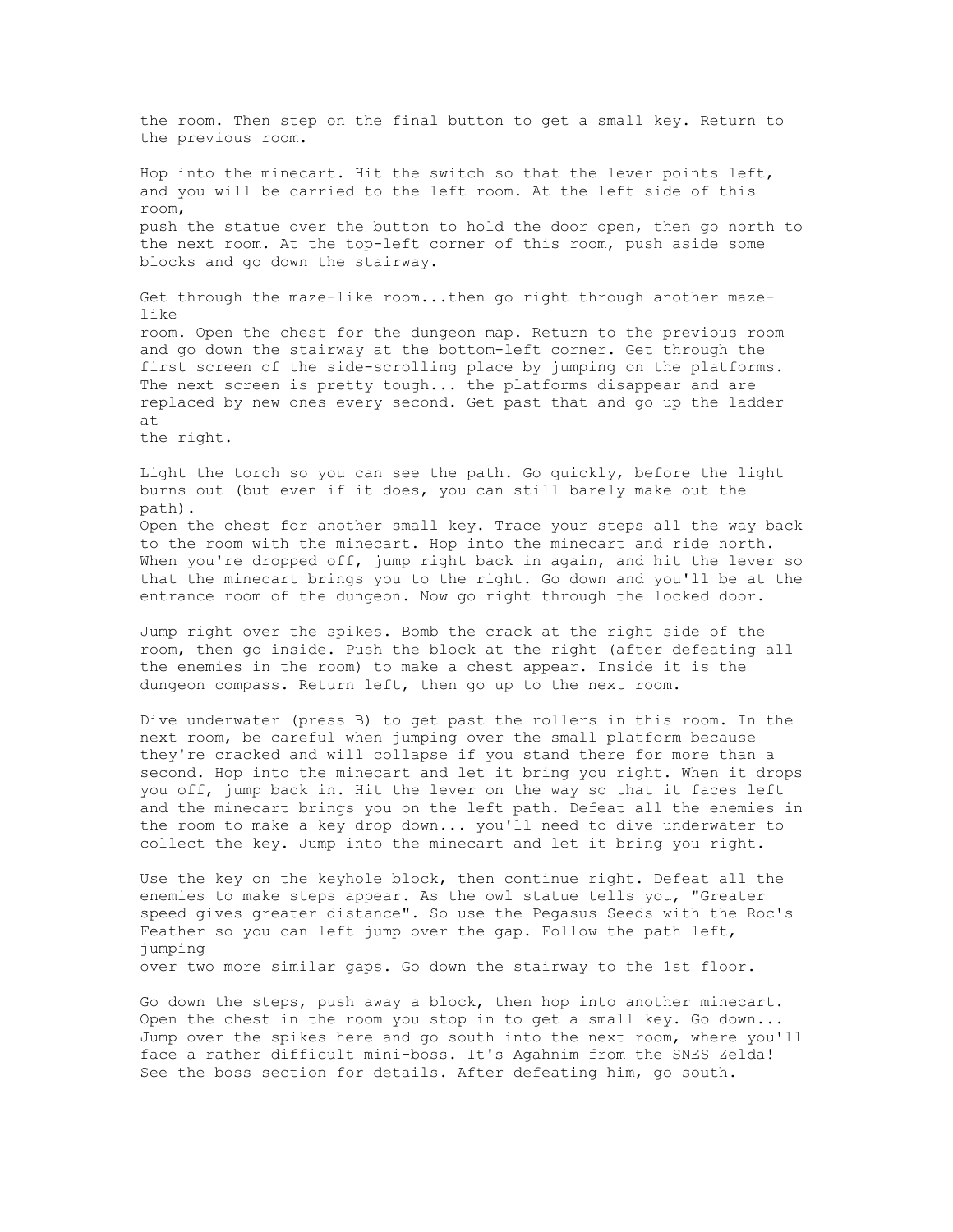the room. Then step on the final button to get a small key. Return to the previous room.

Hop into the minecart. Hit the switch so that the lever points left, and you will be carried to the left room. At the left side of this room,
push the statue over the button to hold the door open, then go north to the next room. At the top-left corner of this room, push aside some blocks and go down the stairway.

Get through the maze-like room...then go right through another maze-like
room. Open the chest for the dungeon map. Return to the previous room and go down the stairway at the bottom-left corner. Get through the first screen of the side-scrolling place by jumping on the platforms. The next screen is pretty tough... the platforms disappear and are replaced by new ones every second. Get past that and go up the ladder at
the right.

Light the torch so you can see the path. Go quickly, before the light burns out (but even if it does, you can still barely make out the path).
Open the chest for another small key. Trace your steps all the way back to the room with the minecart. Hop into the minecart and ride north. When you're dropped off, jump right back in again, and hit the lever so that the minecart brings you to the right. Go down and you'll be at the entrance room of the dungeon. Now go right through the locked door.

Jump right over the spikes. Bomb the crack at the right side of the room, then go inside. Push the block at the right (after defeating all the enemies in the room) to make a chest appear. Inside it is the dungeon compass. Return left, then go up to the next room.

Dive underwater (press B) to get past the rollers in this room. In the next room, be careful when jumping over the small platform because they're cracked and will collapse if you stand there for more than a second. Hop into the minecart and let it bring you right. When it drops you off, jump back in. Hit the lever on the way so that it faces left and the minecart brings you on the left path. Defeat all the enemies in the room to make a key drop down... you'll need to dive underwater to collect the key. Jump into the minecart and let it bring you right.

Use the key on the keyhole block, then continue right. Defeat all the enemies to make steps appear. As the owl statue tells you, "Greater speed gives greater distance". So use the Pegasus Seeds with the Roc's Feather so you can left jump over the gap. Follow the path left, jumping
over two more similar gaps. Go down the stairway to the 1st floor.

Go down the steps, push away a block, then hop into another minecart. Open the chest in the room you stop in to get a small key. Go down... Jump over the spikes here and go south into the next room, where you'll face a rather difficult mini-boss. It's Agahnim from the SNES Zelda! See the boss section for details. After defeating him, go south.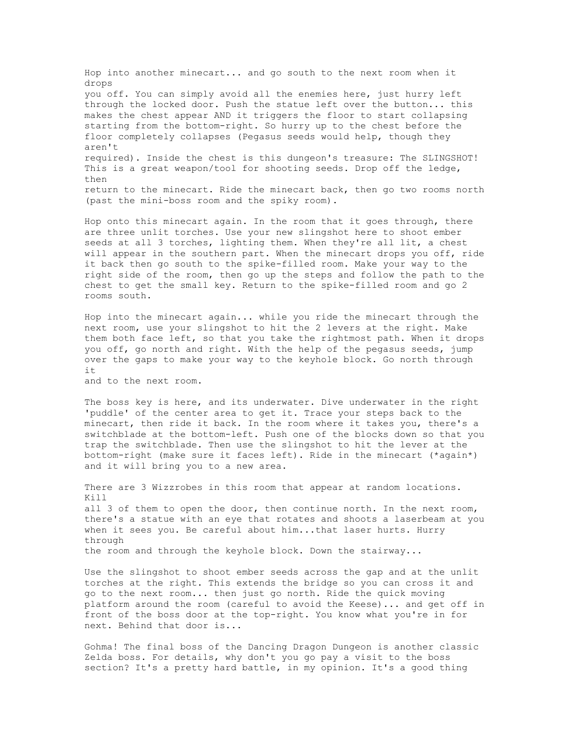Hop into another minecart... and go south to the next room when it drops you off. You can simply avoid all the enemies here, just hurry left through the locked door. Push the statue left over the button... this makes the chest appear AND it triggers the floor to start collapsing starting from the bottom-right. So hurry up to the chest before the floor completely collapses (Pegasus seeds would help, though they aren't required). Inside the chest is this dungeon's treasure: The SLINGSHOT! This is a great weapon/tool for shooting seeds. Drop off the ledge, then return to the minecart. Ride the minecart back, then go two rooms north (past the mini-boss room and the spiky room).

Hop onto this minecart again. In the room that it goes through, there are three unlit torches. Use your new slingshot here to shoot ember seeds at all 3 torches, lighting them. When they're all lit, a chest will appear in the southern part. When the minecart drops you off, ride it back then go south to the spike-filled room. Make your way to the right side of the room, then go up the steps and follow the path to the chest to get the small key. Return to the spike-filled room and go 2 rooms south.

Hop into the minecart again... while you ride the minecart through the next room, use your slingshot to hit the 2 levers at the right. Make them both face left, so that you take the rightmost path. When it drops you off, go north and right. With the help of the pegasus seeds, jump over the gaps to make your way to the keyhole block. Go north through it and to the next room.

The boss key is here, and its underwater. Dive underwater in the right 'puddle' of the center area to get it. Trace your steps back to the minecart, then ride it back. In the room where it takes you, there's a switchblade at the bottom-left. Push one of the blocks down so that you trap the switchblade. Then use the slingshot to hit the lever at the bottom-right (make sure it faces left). Ride in the minecart (*again*) and it will bring you to a new area.

There are 3 Wizzrobes in this room that appear at random locations. Kill all 3 of them to open the door, then continue north. In the next room, there's a statue with an eye that rotates and shoots a laserbeam at you when it sees you. Be careful about him...that laser hurts. Hurry through the room and through the keyhole block. Down the stairway...

Use the slingshot to shoot ember seeds across the gap and at the unlit torches at the right. This extends the bridge so you can cross it and go to the next room... then just go north. Ride the quick moving platform around the room (careful to avoid the Keese)... and get off in front of the boss door at the top-right. You know what you're in for next. Behind that door is...

Gohma! The final boss of the Dancing Dragon Dungeon is another classic Zelda boss. For details, why don't you go pay a visit to the boss section? It's a pretty hard battle, in my opinion. It's a good thing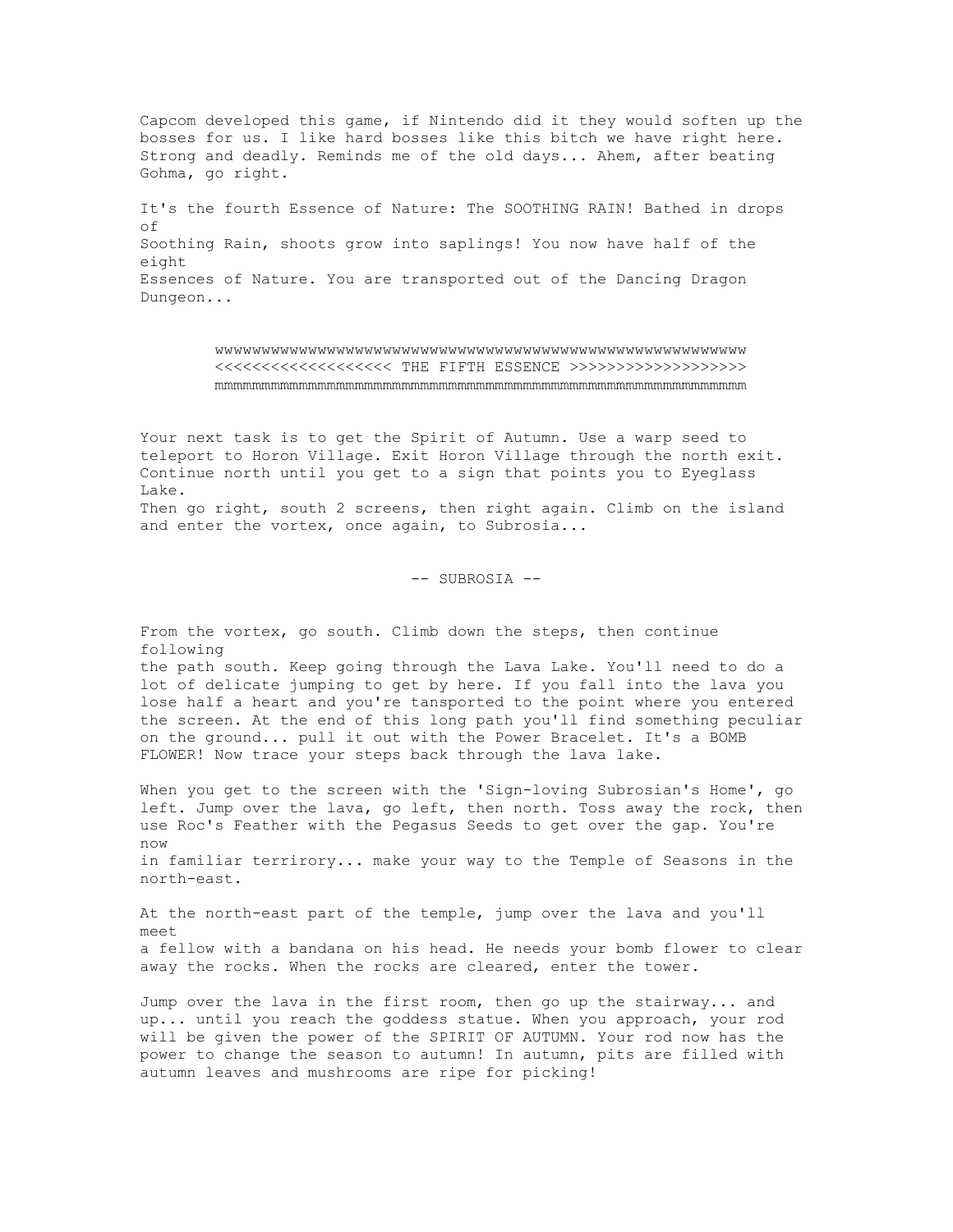Capcom developed this game, if Nintendo did it they would soften up the bosses for us. I like hard bosses like this bitch we have right here. Strong and deadly. Reminds me of the old days... Ahem, after beating Gohma, go right.

It's the fourth Essence of Nature: The SOOTHING RAIN! Bathed in drops of Soothing Rain, shoots grow into saplings! You now have half of the eight Essences of Nature. You are transported out of the Dancing Dragon Dungeon...

```
wwwwwwwwwwwwwwwwwwwwwwwwwwwwwwwwwwwwwwwwwwwwwwwwwwwwwwwwwwwww
<<<<<<<<<<<<<<<<<<< THE FIFTH ESSENCE >>>>>>>>>>>>>>>>>>>
mmmmmmmmmmmmmmmmmmmmmmmmmmmmmmmmmmmmmmmmmmmmmmmmmmmmmmmmmmmmm
```

Your next task is to get the Spirit of Autumn. Use a warp seed to teleport to Horon Village. Exit Horon Village through the north exit. Continue north until you get to a sign that points you to Eyeglass Lake.
Then go right, south 2 screens, then right again. Climb on the island and enter the vortex, once again, to Subrosia...

-- SUBROSIA --

From the vortex, go south. Climb down the steps, then continue following the path south. Keep going through the Lava Lake. You'll need to do a lot of delicate jumping to get by here. If you fall into the lava you lose half a heart and you're tansported to the point where you entered the screen. At the end of this long path you'll find something peculiar on the ground... pull it out with the Power Bracelet. It's a BOMB FLOWER! Now trace your steps back through the lava lake.

When you get to the screen with the 'Sign-loving Subrosian's Home', go left. Jump over the lava, go left, then north. Toss away the rock, then use Roc's Feather with the Pegasus Seeds to get over the gap. You're now in familiar terrirory... make your way to the Temple of Seasons in the north-east.

At the north-east part of the temple, jump over the lava and you'll meet a fellow with a bandana on his head. He needs your bomb flower to clear away the rocks. When the rocks are cleared, enter the tower.

Jump over the lava in the first room, then go up the stairway... and up... until you reach the goddess statue. When you approach, your rod will be given the power of the SPIRIT OF AUTUMN. Your rod now has the power to change the season to autumn! In autumn, pits are filled with autumn leaves and mushrooms are ripe for picking!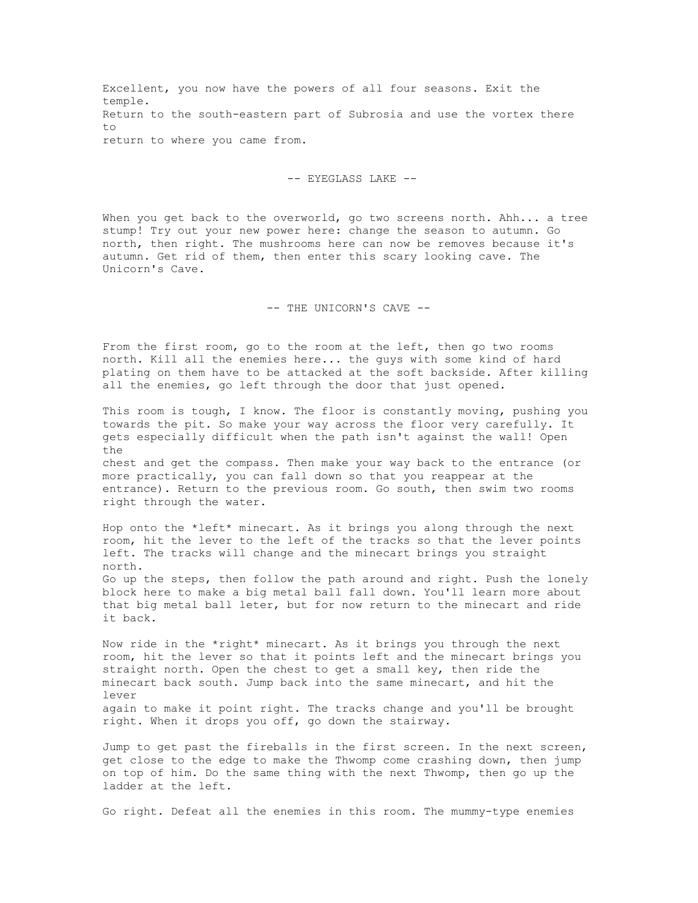Excellent, you now have the powers of all four seasons. Exit the temple.
Return to the south-eastern part of Subrosia and use the vortex there to
return to where you came from.

## -- EYEGLASS LAKE --

When you get back to the overworld, go two screens north. Ahh... a tree stump! Try out your new power here: change the season to autumn. Go north, then right. The mushrooms here can now be removes because it's autumn. Get rid of them, then enter this scary looking cave. The Unicorn's Cave.

## -- THE UNICORN'S CAVE --

From the first room, go to the room at the left, then go two rooms north. Kill all the enemies here... the guys with some kind of hard plating on them have to be attacked at the soft backside. After killing all the enemies, go left through the door that just opened.

This room is tough, I know. The floor is constantly moving, pushing you towards the pit. So make your way across the floor very carefully. It gets especially difficult when the path isn't against the wall! Open the
chest and get the compass. Then make your way back to the entrance (or more practically, you can fall down so that you reappear at the entrance). Return to the previous room. Go south, then swim two rooms right through the water.

Hop onto the *left* minecart. As it brings you along through the next room, hit the lever to the left of the tracks so that the lever points left. The tracks will change and the minecart brings you straight north.
Go up the steps, then follow the path around and right. Push the lonely block here to make a big metal ball fall down. You'll learn more about that big metal ball leter, but for now return to the minecart and ride it back.

Now ride in the *right* minecart. As it brings you through the next room, hit the lever so that it points left and the minecart brings you straight north. Open the chest to get a small key, then ride the minecart back south. Jump back into the same minecart, and hit the lever
again to make it point right. The tracks change and you'll be brought right. When it drops you off, go down the stairway.

Jump to get past the fireballs in the first screen. In the next screen, get close to the edge to make the Thwomp come crashing down, then jump on top of him. Do the same thing with the next Thwomp, then go up the ladder at the left.

Go right. Defeat all the enemies in this room. The mummy-type enemies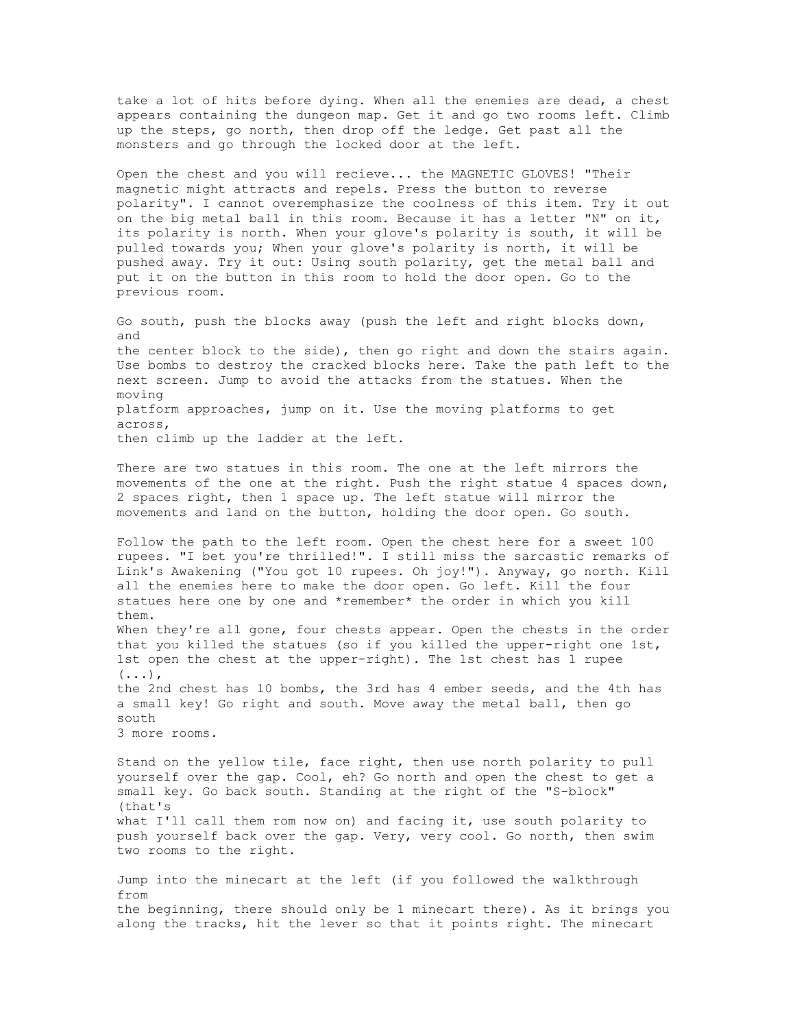take a lot of hits before dying. When all the enemies are dead, a chest appears containing the dungeon map. Get it and go two rooms left. Climb up the steps, go north, then drop off the ledge. Get past all the monsters and go through the locked door at the left.

Open the chest and you will recieve... the MAGNETIC GLOVES! "Their magnetic might attracts and repels. Press the button to reverse polarity". I cannot overemphasize the coolness of this item. Try it out on the big metal ball in this room. Because it has a letter "N" on it, its polarity is north. When your glove's polarity is south, it will be pulled towards you; When your glove's polarity is north, it will be pushed away. Try it out: Using south polarity, get the metal ball and put it on the button in this room to hold the door open. Go to the previous room.

Go south, push the blocks away (push the left and right blocks down, and
the center block to the side), then go right and down the stairs again. Use bombs to destroy the cracked blocks here. Take the path left to the next screen. Jump to avoid the attacks from the statues. When the moving
platform approaches, jump on it. Use the moving platforms to get across,
then climb up the ladder at the left.

There are two statues in this room. The one at the left mirrors the movements of the one at the right. Push the right statue 4 spaces down, 2 spaces right, then 1 space up. The left statue will mirror the movements and land on the button, holding the door open. Go south.

Follow the path to the left room. Open the chest here for a sweet 100 rupees. "I bet you're thrilled!". I still miss the sarcastic remarks of Link's Awakening ("You got 10 rupees. Oh joy!"). Anyway, go north. Kill all the enemies here to make the door open. Go left. Kill the four statues here one by one and *remember* the order in which you kill them.
When they're all gone, four chests appear. Open the chests in the order that you killed the statues (so if you killed the upper-right one 1st, 1st open the chest at the upper-right). The 1st chest has 1 rupee (...),
the 2nd chest has 10 bombs, the 3rd has 4 ember seeds, and the 4th has a small key! Go right and south. Move away the metal ball, then go south
3 more rooms.

Stand on the yellow tile, face right, then use north polarity to pull yourself over the gap. Cool, eh? Go north and open the chest to get a small key. Go back south. Standing at the right of the "S-block" (that's
what I'll call them rom now on) and facing it, use south polarity to push yourself back over the gap. Very, very cool. Go north, then swim two rooms to the right.

Jump into the minecart at the left (if you followed the walkthrough from
the beginning, there should only be 1 minecart there). As it brings you along the tracks, hit the lever so that it points right. The minecart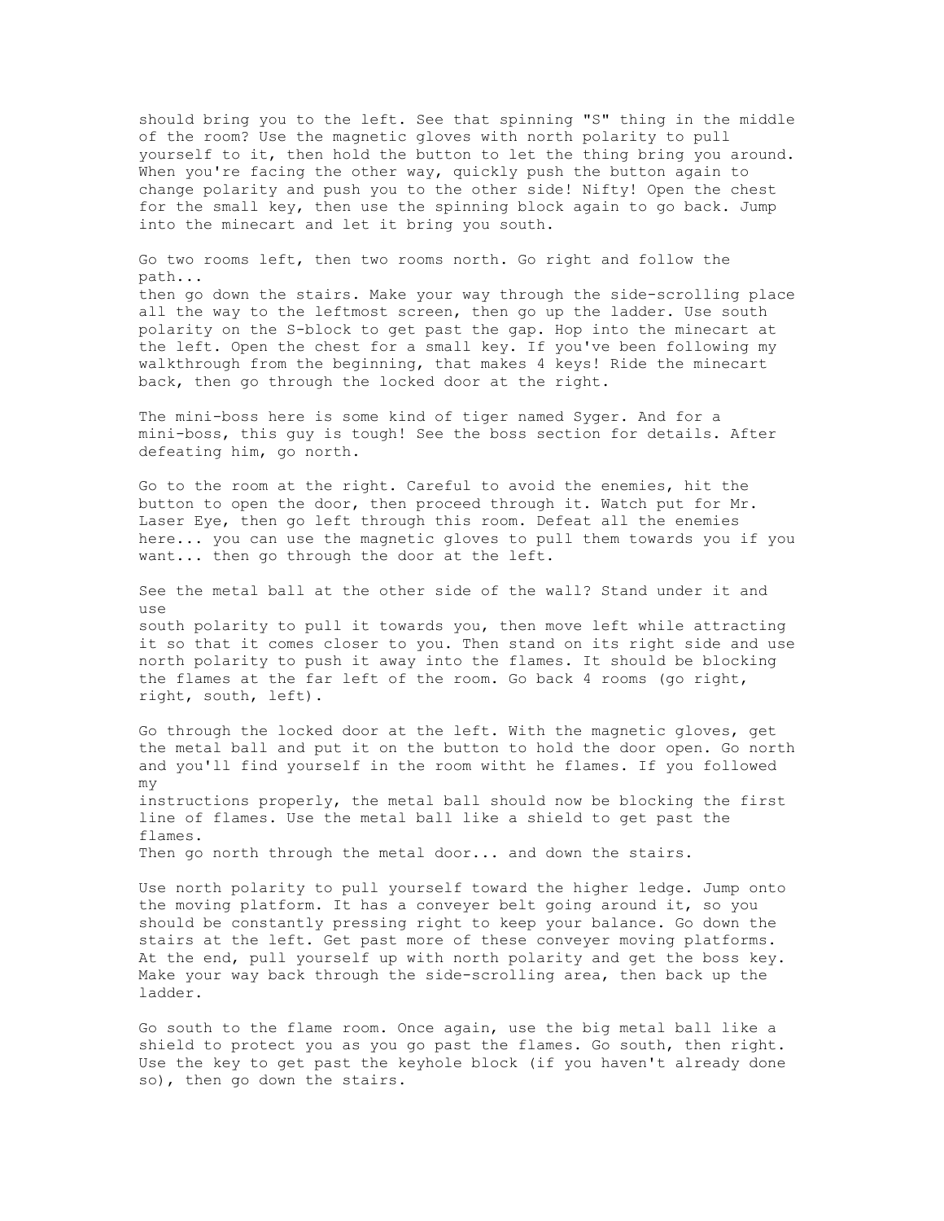should bring you to the left. See that spinning "S" thing in the middle of the room? Use the magnetic gloves with north polarity to pull yourself to it, then hold the button to let the thing bring you around. When you're facing the other way, quickly push the button again to change polarity and push you to the other side! Nifty! Open the chest for the small key, then use the spinning block again to go back. Jump into the minecart and let it bring you south.

Go two rooms left, then two rooms north. Go right and follow the path...
then go down the stairs. Make your way through the side-scrolling place all the way to the leftmost screen, then go up the ladder. Use south polarity on the S-block to get past the gap. Hop into the minecart at the left. Open the chest for a small key. If you've been following my walkthrough from the beginning, that makes 4 keys! Ride the minecart back, then go through the locked door at the right.

The mini-boss here is some kind of tiger named Syger. And for a mini-boss, this guy is tough! See the boss section for details. After defeating him, go north.

Go to the room at the right. Careful to avoid the enemies, hit the button to open the door, then proceed through it. Watch put for Mr. Laser Eye, then go left through this room. Defeat all the enemies here... you can use the magnetic gloves to pull them towards you if you want... then go through the door at the left.

See the metal ball at the other side of the wall? Stand under it and use
south polarity to pull it towards you, then move left while attracting it so that it comes closer to you. Then stand on its right side and use north polarity to push it away into the flames. It should be blocking the flames at the far left of the room. Go back 4 rooms (go right, right, south, left).

Go through the locked door at the left. With the magnetic gloves, get the metal ball and put it on the button to hold the door open. Go north and you'll find yourself in the room witht he flames. If you followed my
instructions properly, the metal ball should now be blocking the first line of flames. Use the metal ball like a shield to get past the flames.
Then go north through the metal door... and down the stairs.

Use north polarity to pull yourself toward the higher ledge. Jump onto the moving platform. It has a conveyer belt going around it, so you should be constantly pressing right to keep your balance. Go down the stairs at the left. Get past more of these conveyer moving platforms. At the end, pull yourself up with north polarity and get the boss key. Make your way back through the side-scrolling area, then back up the ladder.

Go south to the flame room. Once again, use the big metal ball like a shield to protect you as you go past the flames. Go south, then right. Use the key to get past the keyhole block (if you haven't already done so), then go down the stairs.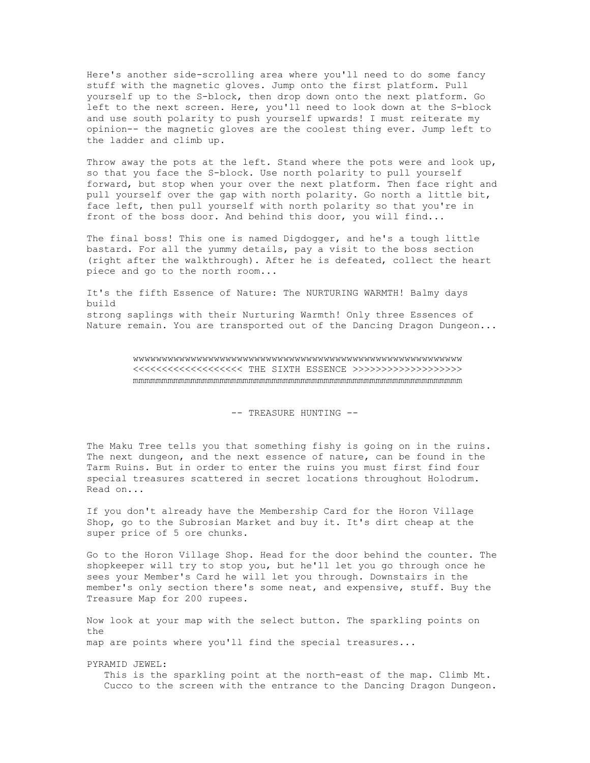Here's another side-scrolling area where you'll need to do some fancy stuff with the magnetic gloves. Jump onto the first platform. Pull yourself up to the S-block, then drop down onto the next platform. Go left to the next screen. Here, you'll need to look down at the S-block and use south polarity to push yourself upwards! I must reiterate my opinion-- the magnetic gloves are the coolest thing ever. Jump left to the ladder and climb up.

Throw away the pots at the left. Stand where the pots were and look up, so that you face the S-block. Use north polarity to pull yourself forward, but stop when your over the next platform. Then face right and pull yourself over the gap with north polarity. Go north a little bit, face left, then pull yourself with north polarity so that you're in front of the boss door. And behind this door, you will find...

The final boss! This one is named Digdogger, and he's a tough little bastard. For all the yummy details, pay a visit to the boss section (right after the walkthrough). After he is defeated, collect the heart piece and go to the north room...

It's the fifth Essence of Nature: The NURTURING WARMTH! Balmy days build
strong saplings with their Nurturing Warmth! Only three Essences of Nature remain. You are transported out of the Dancing Dragon Dungeon...

```
wwwwwwwwwwwwwwwwwwwwwwwwwwwwwwwwwwwwwwwwwwwwwwwwwwwwwwwwwwwwwwwwww
<<<<<<<<<<<<<<<<<<< THE SIXTH ESSENCE >>>>>>>>>>>>>>>>>>>
mmmmmmmmmmmmmmmmmmmmmmmmmmmmmmmmmmmmmmmmmmmmmmmmmmmmmmmmmmmmmmmmm
```

## -- TREASURE HUNTING --

The Maku Tree tells you that something fishy is going on in the ruins. The next dungeon, and the next essence of nature, can be found in the Tarm Ruins. But in order to enter the ruins you must first find four special treasures scattered in secret locations throughout Holodrum. Read on...

If you don't already have the Membership Card for the Horon Village Shop, go to the Subrosian Market and buy it. It's dirt cheap at the super price of 5 ore chunks.

Go to the Horon Village Shop. Head for the door behind the counter. The shopkeeper will try to stop you, but he'll let you go through once he sees your Member's Card he will let you through. Downstairs in the member's only section there's some neat, and expensive, stuff. Buy the Treasure Map for 200 rupees.

Now look at your map with the select button. The sparkling points on the
map are points where you'll find the special treasures...

PYRAMID JEWEL:
This is the sparkling point at the north-east of the map. Climb Mt. Cucco to the screen with the entrance to the Dancing Dragon Dungeon.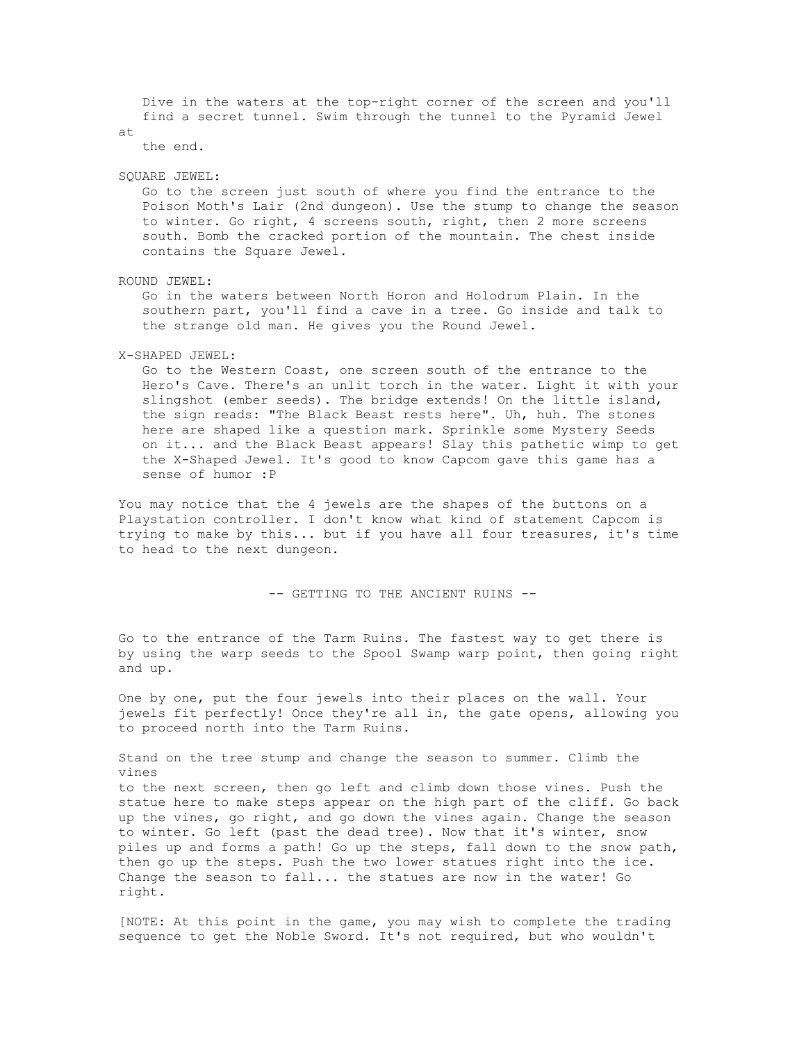Dive in the waters at the top-right corner of the screen and you'll find a secret tunnel. Swim through the tunnel to the Pyramid Jewel at the end.

SQUARE JEWEL:

Go to the screen just south of where you find the entrance to the Poison Moth's Lair (2nd dungeon). Use the stump to change the season to winter. Go right, 4 screens south, right, then 2 more screens south. Bomb the cracked portion of the mountain. The chest inside contains the Square Jewel.

ROUND JEWEL:

Go in the waters between North Horon and Holodrum Plain. In the southern part, you'll find a cave in a tree. Go inside and talk to the strange old man. He gives you the Round Jewel.

X-SHAPED JEWEL:

Go to the Western Coast, one screen south of the entrance to the Hero's Cave. There's an unlit torch in the water. Light it with your slingshot (ember seeds). The bridge extends! On the little island, the sign reads: "The Black Beast rests here". Uh, huh. The stones here are shaped like a question mark. Sprinkle some Mystery Seeds on it... and the Black Beast appears! Slay this pathetic wimp to get the X-Shaped Jewel. It's good to know Capcom gave this game has a sense of humor :P

You may notice that the 4 jewels are the shapes of the buttons on a Playstation controller. I don't know what kind of statement Capcom is trying to make by this... but if you have all four treasures, it's time to head to the next dungeon.

## -- GETTING TO THE ANCIENT RUINS --

Go to the entrance of the Tarm Ruins. The fastest way to get there is by using the warp seeds to the Spool Swamp warp point, then going right and up.

One by one, put the four jewels into their places on the wall. Your jewels fit perfectly! Once they're all in, the gate opens, allowing you to proceed north into the Tarm Ruins.

Stand on the tree stump and change the season to summer. Climb the vines to the next screen, then go left and climb down those vines. Push the statue here to make steps appear on the high part of the cliff. Go back up the vines, go right, and go down the vines again. Change the season to winter. Go left (past the dead tree). Now that it's winter, snow piles up and forms a path! Go up the steps, fall down to the snow path, then go up the steps. Push the two lower statues right into the ice. Change the season to fall... the statues are now in the water! Go right.

[NOTE: At this point in the game, you may wish to complete the trading sequence to get the Noble Sword. It's not required, but who wouldn't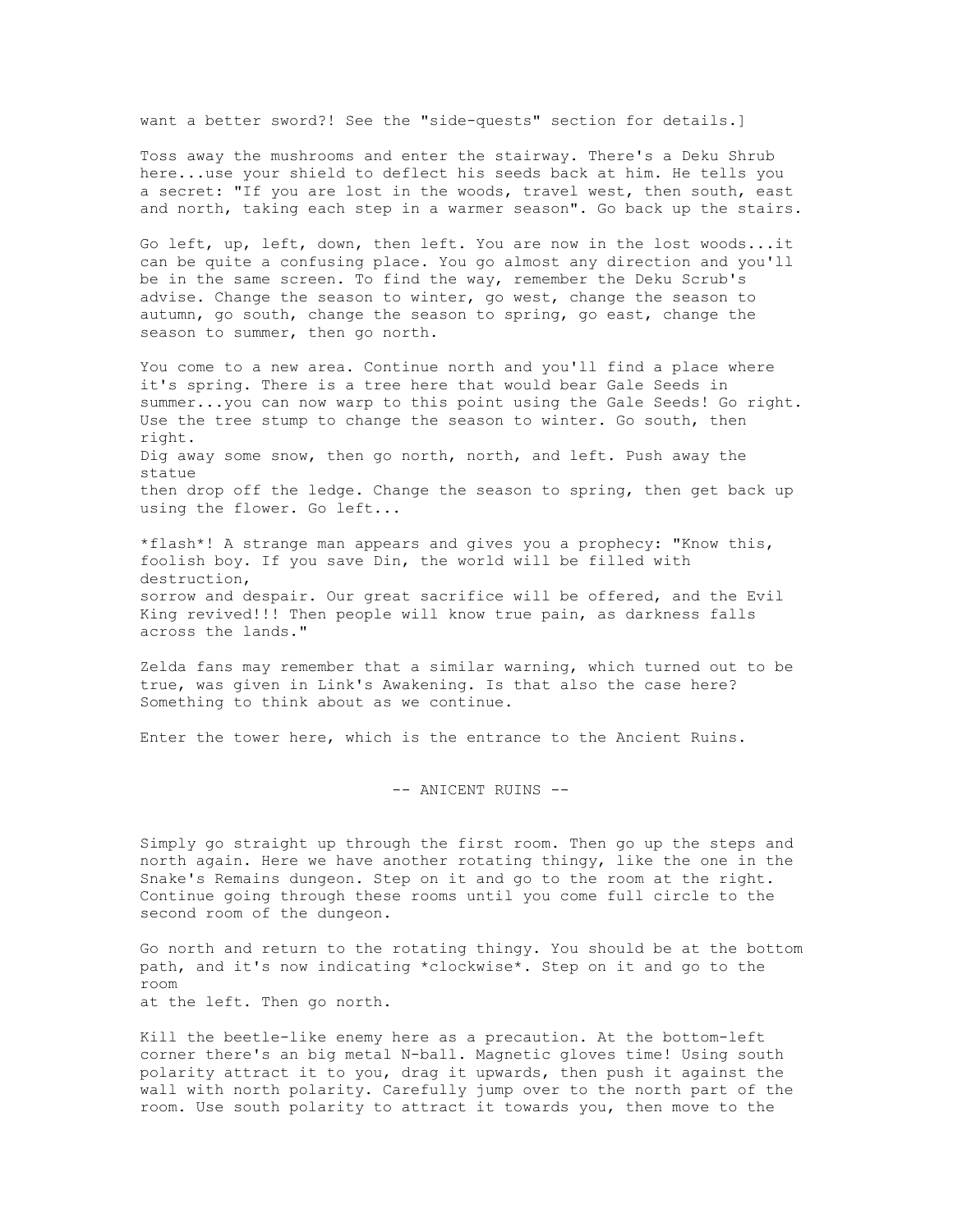want a better sword?! See the "side-quests" section for details.]

Toss away the mushrooms and enter the stairway. There's a Deku Shrub here...use your shield to deflect his seeds back at him. He tells you a secret: "If you are lost in the woods, travel west, then south, east and north, taking each step in a warmer season". Go back up the stairs.

Go left, up, left, down, then left. You are now in the lost woods...it can be quite a confusing place. You go almost any direction and you'll be in the same screen. To find the way, remember the Deku Scrub's advise. Change the season to winter, go west, change the season to autumn, go south, change the season to spring, go east, change the season to summer, then go north.

You come to a new area. Continue north and you'll find a place where it's spring. There is a tree here that would bear Gale Seeds in summer...you can now warp to this point using the Gale Seeds! Go right. Use the tree stump to change the season to winter. Go south, then right.
Dig away some snow, then go north, north, and left. Push away the statue
then drop off the ledge. Change the season to spring, then get back up using the flower. Go left...

*flash*! A strange man appears and gives you a prophecy: "Know this, foolish boy. If you save Din, the world will be filled with destruction,
sorrow and despair. Our great sacrifice will be offered, and the Evil King revived!!! Then people will know true pain, as darkness falls across the lands."

Zelda fans may remember that a similar warning, which turned out to be true, was given in Link's Awakening. Is that also the case here? Something to think about as we continue.

Enter the tower here, which is the entrance to the Ancient Ruins.

## -- ANICENT RUINS --

Simply go straight up through the first room. Then go up the steps and north again. Here we have another rotating thingy, like the one in the Snake's Remains dungeon. Step on it and go to the room at the right. Continue going through these rooms until you come full circle to the second room of the dungeon.

Go north and return to the rotating thingy. You should be at the bottom path, and it's now indicating *clockwise*. Step on it and go to the room
at the left. Then go north.

Kill the beetle-like enemy here as a precaution. At the bottom-left corner there's an big metal N-ball. Magnetic gloves time! Using south polarity attract it to you, drag it upwards, then push it against the wall with north polarity. Carefully jump over to the north part of the room. Use south polarity to attract it towards you, then move to the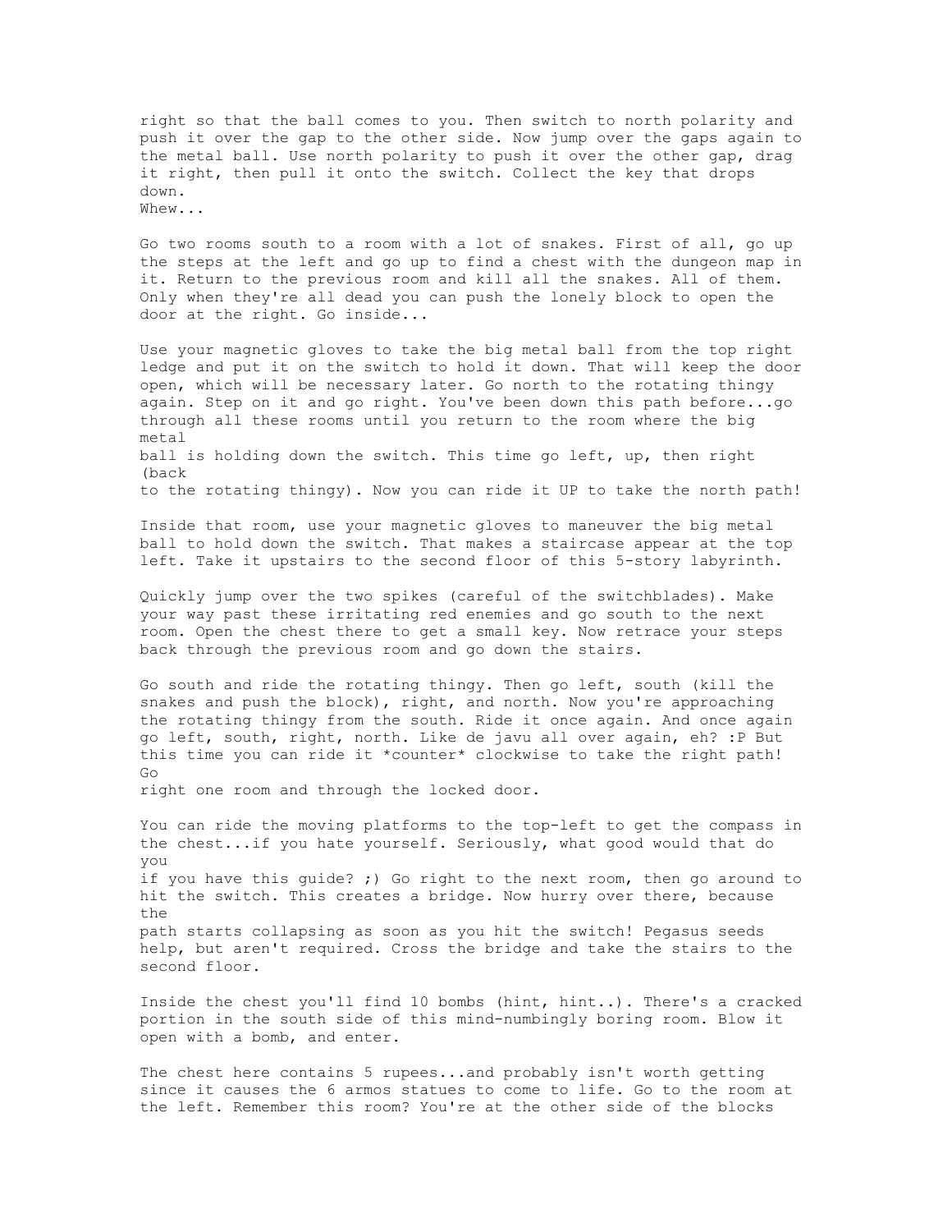right so that the ball comes to you. Then switch to north polarity and push it over the gap to the other side. Now jump over the gaps again to the metal ball. Use north polarity to push it over the other gap, drag it right, then pull it onto the switch. Collect the key that drops down.
Whew...

Go two rooms south to a room with a lot of snakes. First of all, go up the steps at the left and go up to find a chest with the dungeon map in it. Return to the previous room and kill all the snakes. All of them. Only when they're all dead you can push the lonely block to open the door at the right. Go inside...

Use your magnetic gloves to take the big metal ball from the top right ledge and put it on the switch to hold it down. That will keep the door open, which will be necessary later. Go north to the rotating thingy again. Step on it and go right. You've been down this path before...go through all these rooms until you return to the room where the big metal
ball is holding down the switch. This time go left, up, then right (back
to the rotating thingy). Now you can ride it UP to take the north path!

Inside that room, use your magnetic gloves to maneuver the big metal ball to hold down the switch. That makes a staircase appear at the top left. Take it upstairs to the second floor of this 5-story labyrinth.

Quickly jump over the two spikes (careful of the switchblades). Make your way past these irritating red enemies and go south to the next room. Open the chest there to get a small key. Now retrace your steps back through the previous room and go down the stairs.

Go south and ride the rotating thingy. Then go left, south (kill the snakes and push the block), right, and north. Now you're approaching the rotating thingy from the south. Ride it once again. And once again go left, south, right, north. Like de javu all over again, eh? :P But this time you can ride it *counter* clockwise to take the right path! Go
right one room and through the locked door.

You can ride the moving platforms to the top-left to get the compass in the chest...if you hate yourself. Seriously, what good would that do you
if you have this guide? ;) Go right to the next room, then go around to hit the switch. This creates a bridge. Now hurry over there, because the
path starts collapsing as soon as you hit the switch! Pegasus seeds help, but aren't required. Cross the bridge and take the stairs to the second floor.

Inside the chest you'll find 10 bombs (hint, hint..). There's a cracked portion in the south side of this mind-numbingly boring room. Blow it open with a bomb, and enter.

The chest here contains 5 rupees...and probably isn't worth getting since it causes the 6 armos statues to come to life. Go to the room at the left. Remember this room? You're at the other side of the blocks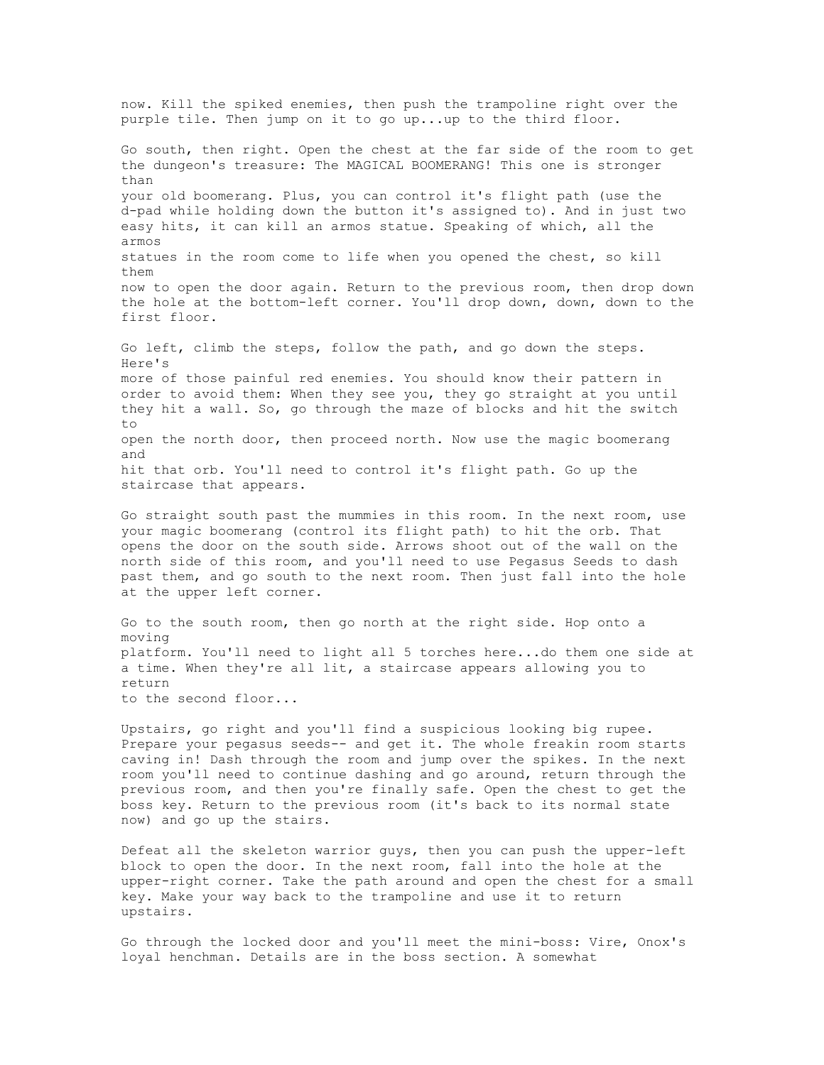now. Kill the spiked enemies, then push the trampoline right over the purple tile. Then jump on it to go up...up to the third floor.

Go south, then right. Open the chest at the far side of the room to get the dungeon's treasure: The MAGICAL BOOMERANG! This one is stronger than your old boomerang. Plus, you can control it's flight path (use the d-pad while holding down the button it's assigned to). And in just two easy hits, it can kill an armos statue. Speaking of which, all the armos statues in the room come to life when you opened the chest, so kill them now to open the door again. Return to the previous room, then drop down the hole at the bottom-left corner. You'll drop down, down, down to the first floor.

Go left, climb the steps, follow the path, and go down the steps. Here's more of those painful red enemies. You should know their pattern in order to avoid them: When they see you, they go straight at you until they hit a wall. So, go through the maze of blocks and hit the switch to open the north door, then proceed north. Now use the magic boomerang and hit that orb. You'll need to control it's flight path. Go up the staircase that appears.

Go straight south past the mummies in this room. In the next room, use your magic boomerang (control its flight path) to hit the orb. That opens the door on the south side. Arrows shoot out of the wall on the north side of this room, and you'll need to use Pegasus Seeds to dash past them, and go south to the next room. Then just fall into the hole at the upper left corner.

Go to the south room, then go north at the right side. Hop onto a moving platform. You'll need to light all 5 torches here...do them one side at a time. When they're all lit, a staircase appears allowing you to return to the second floor...

Upstairs, go right and you'll find a suspicious looking big rupee. Prepare your pegasus seeds-- and get it. The whole freakin room starts caving in! Dash through the room and jump over the spikes. In the next room you'll need to continue dashing and go around, return through the previous room, and then you're finally safe. Open the chest to get the boss key. Return to the previous room (it's back to its normal state now) and go up the stairs.

Defeat all the skeleton warrior guys, then you can push the upper-left block to open the door. In the next room, fall into the hole at the upper-right corner. Take the path around and open the chest for a small key. Make your way back to the trampoline and use it to return upstairs.

Go through the locked door and you'll meet the mini-boss: Vire, Onox's loyal henchman. Details are in the boss section. A somewhat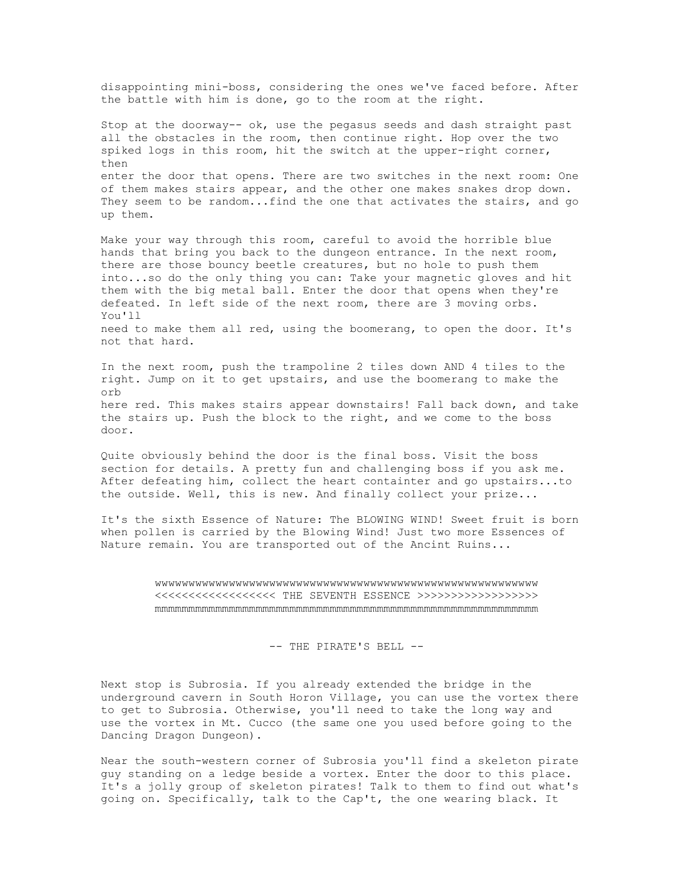disappointing mini-boss, considering the ones we've faced before. After the battle with him is done, go to the room at the right.

Stop at the doorway-- ok, use the pegasus seeds and dash straight past all the obstacles in the room, then continue right. Hop over the two spiked logs in this room, hit the switch at the upper-right corner, then enter the door that opens. There are two switches in the next room: One of them makes stairs appear, and the other one makes snakes drop down. They seem to be random...find the one that activates the stairs, and go up them.

Make your way through this room, careful to avoid the horrible blue hands that bring you back to the dungeon entrance. In the next room, there are those bouncy beetle creatures, but no hole to push them into...so do the only thing you can: Take your magnetic gloves and hit them with the big metal ball. Enter the door that opens when they're defeated. In left side of the next room, there are 3 moving orbs. You'll need to make them all red, using the boomerang, to open the door. It's not that hard.

In the next room, push the trampoline 2 tiles down AND 4 tiles to the right. Jump on it to get upstairs, and use the boomerang to make the orb here red. This makes stairs appear downstairs! Fall back down, and take the stairs up. Push the block to the right, and we come to the boss door.

Quite obviously behind the door is the final boss. Visit the boss section for details. A pretty fun and challenging boss if you ask me. After defeating him, collect the heart containter and go upstairs...to the outside. Well, this is new. And finally collect your prize...

It's the sixth Essence of Nature: The BLOWING WIND! Sweet fruit is born when pollen is carried by the Blowing Wind! Just two more Essences of Nature remain. You are transported out of the Ancint Ruins...

```
wwwwwwwwwwwwwwwwwwwwwwwwwwwwwwwwwwwwwwwwwwwwwwwwwwwwwwwwwwwww
<<<<<<<<<<<<<<<<<< THE SEVENTH ESSENCE >>>>>>>>>>>>>>>>>>
mmmmmmmmmmmmmmmmmmmmmmmmmmmmmmmmmmmmmmmmmmmmmmmmmmmmmmmmmmmmm
```

-- THE PIRATE'S BELL --

Next stop is Subrosia. If you already extended the bridge in the underground cavern in South Horon Village, you can use the vortex there to get to Subrosia. Otherwise, you'll need to take the long way and use the vortex in Mt. Cucco (the same one you used before going to the Dancing Dragon Dungeon).

Near the south-western corner of Subrosia you'll find a skeleton pirate guy standing on a ledge beside a vortex. Enter the door to this place. It's a jolly group of skeleton pirates! Talk to them to find out what's going on. Specifically, talk to the Cap't, the one wearing black. It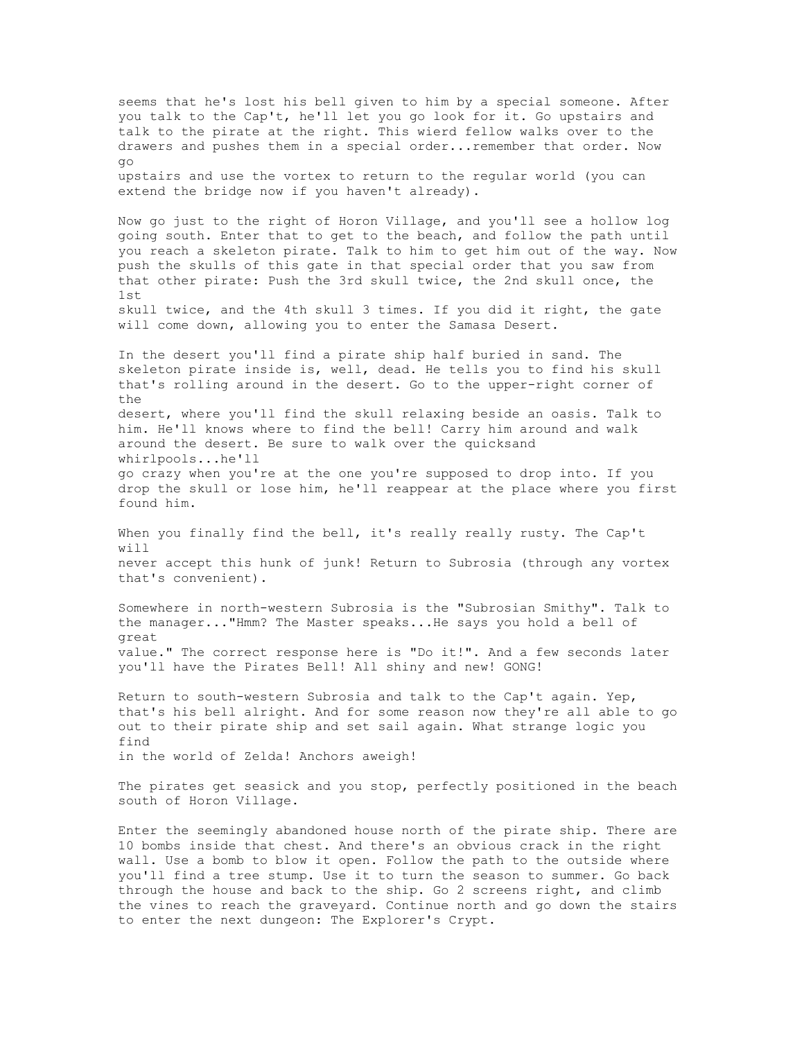seems that he's lost his bell given to him by a special someone. After you talk to the Cap't, he'll let you go look for it. Go upstairs and talk to the pirate at the right. This wierd fellow walks over to the drawers and pushes them in a special order...remember that order. Now go upstairs and use the vortex to return to the regular world (you can extend the bridge now if you haven't already).

Now go just to the right of Horon Village, and you'll see a hollow log going south. Enter that to get to the beach, and follow the path until you reach a skeleton pirate. Talk to him to get him out of the way. Now push the skulls of this gate in that special order that you saw from that other pirate: Push the 3rd skull twice, the 2nd skull once, the 1st skull twice, and the 4th skull 3 times. If you did it right, the gate will come down, allowing you to enter the Samasa Desert.

In the desert you'll find a pirate ship half buried in sand. The skeleton pirate inside is, well, dead. He tells you to find his skull that's rolling around in the desert. Go to the upper-right corner of the desert, where you'll find the skull relaxing beside an oasis. Talk to him. He'll knows where to find the bell! Carry him around and walk around the desert. Be sure to walk over the quicksand whirlpools...he'll go crazy when you're at the one you're supposed to drop into. If you drop the skull or lose him, he'll reappear at the place where you first found him.

When you finally find the bell, it's really really rusty. The Cap't will never accept this hunk of junk! Return to Subrosia (through any vortex that's convenient).

Somewhere in north-western Subrosia is the "Subrosian Smithy". Talk to the manager..."Hmm? The Master speaks...He says you hold a bell of great value." The correct response here is "Do it!". And a few seconds later you'll have the Pirates Bell! All shiny and new! GONG!

Return to south-western Subrosia and talk to the Cap't again. Yep, that's his bell alright. And for some reason now they're all able to go out to their pirate ship and set sail again. What strange logic you find in the world of Zelda! Anchors aweigh!

The pirates get seasick and you stop, perfectly positioned in the beach south of Horon Village.

Enter the seemingly abandoned house north of the pirate ship. There are 10 bombs inside that chest. And there's an obvious crack in the right wall. Use a bomb to blow it open. Follow the path to the outside where you'll find a tree stump. Use it to turn the season to summer. Go back through the house and back to the ship. Go 2 screens right, and climb the vines to reach the graveyard. Continue north and go down the stairs to enter the next dungeon: The Explorer's Crypt.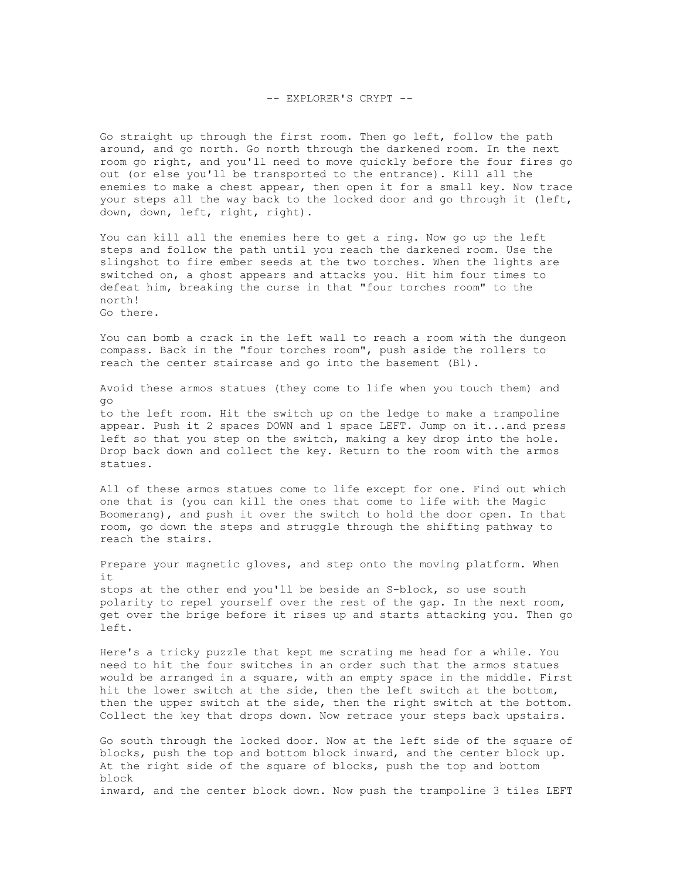## -- EXPLORER'S CRYPT --

Go straight up through the first room. Then go left, follow the path around, and go north. Go north through the darkened room. In the next room go right, and you'll need to move quickly before the four fires go out (or else you'll be transported to the entrance). Kill all the enemies to make a chest appear, then open it for a small key. Now trace your steps all the way back to the locked door and go through it (left, down, down, left, right, right).

You can kill all the enemies here to get a ring. Now go up the left steps and follow the path until you reach the darkened room. Use the slingshot to fire ember seeds at the two torches. When the lights are switched on, a ghost appears and attacks you. Hit him four times to defeat him, breaking the curse in that "four torches room" to the north!
Go there.

You can bomb a crack in the left wall to reach a room with the dungeon compass. Back in the "four torches room", push aside the rollers to reach the center staircase and go into the basement (B1).

Avoid these armos statues (they come to life when you touch them) and go
to the left room. Hit the switch up on the ledge to make a trampoline appear. Push it 2 spaces DOWN and 1 space LEFT. Jump on it...and press left so that you step on the switch, making a key drop into the hole. Drop back down and collect the key. Return to the room with the armos statues.

All of these armos statues come to life except for one. Find out which one that is (you can kill the ones that come to life with the Magic Boomerang), and push it over the switch to hold the door open. In that room, go down the steps and struggle through the shifting pathway to reach the stairs.

Prepare your magnetic gloves, and step onto the moving platform. When it
stops at the other end you'll be beside an S-block, so use south polarity to repel yourself over the rest of the gap. In the next room, get over the brige before it rises up and starts attacking you. Then go left.

Here's a tricky puzzle that kept me scrating me head for a while. You need to hit the four switches in an order such that the armos statues would be arranged in a square, with an empty space in the middle. First hit the lower switch at the side, then the left switch at the bottom, then the upper switch at the side, then the right switch at the bottom. Collect the key that drops down. Now retrace your steps back upstairs.

Go south through the locked door. Now at the left side of the square of blocks, push the top and bottom block inward, and the center block up. At the right side of the square of blocks, push the top and bottom block
inward, and the center block down. Now push the trampoline 3 tiles LEFT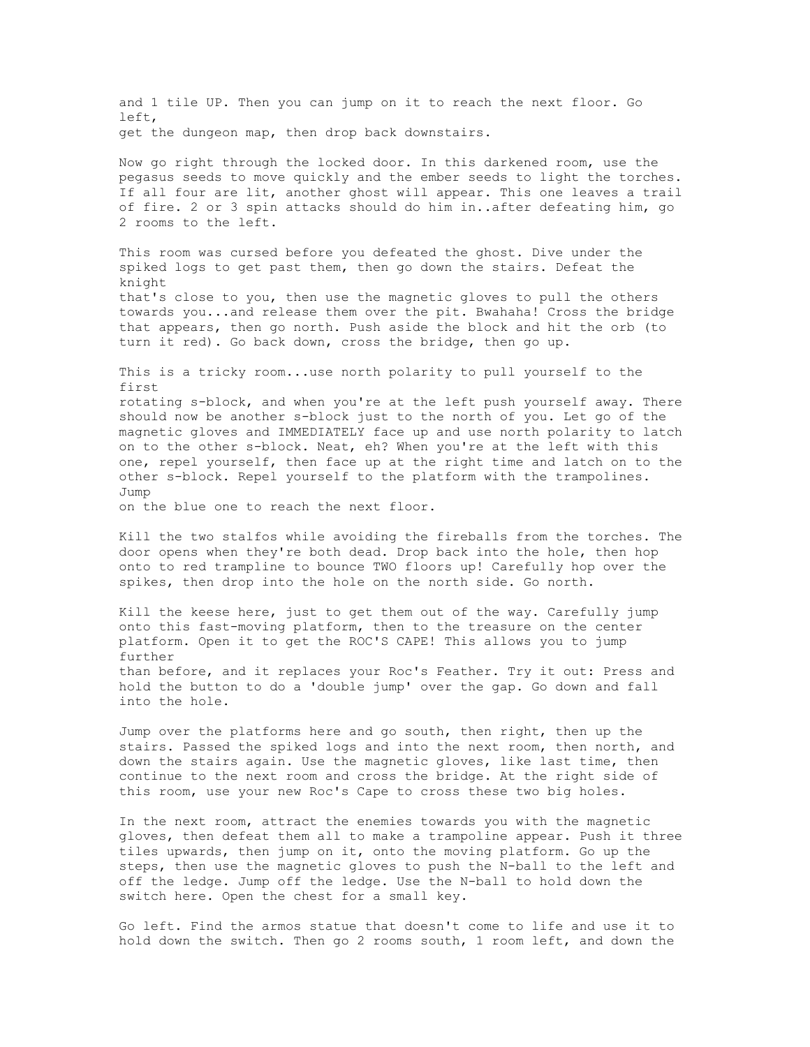and 1 tile UP. Then you can jump on it to reach the next floor. Go left,
get the dungeon map, then drop back downstairs.

Now go right through the locked door. In this darkened room, use the pegasus seeds to move quickly and the ember seeds to light the torches. If all four are lit, another ghost will appear. This one leaves a trail of fire. 2 or 3 spin attacks should do him in..after defeating him, go 2 rooms to the left.

This room was cursed before you defeated the ghost. Dive under the spiked logs to get past them, then go down the stairs. Defeat the knight
that's close to you, then use the magnetic gloves to pull the others towards you...and release them over the pit. Bwahaha! Cross the bridge that appears, then go north. Push aside the block and hit the orb (to turn it red). Go back down, cross the bridge, then go up.

This is a tricky room...use north polarity to pull yourself to the first
rotating s-block, and when you're at the left push yourself away. There should now be another s-block just to the north of you. Let go of the magnetic gloves and IMMEDIATELY face up and use north polarity to latch on to the other s-block. Neat, eh? When you're at the left with this one, repel yourself, then face up at the right time and latch on to the other s-block. Repel yourself to the platform with the trampolines. Jump
on the blue one to reach the next floor.

Kill the two stalfos while avoiding the fireballs from the torches. The door opens when they're both dead. Drop back into the hole, then hop onto to red trampline to bounce TWO floors up! Carefully hop over the spikes, then drop into the hole on the north side. Go north.

Kill the keese here, just to get them out of the way. Carefully jump onto this fast-moving platform, then to the treasure on the center platform. Open it to get the ROC'S CAPE! This allows you to jump further
than before, and it replaces your Roc's Feather. Try it out: Press and hold the button to do a 'double jump' over the gap. Go down and fall into the hole.

Jump over the platforms here and go south, then right, then up the stairs. Passed the spiked logs and into the next room, then north, and down the stairs again. Use the magnetic gloves, like last time, then continue to the next room and cross the bridge. At the right side of this room, use your new Roc's Cape to cross these two big holes.

In the next room, attract the enemies towards you with the magnetic gloves, then defeat them all to make a trampoline appear. Push it three tiles upwards, then jump on it, onto the moving platform. Go up the steps, then use the magnetic gloves to push the N-ball to the left and off the ledge. Jump off the ledge. Use the N-ball to hold down the switch here. Open the chest for a small key.

Go left. Find the armos statue that doesn't come to life and use it to hold down the switch. Then go 2 rooms south, 1 room left, and down the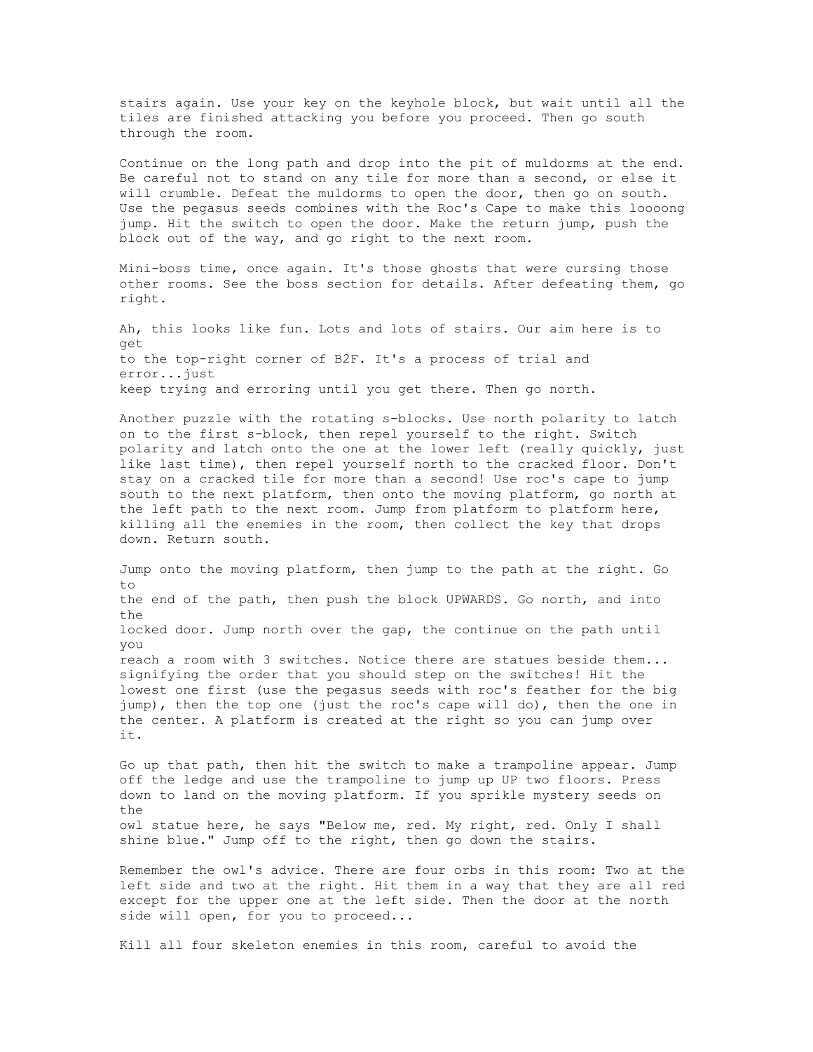stairs again. Use your key on the keyhole block, but wait until all the tiles are finished attacking you before you proceed. Then go south through the room.

Continue on the long path and drop into the pit of muldorms at the end. Be careful not to stand on any tile for more than a second, or else it will crumble. Defeat the muldorms to open the door, then go on south. Use the pegasus seeds combines with the Roc's Cape to make this loooong jump. Hit the switch to open the door. Make the return jump, push the block out of the way, and go right to the next room.

Mini-boss time, once again. It's those ghosts that were cursing those other rooms. See the boss section for details. After defeating them, go right.

Ah, this looks like fun. Lots and lots of stairs. Our aim here is to get to the top-right corner of B2F. It's a process of trial and error...just keep trying and erroring until you get there. Then go north.

Another puzzle with the rotating s-blocks. Use north polarity to latch on to the first s-block, then repel yourself to the right. Switch polarity and latch onto the one at the lower left (really quickly, just like last time), then repel yourself north to the cracked floor. Don't stay on a cracked tile for more than a second! Use roc's cape to jump south to the next platform, then onto the moving platform, go north at the left path to the next room. Jump from platform to platform here, killing all the enemies in the room, then collect the key that drops down. Return south.

Jump onto the moving platform, then jump to the path at the right. Go to the end of the path, then push the block UPWARDS. Go north, and into the locked door. Jump north over the gap, the continue on the path until you reach a room with 3 switches. Notice there are statues beside them... signifying the order that you should step on the switches! Hit the lowest one first (use the pegasus seeds with roc's feather for the big jump), then the top one (just the roc's cape will do), then the one in the center. A platform is created at the right so you can jump over it.

Go up that path, then hit the switch to make a trampoline appear. Jump off the ledge and use the trampoline to jump up UP two floors. Press down to land on the moving platform. If you sprikle mystery seeds on the owl statue here, he says "Below me, red. My right, red. Only I shall shine blue." Jump off to the right, then go down the stairs.

Remember the owl's advice. There are four orbs in this room: Two at the left side and two at the right. Hit them in a way that they are all red except for the upper one at the left side. Then the door at the north side will open, for you to proceed...

Kill all four skeleton enemies in this room, careful to avoid the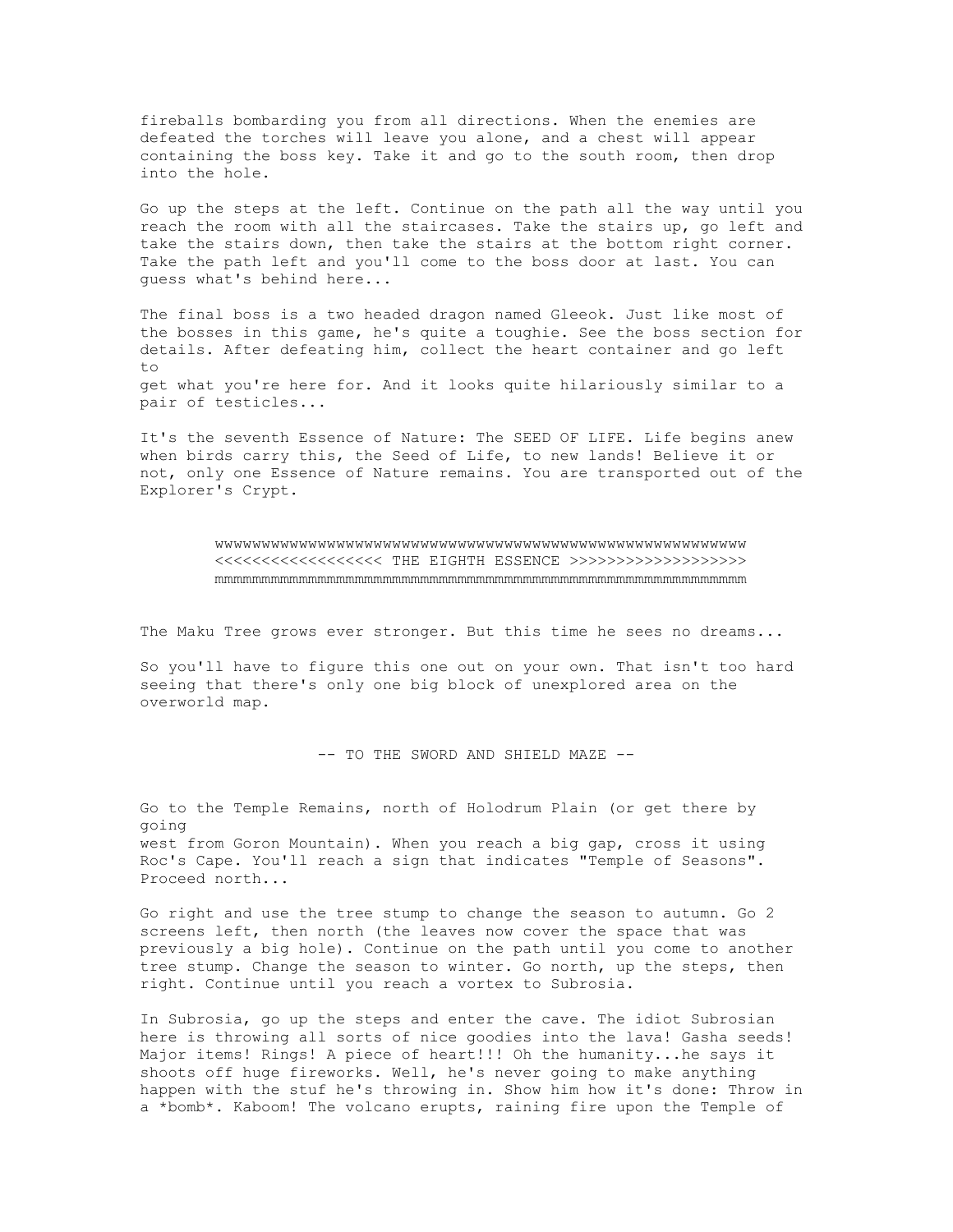fireballs bombarding you from all directions. When the enemies are defeated the torches will leave you alone, and a chest will appear containing the boss key. Take it and go to the south room, then drop into the hole.

Go up the steps at the left. Continue on the path all the way until you reach the room with all the staircases. Take the stairs up, go left and take the stairs down, then take the stairs at the bottom right corner. Take the path left and you'll come to the boss door at last. You can guess what's behind here...

The final boss is a two headed dragon named Gleeok. Just like most of the bosses in this game, he's quite a toughie. See the boss section for details. After defeating him, collect the heart container and go left to get what you're here for. And it looks quite hilariously similar to a pair of testicles...

It's the seventh Essence of Nature: The SEED OF LIFE. Life begins anew when birds carry this, the Seed of Life, to new lands! Believe it or not, only one Essence of Nature remains. You are transported out of the Explorer's Crypt.

```
wwwwwwwwwwwwwwwwwwwwwwwwwwwwwwwwwwwwwwwwwwwwwwwwwwwwwwwwwwwwwwww
<<<<<<<<<<<<<<<<<< THE EIGHTH ESSENCE >>>>>>>>>>>>>>>>>>>
mmmmmmmmmmmmmmmmmmmmmmmmmmmmmmmmmmmmmmmmmmmmmmmmmmmmmmmmmmmmmmmm
```

The Maku Tree grows ever stronger. But this time he sees no dreams...

So you'll have to figure this one out on your own. That isn't too hard seeing that there's only one big block of unexplored area on the overworld map.

## -- TO THE SWORD AND SHIELD MAZE --

Go to the Temple Remains, north of Holodrum Plain (or get there by going west from Goron Mountain). When you reach a big gap, cross it using Roc's Cape. You'll reach a sign that indicates "Temple of Seasons". Proceed north...

Go right and use the tree stump to change the season to autumn. Go 2 screens left, then north (the leaves now cover the space that was previously a big hole). Continue on the path until you come to another tree stump. Change the season to winter. Go north, up the steps, then right. Continue until you reach a vortex to Subrosia.

In Subrosia, go up the steps and enter the cave. The idiot Subrosian here is throwing all sorts of nice goodies into the lava! Gasha seeds! Major items! Rings! A piece of heart!!! Oh the humanity...he says it shoots off huge fireworks. Well, he's never going to make anything happen with the stuf he's throwing in. Show him how it's done: Throw in a *bomb*. Kaboom! The volcano erupts, raining fire upon the Temple of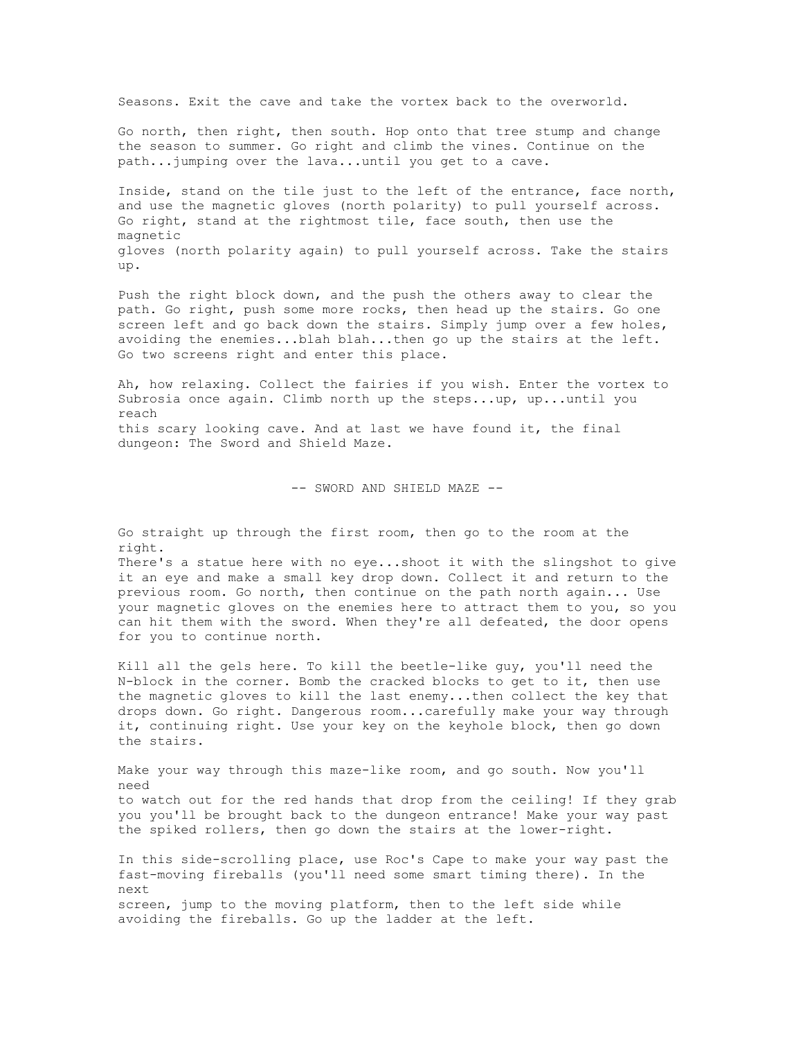Seasons. Exit the cave and take the vortex back to the overworld.

Go north, then right, then south. Hop onto that tree stump and change the season to summer. Go right and climb the vines. Continue on the path...jumping over the lava...until you get to a cave.

Inside, stand on the tile just to the left of the entrance, face north, and use the magnetic gloves (north polarity) to pull yourself across. Go right, stand at the rightmost tile, face south, then use the magnetic gloves (north polarity again) to pull yourself across. Take the stairs up.

Push the right block down, and the push the others away to clear the path. Go right, push some more rocks, then head up the stairs. Go one screen left and go back down the stairs. Simply jump over a few holes, avoiding the enemies...blah blah...then go up the stairs at the left. Go two screens right and enter this place.

Ah, how relaxing. Collect the fairies if you wish. Enter the vortex to Subrosia once again. Climb north up the steps...up, up...until you reach this scary looking cave. And at last we have found it, the final dungeon: The Sword and Shield Maze.

## -- SWORD AND SHIELD MAZE --

Go straight up through the first room, then go to the room at the right. There's a statue here with no eye...shoot it with the slingshot to give it an eye and make a small key drop down. Collect it and return to the previous room. Go north, then continue on the path north again... Use your magnetic gloves on the enemies here to attract them to you, so you can hit them with the sword. When they're all defeated, the door opens for you to continue north.

Kill all the gels here. To kill the beetle-like guy, you'll need the N-block in the corner. Bomb the cracked blocks to get to it, then use the magnetic gloves to kill the last enemy...then collect the key that drops down. Go right. Dangerous room...carefully make your way through it, continuing right. Use your key on the keyhole block, then go down the stairs.

Make your way through this maze-like room, and go south. Now you'll need to watch out for the red hands that drop from the ceiling! If they grab you you'll be brought back to the dungeon entrance! Make your way past the spiked rollers, then go down the stairs at the lower-right.

In this side-scrolling place, use Roc's Cape to make your way past the fast-moving fireballs (you'll need some smart timing there). In the next screen, jump to the moving platform, then to the left side while avoiding the fireballs. Go up the ladder at the left.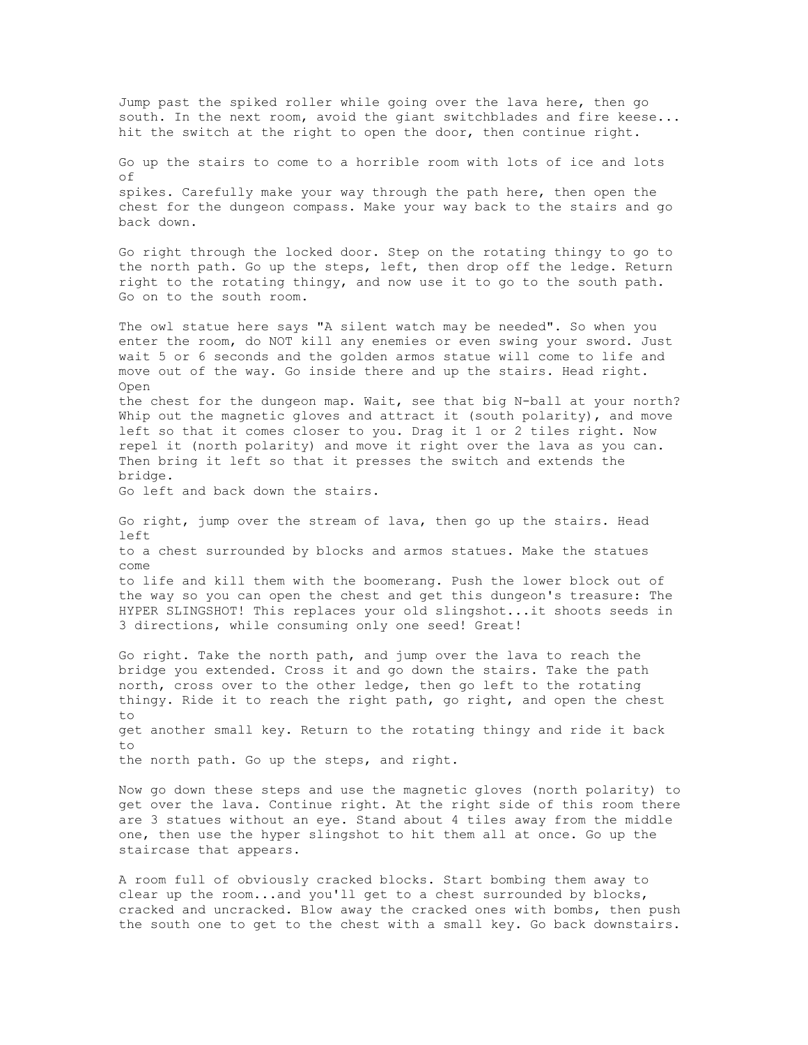Jump past the spiked roller while going over the lava here, then go south. In the next room, avoid the giant switchblades and fire keese... hit the switch at the right to open the door, then continue right.

Go up the stairs to come to a horrible room with lots of ice and lots of spikes. Carefully make your way through the path here, then open the chest for the dungeon compass. Make your way back to the stairs and go back down.

Go right through the locked door. Step on the rotating thingy to go to the north path. Go up the steps, left, then drop off the ledge. Return right to the rotating thingy, and now use it to go to the south path. Go on to the south room.

The owl statue here says "A silent watch may be needed". So when you enter the room, do NOT kill any enemies or even swing your sword. Just wait 5 or 6 seconds and the golden armos statue will come to life and move out of the way. Go inside there and up the stairs. Head right. Open the chest for the dungeon map. Wait, see that big N-ball at your north? Whip out the magnetic gloves and attract it (south polarity), and move left so that it comes closer to you. Drag it 1 or 2 tiles right. Now repel it (north polarity) and move it right over the lava as you can. Then bring it left so that it presses the switch and extends the bridge.
Go left and back down the stairs.

Go right, jump over the stream of lava, then go up the stairs. Head left to a chest surrounded by blocks and armos statues. Make the statues come to life and kill them with the boomerang. Push the lower block out of the way so you can open the chest and get this dungeon's treasure: The HYPER SLINGSHOT! This replaces your old slingshot...it shoots seeds in 3 directions, while consuming only one seed! Great!

Go right. Take the north path, and jump over the lava to reach the bridge you extended. Cross it and go down the stairs. Take the path north, cross over to the other ledge, then go left to the rotating thingy. Ride it to reach the right path, go right, and open the chest to get another small key. Return to the rotating thingy and ride it back to the north path. Go up the steps, and right.

Now go down these steps and use the magnetic gloves (north polarity) to get over the lava. Continue right. At the right side of this room there are 3 statues without an eye. Stand about 4 tiles away from the middle one, then use the hyper slingshot to hit them all at once. Go up the staircase that appears.

A room full of obviously cracked blocks. Start bombing them away to clear up the room...and you'll get to a chest surrounded by blocks, cracked and uncracked. Blow away the cracked ones with bombs, then push the south one to get to the chest with a small key. Go back downstairs.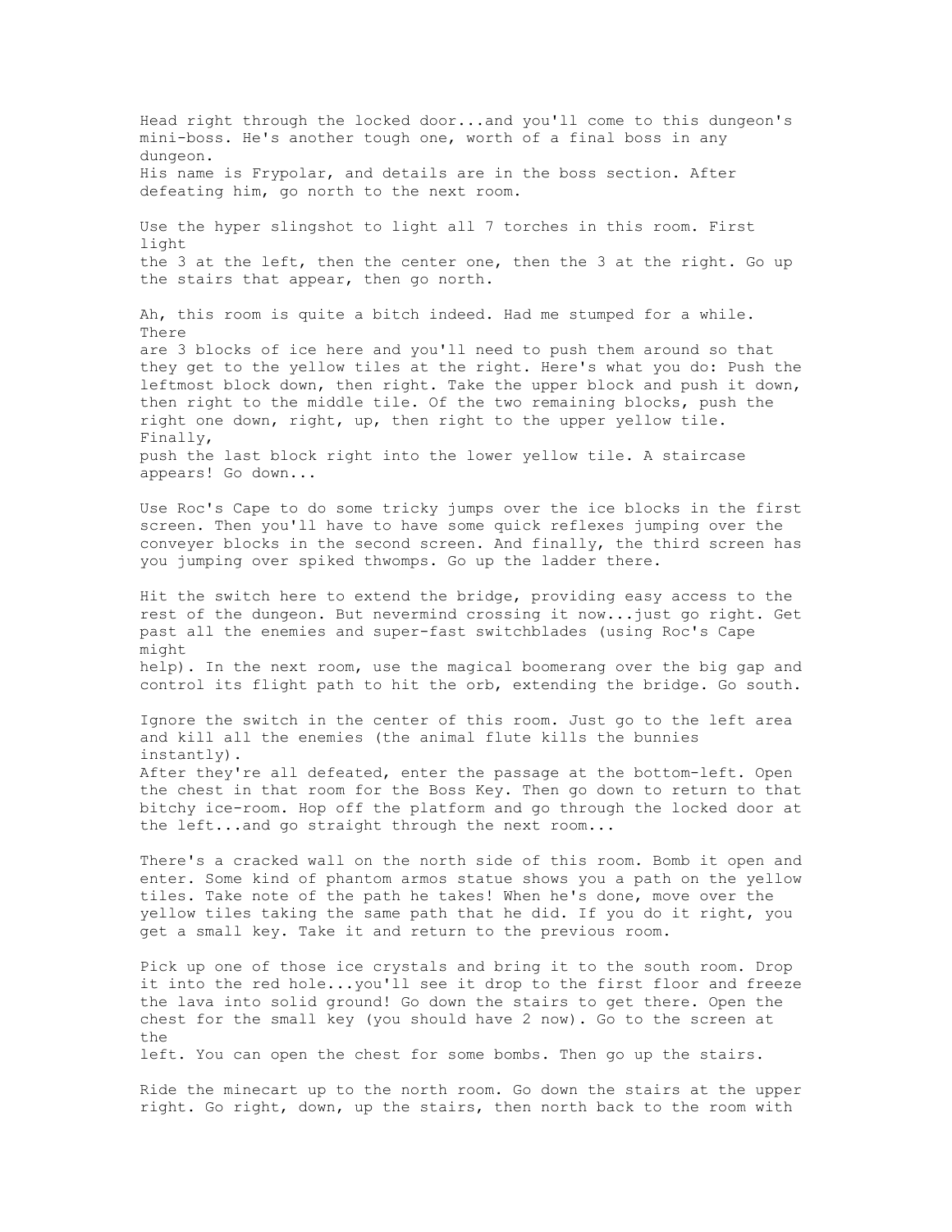Head right through the locked door...and you'll come to this dungeon's mini-boss. He's another tough one, worth of a final boss in any dungeon.
His name is Frypolar, and details are in the boss section. After defeating him, go north to the next room.

Use the hyper slingshot to light all 7 torches in this room. First light
the 3 at the left, then the center one, then the 3 at the right. Go up the stairs that appear, then go north.

Ah, this room is quite a bitch indeed. Had me stumped for a while. There
are 3 blocks of ice here and you'll need to push them around so that they get to the yellow tiles at the right. Here's what you do: Push the leftmost block down, then right. Take the upper block and push it down, then right to the middle tile. Of the two remaining blocks, push the right one down, right, up, then right to the upper yellow tile. Finally,
push the last block right into the lower yellow tile. A staircase appears! Go down...

Use Roc's Cape to do some tricky jumps over the ice blocks in the first screen. Then you'll have to have some quick reflexes jumping over the conveyer blocks in the second screen. And finally, the third screen has you jumping over spiked thwomps. Go up the ladder there.

Hit the switch here to extend the bridge, providing easy access to the rest of the dungeon. But nevermind crossing it now...just go right. Get past all the enemies and super-fast switchblades (using Roc's Cape might
help). In the next room, use the magical boomerang over the big gap and control its flight path to hit the orb, extending the bridge. Go south.

Ignore the switch in the center of this room. Just go to the left area and kill all the enemies (the animal flute kills the bunnies instantly).
After they're all defeated, enter the passage at the bottom-left. Open the chest in that room for the Boss Key. Then go down to return to that bitchy ice-room. Hop off the platform and go through the locked door at the left...and go straight through the next room...

There's a cracked wall on the north side of this room. Bomb it open and enter. Some kind of phantom armos statue shows you a path on the yellow tiles. Take note of the path he takes! When he's done, move over the yellow tiles taking the same path that he did. If you do it right, you get a small key. Take it and return to the previous room.

Pick up one of those ice crystals and bring it to the south room. Drop it into the red hole...you'll see it drop to the first floor and freeze the lava into solid ground! Go down the stairs to get there. Open the chest for the small key (you should have 2 now). Go to the screen at the
left. You can open the chest for some bombs. Then go up the stairs.

Ride the minecart up to the north room. Go down the stairs at the upper right. Go right, down, up the stairs, then north back to the room with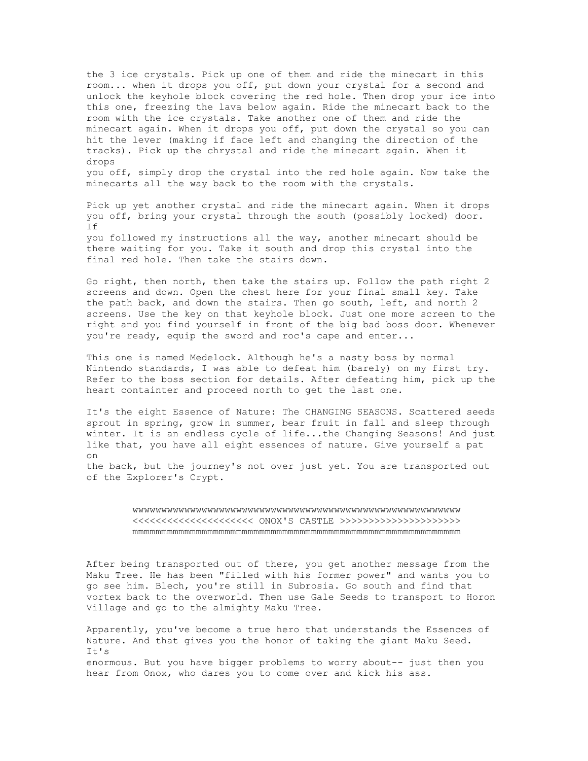the 3 ice crystals. Pick up one of them and ride the minecart in this room... when it drops you off, put down your crystal for a second and unlock the keyhole block covering the red hole. Then drop your ice into this one, freezing the lava below again. Ride the minecart back to the room with the ice crystals. Take another one of them and ride the minecart again. When it drops you off, put down the crystal so you can hit the lever (making if face left and changing the direction of the tracks). Pick up the chrystal and ride the minecart again. When it drops you off, simply drop the crystal into the red hole again. Now take the minecarts all the way back to the room with the crystals.

Pick up yet another crystal and ride the minecart again. When it drops you off, bring your crystal through the south (possibly locked) door. If you followed my instructions all the way, another minecart should be there waiting for you. Take it south and drop this crystal into the final red hole. Then take the stairs down.

Go right, then north, then take the stairs up. Follow the path right 2 screens and down. Open the chest here for your final small key. Take the path back, and down the stairs. Then go south, left, and north 2 screens. Use the key on that keyhole block. Just one more screen to the right and you find yourself in front of the big bad boss door. Whenever you're ready, equip the sword and roc's cape and enter...

This one is named Medelock. Although he's a nasty boss by normal Nintendo standards, I was able to defeat him (barely) on my first try. Refer to the boss section for details. After defeating him, pick up the heart containter and proceed north to get the last one.

It's the eight Essence of Nature: The CHANGING SEASONS. Scattered seeds sprout in spring, grow in summer, bear fruit in fall and sleep through winter. It is an endless cycle of life...the Changing Seasons! And just like that, you have all eight essences of nature. Give yourself a pat on the back, but the journey's not over just yet. You are transported out of the Explorer's Crypt.

```
wwwwwwwwwwwwwwwwwwwwwwwwwwwwwwwwwwwwwwwwwwwwwwwwwwwwwwwwwwwwwww
<<<<<<<<<<<<<<<<<<<<< ONOX'S CASTLE >>>>>>>>>>>>>>>>>>>>>
mmmmmmmmmmmmmmmmmmmmmmmmmmmmmmmmmmmmmmmmmmmmmmmmmmmmmmmmmmmmmm
```

After being transported out of there, you get another message from the Maku Tree. He has been "filled with his former power" and wants you to go see him. Blech, you're still in Subrosia. Go south and find that vortex back to the overworld. Then use Gale Seeds to transport to Horon Village and go to the almighty Maku Tree.

Apparently, you've become a true hero that understands the Essences of Nature. And that gives you the honor of taking the giant Maku Seed. It's enormous. But you have bigger problems to worry about-- just then you hear from Onox, who dares you to come over and kick his ass.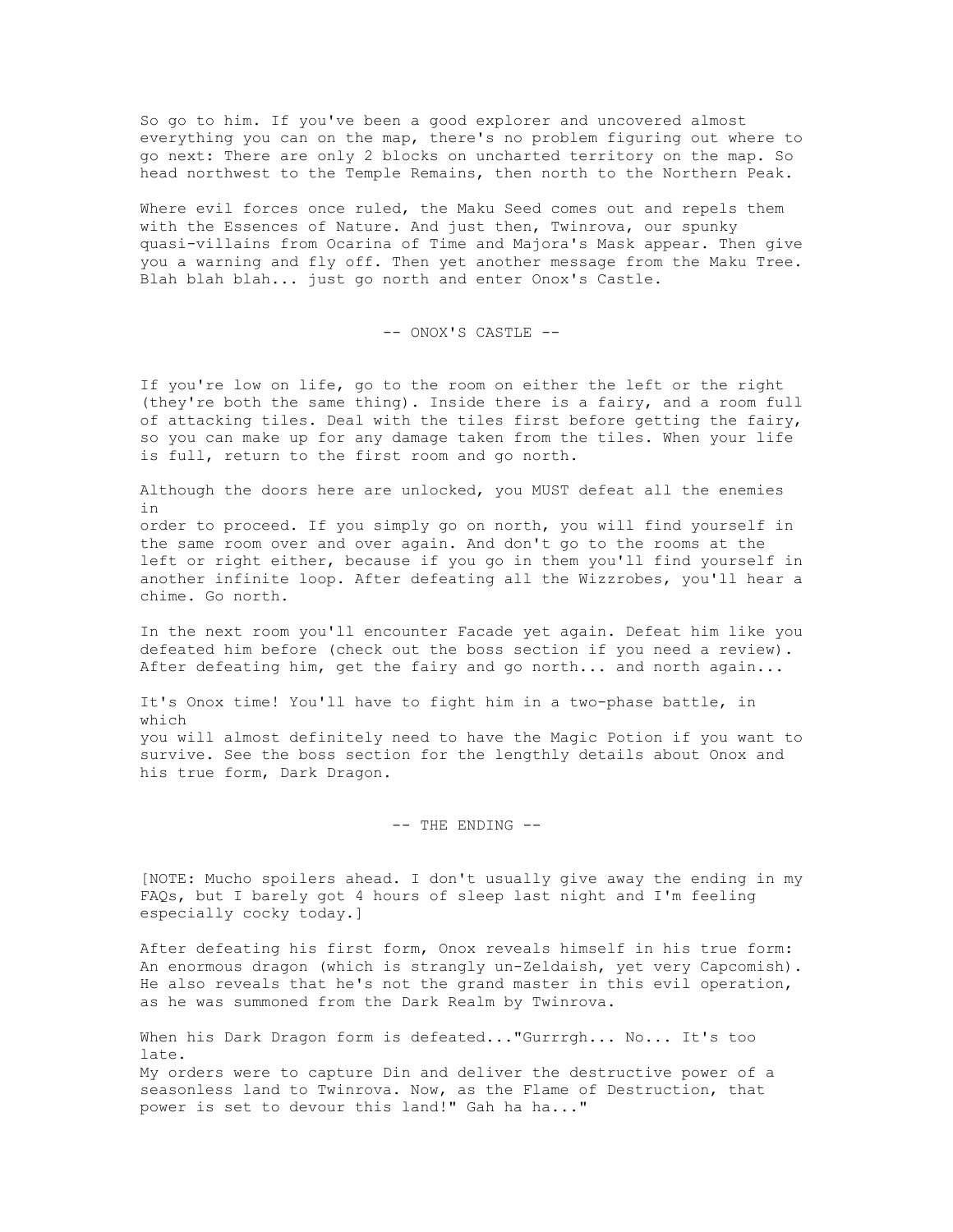So go to him. If you've been a good explorer and uncovered almost everything you can on the map, there's no problem figuring out where to go next: There are only 2 blocks on uncharted territory on the map. So head northwest to the Temple Remains, then north to the Northern Peak.

Where evil forces once ruled, the Maku Seed comes out and repels them with the Essences of Nature. And just then, Twinrova, our spunky quasi-villains from Ocarina of Time and Majora's Mask appear. Then give you a warning and fly off. Then yet another message from the Maku Tree. Blah blah blah... just go north and enter Onox's Castle.

## -- ONOX'S CASTLE --

If you're low on life, go to the room on either the left or the right (they're both the same thing). Inside there is a fairy, and a room full of attacking tiles. Deal with the tiles first before getting the fairy, so you can make up for any damage taken from the tiles. When your life is full, return to the first room and go north.

Although the doors here are unlocked, you MUST defeat all the enemies in order to proceed. If you simply go on north, you will find yourself in the same room over and over again. And don't go to the rooms at the left or right either, because if you go in them you'll find yourself in another infinite loop. After defeating all the Wizzrobes, you'll hear a chime. Go north.

In the next room you'll encounter Facade yet again. Defeat him like you defeated him before (check out the boss section if you need a review). After defeating him, get the fairy and go north... and north again...

It's Onox time! You'll have to fight him in a two-phase battle, in which you will almost definitely need to have the Magic Potion if you want to survive. See the boss section for the lengthly details about Onox and his true form, Dark Dragon.

## -- THE ENDING --

[NOTE: Mucho spoilers ahead. I don't usually give away the ending in my FAQs, but I barely got 4 hours of sleep last night and I'm feeling especially cocky today.]

After defeating his first form, Onox reveals himself in his true form: An enormous dragon (which is strangly un-Zeldaish, yet very Capcomish). He also reveals that he's not the grand master in this evil operation, as he was summoned from the Dark Realm by Twinrova.

When his Dark Dragon form is defeated..."Gurrrgh... No... It's too late. My orders were to capture Din and deliver the destructive power of a seasonless land to Twinrova. Now, as the Flame of Destruction, that power is set to devour this land!" Gah ha ha..."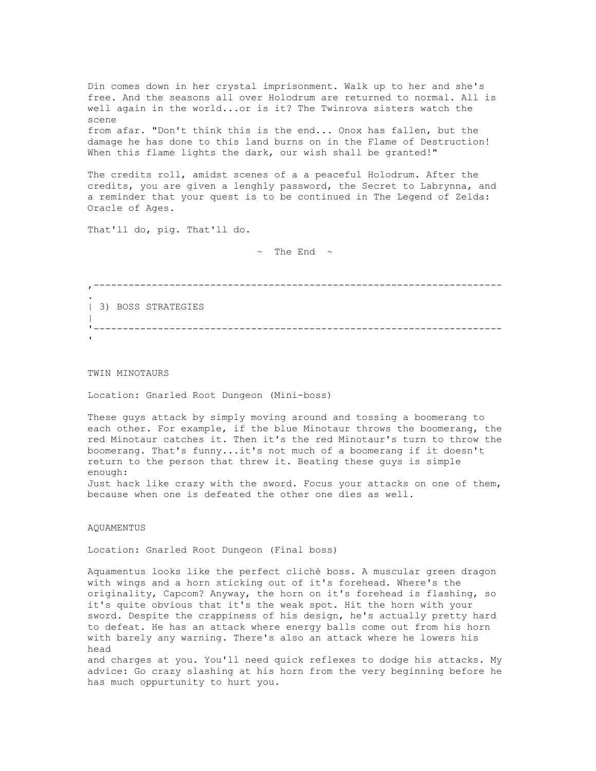Din comes down in her crystal imprisonment. Walk up to her and she's free. And the seasons all over Holodrum are returned to normal. All is well again in the world...or is it? The Twinrova sisters watch the scene from afar. "Don't think this is the end... Onox has fallen, but the damage he has done to this land burns on in the Flame of Destruction! When this flame lights the dark, our wish shall be granted!"

The credits roll, amidst scenes of a a peaceful Holodrum. After the credits, you are given a lenghly password, the Secret to Labrynna, and a reminder that your quest is to be continued in The Legend of Zelda: Oracle of Ages.

That'll do, pig. That'll do.

~ The End ~

## 3) BOSS STRATEGIES

### TWIN MINOTAURS

Location: Gnarled Root Dungeon (Mini-boss)

These guys attack by simply moving around and tossing a boomerang to each other. For example, if the blue Minotaur throws the boomerang, the red Minotaur catches it. Then it's the red Minotaur's turn to throw the boomerang. That's funny...it's not much of a boomerang if it doesn't return to the person that threw it. Beating these guys is simple enough:
Just hack like crazy with the sword. Focus your attacks on one of them, because when one is defeated the other one dies as well.

### AQUAMENTUS

Location: Gnarled Root Dungeon (Final boss)

Aquamentus looks like the perfect cliché boss. A muscular green dragon with wings and a horn sticking out of it's forehead. Where's the originality, Capcom? Anyway, the horn on it's forehead is flashing, so it's quite obvious that it's the weak spot. Hit the horn with your sword. Despite the crappiness of his design, he's actually pretty hard to defeat. He has an attack where energy balls come out from his horn with barely any warning. There's also an attack where he lowers his head
and charges at you. You'll need quick reflexes to dodge his attacks. My advice: Go crazy slashing at his horn from the very beginning before he has much oppurtunity to hurt you.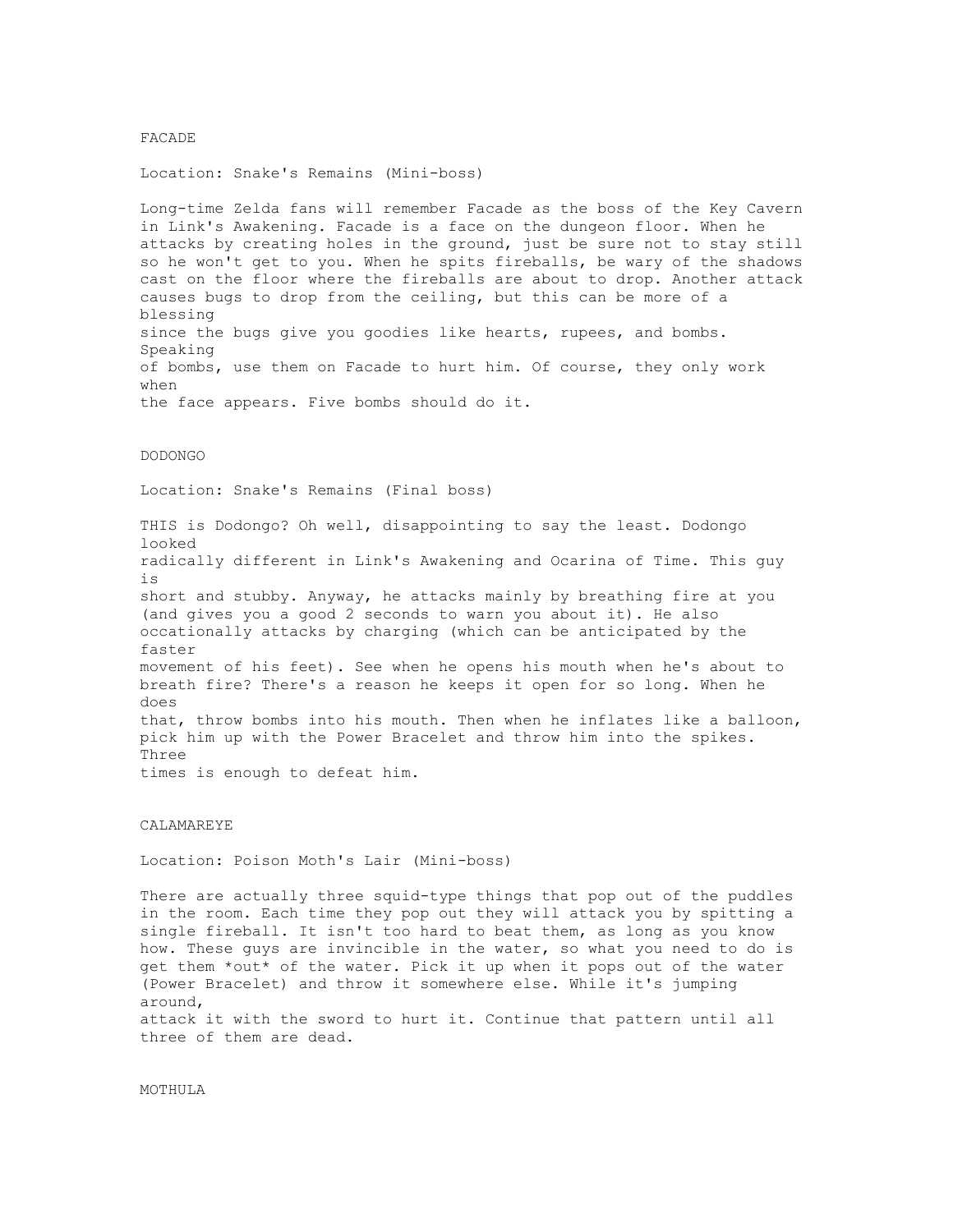## FACADE

Location: Snake's Remains (Mini-boss)

Long-time Zelda fans will remember Facade as the boss of the Key Cavern in Link's Awakening. Facade is a face on the dungeon floor. When he attacks by creating holes in the ground, just be sure not to stay still so he won't get to you. When he spits fireballs, be wary of the shadows cast on the floor where the fireballs are about to drop. Another attack causes bugs to drop from the ceiling, but this can be more of a blessing since the bugs give you goodies like hearts, rupees, and bombs. Speaking of bombs, use them on Facade to hurt him. Of course, they only work when the face appears. Five bombs should do it.

## DODONGO

Location: Snake's Remains (Final boss)

THIS is Dodongo? Oh well, disappointing to say the least. Dodongo looked radically different in Link's Awakening and Ocarina of Time. This guy is short and stubby. Anyway, he attacks mainly by breathing fire at you (and gives you a good 2 seconds to warn you about it). He also occationally attacks by charging (which can be anticipated by the faster movement of his feet). See when he opens his mouth when he's about to breath fire? There's a reason he keeps it open for so long. When he does that, throw bombs into his mouth. Then when he inflates like a balloon, pick him up with the Power Bracelet and throw him into the spikes. Three times is enough to defeat him.

## CALAMAREYE

Location: Poison Moth's Lair (Mini-boss)

There are actually three squid-type things that pop out of the puddles in the room. Each time they pop out they will attack you by spitting a single fireball. It isn't too hard to beat them, as long as you know how. These guys are invincible in the water, so what you need to do is get them *out* of the water. Pick it up when it pops out of the water (Power Bracelet) and throw it somewhere else. While it's jumping around, attack it with the sword to hurt it. Continue that pattern until all three of them are dead.

## MOTHULA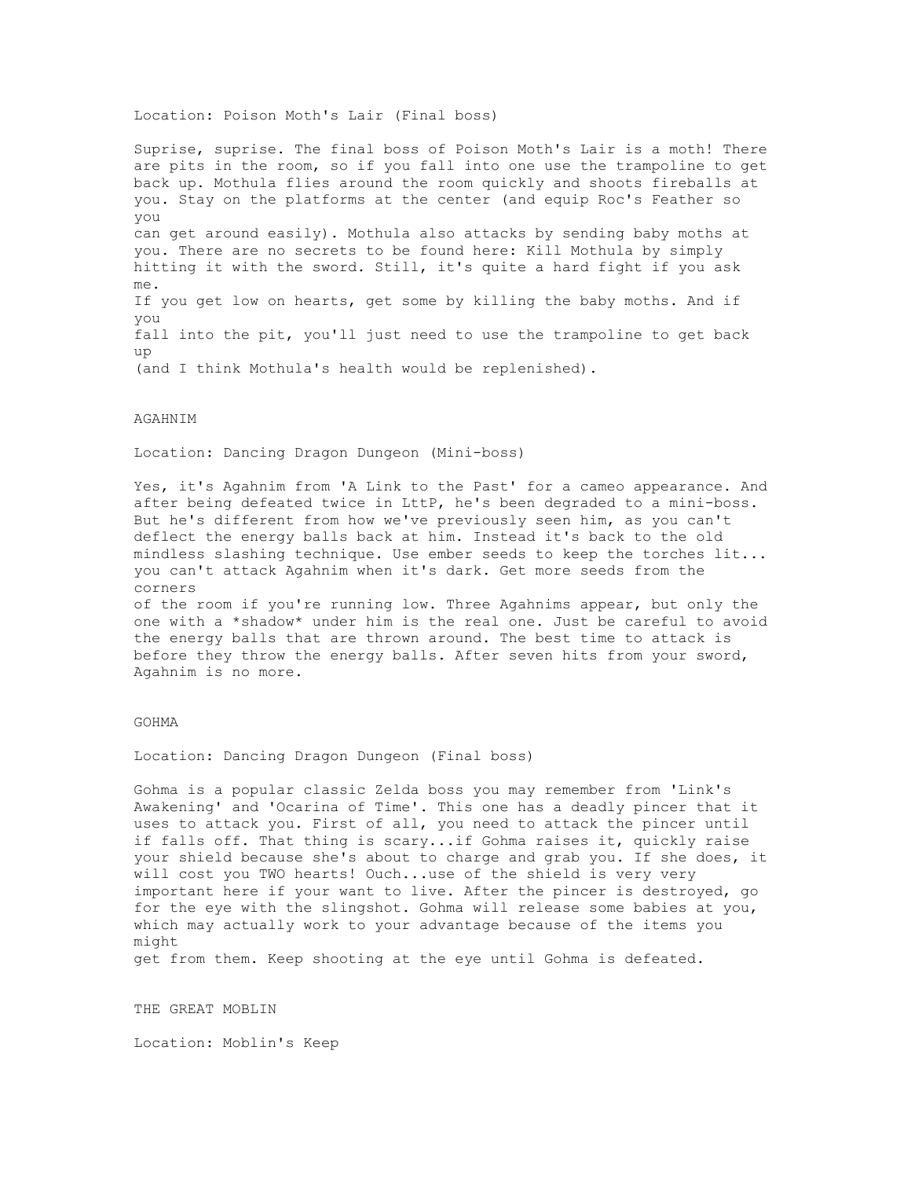Location: Poison Moth's Lair (Final boss)

Suprise, suprise. The final boss of Poison Moth's Lair is a moth! There are pits in the room, so if you fall into one use the trampoline to get back up. Mothula flies around the room quickly and shoots fireballs at you. Stay on the platforms at the center (and equip Roc's Feather so you can get around easily). Mothula also attacks by sending baby moths at you. There are no secrets to be found here: Kill Mothula by simply hitting it with the sword. Still, it's quite a hard fight if you ask me.
If you get low on hearts, get some by killing the baby moths. And if you fall into the pit, you'll just need to use the trampoline to get back up (and I think Mothula's health would be replenished).

## AGAHNIM

Location: Dancing Dragon Dungeon (Mini-boss)

Yes, it's Agahnim from 'A Link to the Past' for a cameo appearance. And after being defeated twice in LttP, he's been degraded to a mini-boss. But he's different from how we've previously seen him, as you can't deflect the energy balls back at him. Instead it's back to the old mindless slashing technique. Use ember seeds to keep the torches lit... you can't attack Agahnim when it's dark. Get more seeds from the corners of the room if you're running low. Three Agahnims appear, but only the one with a *shadow* under him is the real one. Just be careful to avoid the energy balls that are thrown around. The best time to attack is before they throw the energy balls. After seven hits from your sword, Agahnim is no more.

## GOHMA

Location: Dancing Dragon Dungeon (Final boss)

Gohma is a popular classic Zelda boss you may remember from 'Link's Awakening' and 'Ocarina of Time'. This one has a deadly pincer that it uses to attack you. First of all, you need to attack the pincer until if falls off. That thing is scary...if Gohma raises it, quickly raise your shield because she's about to charge and grab you. If she does, it will cost you TWO hearts! Ouch...use of the shield is very very important here if your want to live. After the pincer is destroyed, go for the eye with the slingshot. Gohma will release some babies at you, which may actually work to your advantage because of the items you might get from them. Keep shooting at the eye until Gohma is defeated.

## THE GREAT MOBLIN

Location: Moblin's Keep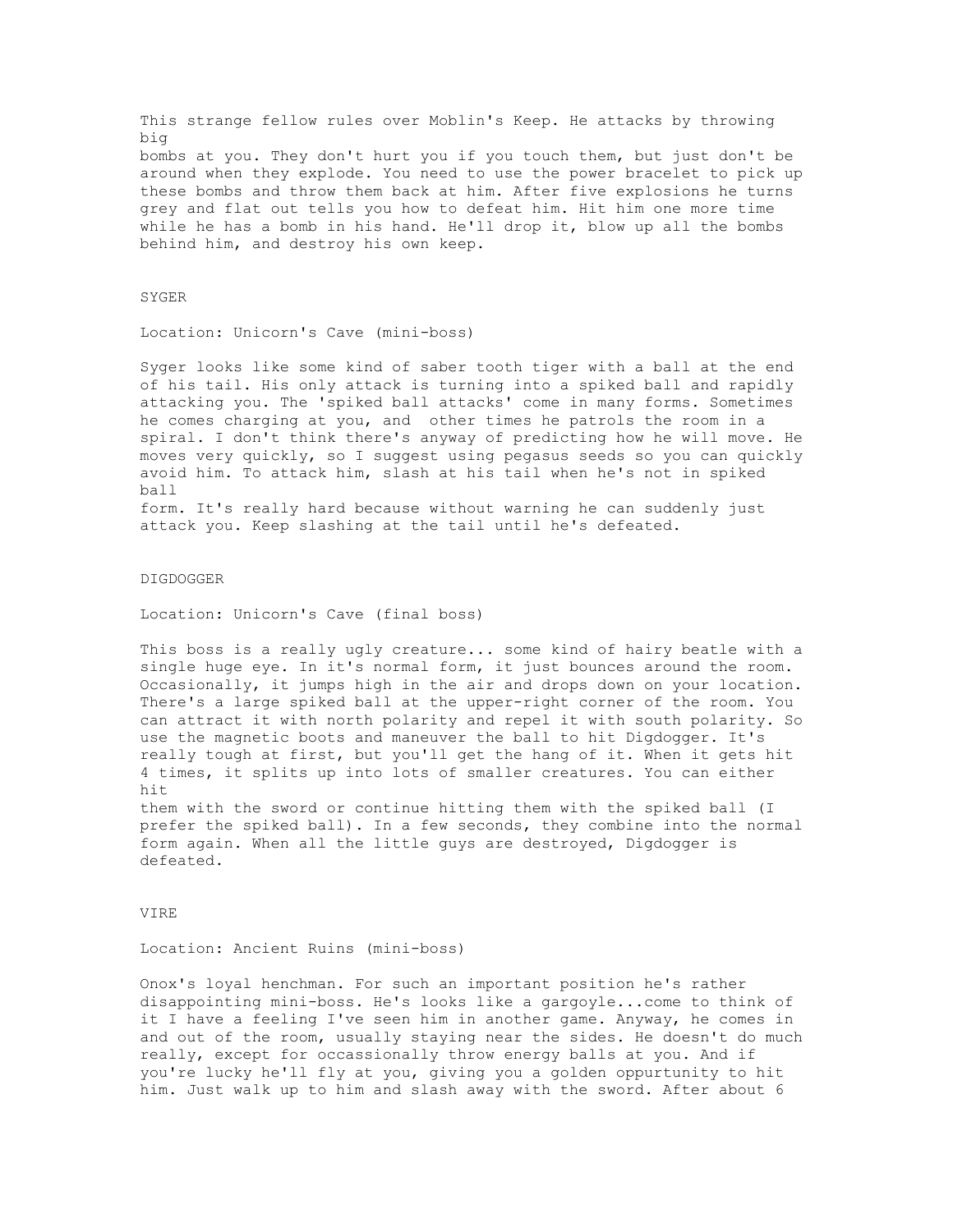This strange fellow rules over Moblin's Keep. He attacks by throwing big bombs at you. They don't hurt you if you touch them, but just don't be around when they explode. You need to use the power bracelet to pick up these bombs and throw them back at him. After five explosions he turns grey and flat out tells you how to defeat him. Hit him one more time while he has a bomb in his hand. He'll drop it, blow up all the bombs behind him, and destroy his own keep.

## SYGER

Location: Unicorn's Cave (mini-boss)

Syger looks like some kind of saber tooth tiger with a ball at the end of his tail. His only attack is turning into a spiked ball and rapidly attacking you. The 'spiked ball attacks' come in many forms. Sometimes he comes charging at you, and  other times he patrols the room in a spiral. I don't think there's anyway of predicting how he will move. He moves very quickly, so I suggest using pegasus seeds so you can quickly avoid him. To attack him, slash at his tail when he's not in spiked ball form. It's really hard because without warning he can suddenly just attack you. Keep slashing at the tail until he's defeated.

## DIGDOGGER

Location: Unicorn's Cave (final boss)

This boss is a really ugly creature... some kind of hairy beatle with a single huge eye. In it's normal form, it just bounces around the room. Occasionally, it jumps high in the air and drops down on your location. There's a large spiked ball at the upper-right corner of the room. You can attract it with north polarity and repel it with south polarity. So use the magnetic boots and maneuver the ball to hit Digdogger. It's really tough at first, but you'll get the hang of it. When it gets hit 4 times, it splits up into lots of smaller creatures. You can either hit them with the sword or continue hitting them with the spiked ball (I prefer the spiked ball). In a few seconds, they combine into the normal form again. When all the little guys are destroyed, Digdogger is defeated.

## VIRE

Location: Ancient Ruins (mini-boss)

Onox's loyal henchman. For such an important position he's rather disappointing mini-boss. He's looks like a gargoyle...come to think of it I have a feeling I've seen him in another game. Anyway, he comes in and out of the room, usually staying near the sides. He doesn't do much really, except for occassionally throw energy balls at you. And if you're lucky he'll fly at you, giving you a golden oppurtunity to hit him. Just walk up to him and slash away with the sword. After about 6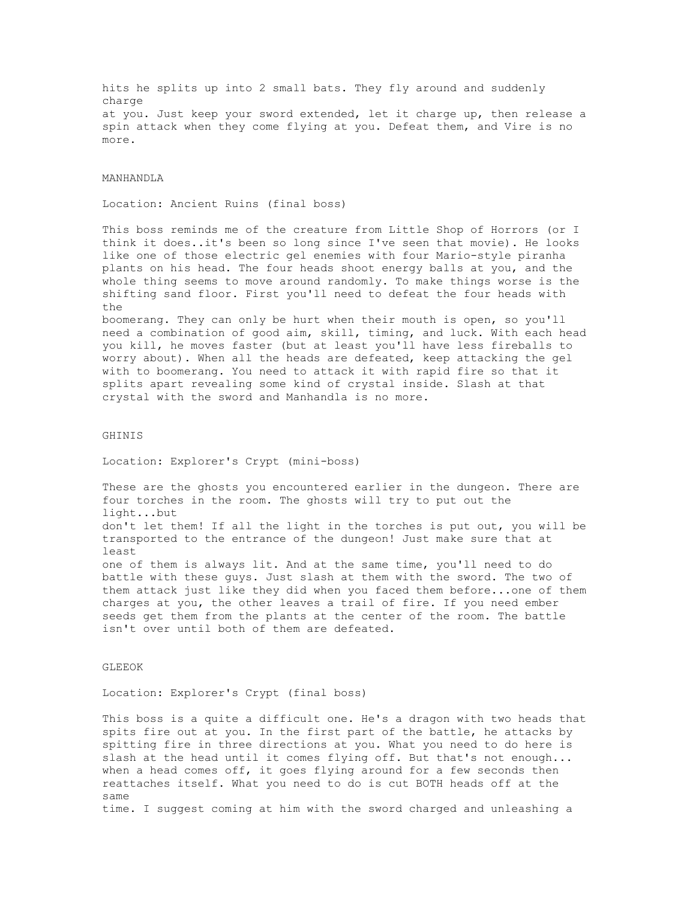hits he splits up into 2 small bats. They fly around and suddenly charge at you. Just keep your sword extended, let it charge up, then release a spin attack when they come flying at you. Defeat them, and Vire is no more.

## MANHANDLA

Location: Ancient Ruins (final boss)

This boss reminds me of the creature from Little Shop of Horrors (or I think it does..it's been so long since I've seen that movie). He looks like one of those electric gel enemies with four Mario-style piranha plants on his head. The four heads shoot energy balls at you, and the whole thing seems to move around randomly. To make things worse is the shifting sand floor. First you'll need to defeat the four heads with the boomerang. They can only be hurt when their mouth is open, so you'll need a combination of good aim, skill, timing, and luck. With each head you kill, he moves faster (but at least you'll have less fireballs to worry about). When all the heads are defeated, keep attacking the gel with to boomerang. You need to attack it with rapid fire so that it splits apart revealing some kind of crystal inside. Slash at that crystal with the sword and Manhandla is no more.

## GHINIS

Location: Explorer's Crypt (mini-boss)

These are the ghosts you encountered earlier in the dungeon. There are four torches in the room. The ghosts will try to put out the light...but don't let them! If all the light in the torches is put out, you will be transported to the entrance of the dungeon! Just make sure that at least one of them is always lit. And at the same time, you'll need to do battle with these guys. Just slash at them with the sword. The two of them attack just like they did when you faced them before...one of them charges at you, the other leaves a trail of fire. If you need ember seeds get them from the plants at the center of the room. The battle isn't over until both of them are defeated.

## GLEEOK

Location: Explorer's Crypt (final boss)

This boss is a quite a difficult one. He's a dragon with two heads that spits fire out at you. In the first part of the battle, he attacks by spitting fire in three directions at you. What you need to do here is slash at the head until it comes flying off. But that's not enough... when a head comes off, it goes flying around for a few seconds then reattaches itself. What you need to do is cut BOTH heads off at the same time. I suggest coming at him with the sword charged and unleashing a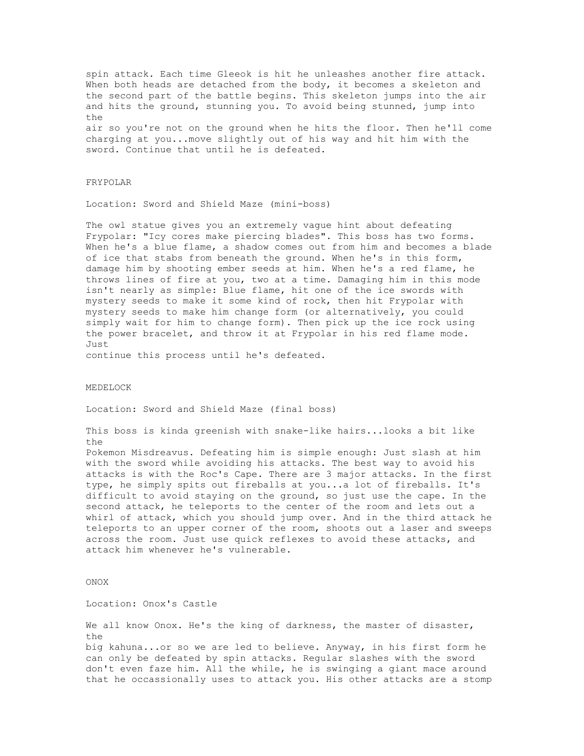spin attack. Each time Gleeok is hit he unleashes another fire attack. When both heads are detached from the body, it becomes a skeleton and the second part of the battle begins. This skeleton jumps into the air and hits the ground, stunning you. To avoid being stunned, jump into the air so you're not on the ground when he hits the floor. Then he'll come charging at you...move slightly out of his way and hit him with the sword. Continue that until he is defeated.

## FRYPOLAR

Location: Sword and Shield Maze (mini-boss)

The owl statue gives you an extremely vague hint about defeating Frypolar: "Icy cores make piercing blades". This boss has two forms. When he's a blue flame, a shadow comes out from him and becomes a blade of ice that stabs from beneath the ground. When he's in this form, damage him by shooting ember seeds at him. When he's a red flame, he throws lines of fire at you, two at a time. Damaging him in this mode isn't nearly as simple: Blue flame, hit one of the ice swords with mystery seeds to make it some kind of rock, then hit Frypolar with mystery seeds to make him change form (or alternatively, you could simply wait for him to change form). Then pick up the ice rock using the power bracelet, and throw it at Frypolar in his red flame mode. Just continue this process until he's defeated.

## MEDELOCK

Location: Sword and Shield Maze (final boss)

This boss is kinda greenish with snake-like hairs...looks a bit like the Pokemon Misdreavus. Defeating him is simple enough: Just slash at him with the sword while avoiding his attacks. The best way to avoid his attacks is with the Roc's Cape. There are 3 major attacks. In the first type, he simply spits out fireballs at you...a lot of fireballs. It's difficult to avoid staying on the ground, so just use the cape. In the second attack, he teleports to the center of the room and lets out a whirl of attack, which you should jump over. And in the third attack he teleports to an upper corner of the room, shoots out a laser and sweeps across the room. Just use quick reflexes to avoid these attacks, and attack him whenever he's vulnerable.

## ONOX

Location: Onox's Castle

We all know Onox. He's the king of darkness, the master of disaster, the big kahuna...or so we are led to believe. Anyway, in his first form he can only be defeated by spin attacks. Regular slashes with the sword don't even faze him. All the while, he is swinging a giant mace around that he occassionally uses to attack you. His other attacks are a stomp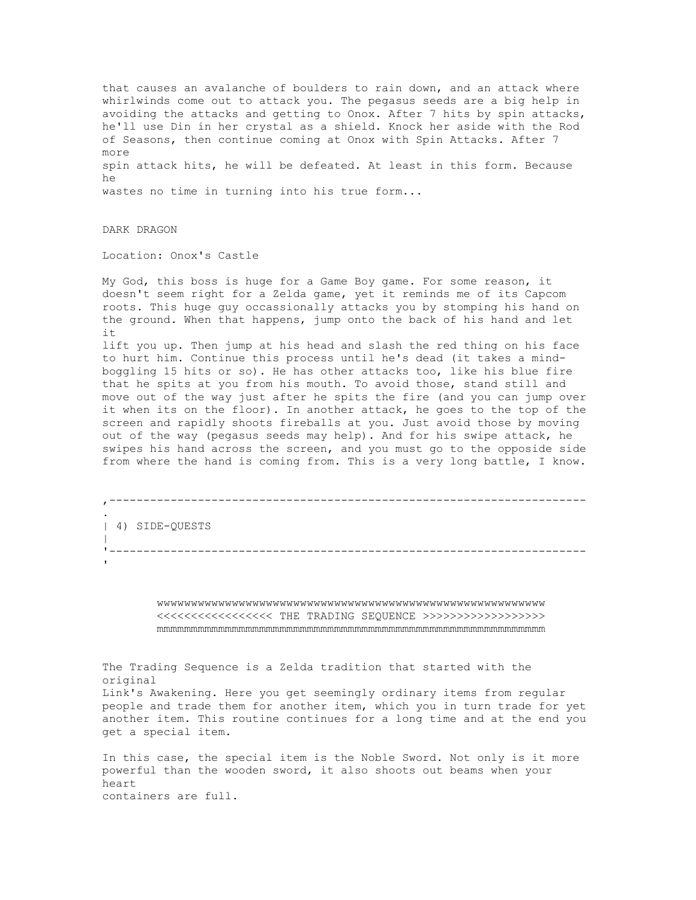that causes an avalanche of boulders to rain down, and an attack where whirlwinds come out to attack you. The pegasus seeds are a big help in avoiding the attacks and getting to Onox. After 7 hits by spin attacks, he'll use Din in her crystal as a shield. Knock her aside with the Rod of Seasons, then continue coming at Onox with Spin Attacks. After 7 more spin attack hits, he will be defeated. At least in this form. Because he wastes no time in turning into his true form...

### DARK DRAGON

Location: Onox's Castle

My God, this boss is huge for a Game Boy game. For some reason, it doesn't seem right for a Zelda game, yet it reminds me of its Capcom roots. This huge guy occassionally attacks you by stomping his hand on the ground. When that happens, jump onto the back of his hand and let it lift you up. Then jump at his head and slash the red thing on his face to hurt him. Continue this process until he's dead (it takes a mind-boggling 15 hits or so). He has other attacks too, like his blue fire that he spits at you from his mouth. To avoid those, stand still and move out of the way just after he spits the fire (and you can jump over it when its on the floor). In another attack, he goes to the top of the screen and rapidly shoots fireballs at you. Just avoid those by moving out of the way (pegasus seeds may help). And for his swipe attack, he swipes his hand across the screen, and you must go to the opposide side from where the hand is coming from. This is a very long battle, I know.

## 4) SIDE-QUESTS

### THE TRADING SEQUENCE

The Trading Sequence is a Zelda tradition that started with the original Link's Awakening. Here you get seemingly ordinary items from regular people and trade them for another item, which you in turn trade for yet another item. This routine continues for a long time and at the end you get a special item.

In this case, the special item is the Noble Sword. Not only is it more powerful than the wooden sword, it also shoots out beams when your heart containers are full.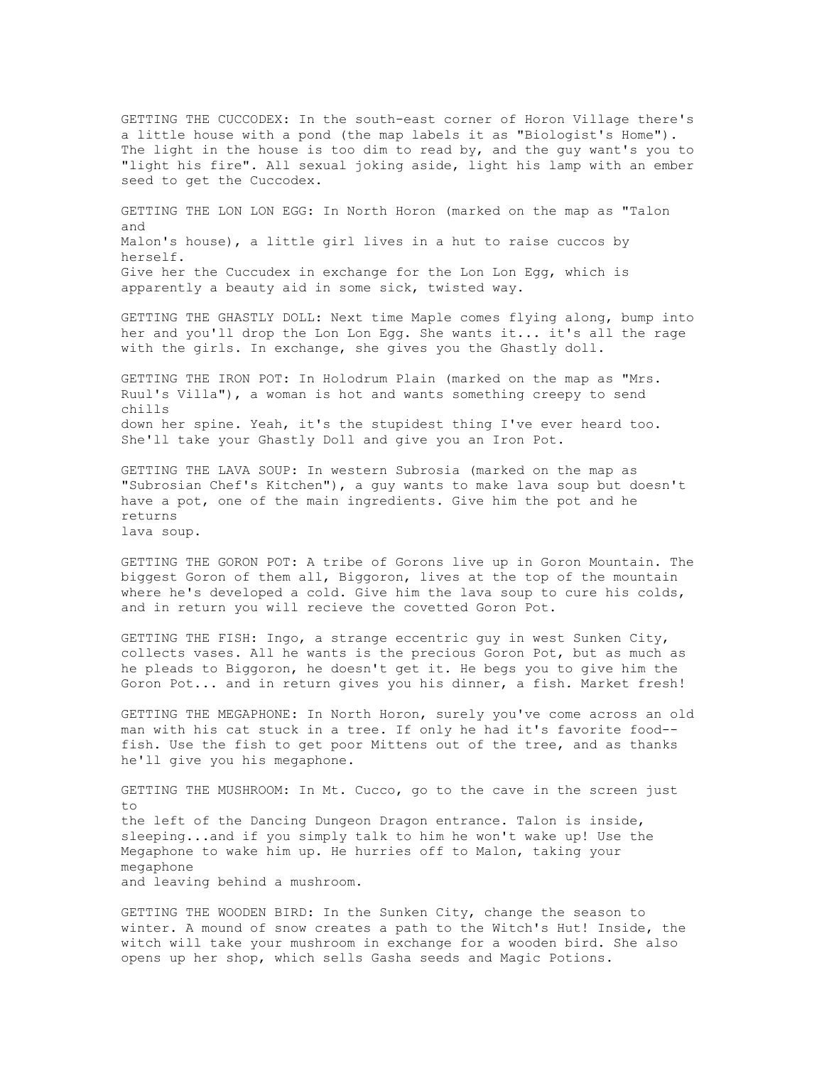GETTING THE CUCCODEX: In the south-east corner of Horon Village there's a little house with a pond (the map labels it as "Biologist's Home"). The light in the house is too dim to read by, and the guy want's you to "light his fire". All sexual joking aside, light his lamp with an ember seed to get the Cuccodex.

GETTING THE LON LON EGG: In North Horon (marked on the map as "Talon and Malon's house), a little girl lives in a hut to raise cuccos by herself. Give her the Cuccudex in exchange for the Lon Lon Egg, which is apparently a beauty aid in some sick, twisted way.

GETTING THE GHASTLY DOLL: Next time Maple comes flying along, bump into her and you'll drop the Lon Lon Egg. She wants it... it's all the rage with the girls. In exchange, she gives you the Ghastly doll.

GETTING THE IRON POT: In Holodrum Plain (marked on the map as "Mrs. Ruul's Villa"), a woman is hot and wants something creepy to send chills down her spine. Yeah, it's the stupidest thing I've ever heard too. She'll take your Ghastly Doll and give you an Iron Pot.

GETTING THE LAVA SOUP: In western Subrosia (marked on the map as "Subrosian Chef's Kitchen"), a guy wants to make lava soup but doesn't have a pot, one of the main ingredients. Give him the pot and he returns lava soup.

GETTING THE GORON POT: A tribe of Gorons live up in Goron Mountain. The biggest Goron of them all, Biggoron, lives at the top of the mountain where he's developed a cold. Give him the lava soup to cure his colds, and in return you will recieve the covetted Goron Pot.

GETTING THE FISH: Ingo, a strange eccentric guy in west Sunken City, collects vases. All he wants is the precious Goron Pot, but as much as he pleads to Biggoron, he doesn't get it. He begs you to give him the Goron Pot... and in return gives you his dinner, a fish. Market fresh!

GETTING THE MEGAPHONE: In North Horon, surely you've come across an old man with his cat stuck in a tree. If only he had it's favorite food--fish. Use the fish to get poor Mittens out of the tree, and as thanks he'll give you his megaphone.

GETTING THE MUSHROOM: In Mt. Cucco, go to the cave in the screen just to the left of the Dancing Dungeon Dragon entrance. Talon is inside, sleeping...and if you simply talk to him he won't wake up! Use the Megaphone to wake him up. He hurries off to Malon, taking your megaphone and leaving behind a mushroom.

GETTING THE WOODEN BIRD: In the Sunken City, change the season to winter. A mound of snow creates a path to the Witch's Hut! Inside, the witch will take your mushroom in exchange for a wooden bird. She also opens up her shop, which sells Gasha seeds and Magic Potions.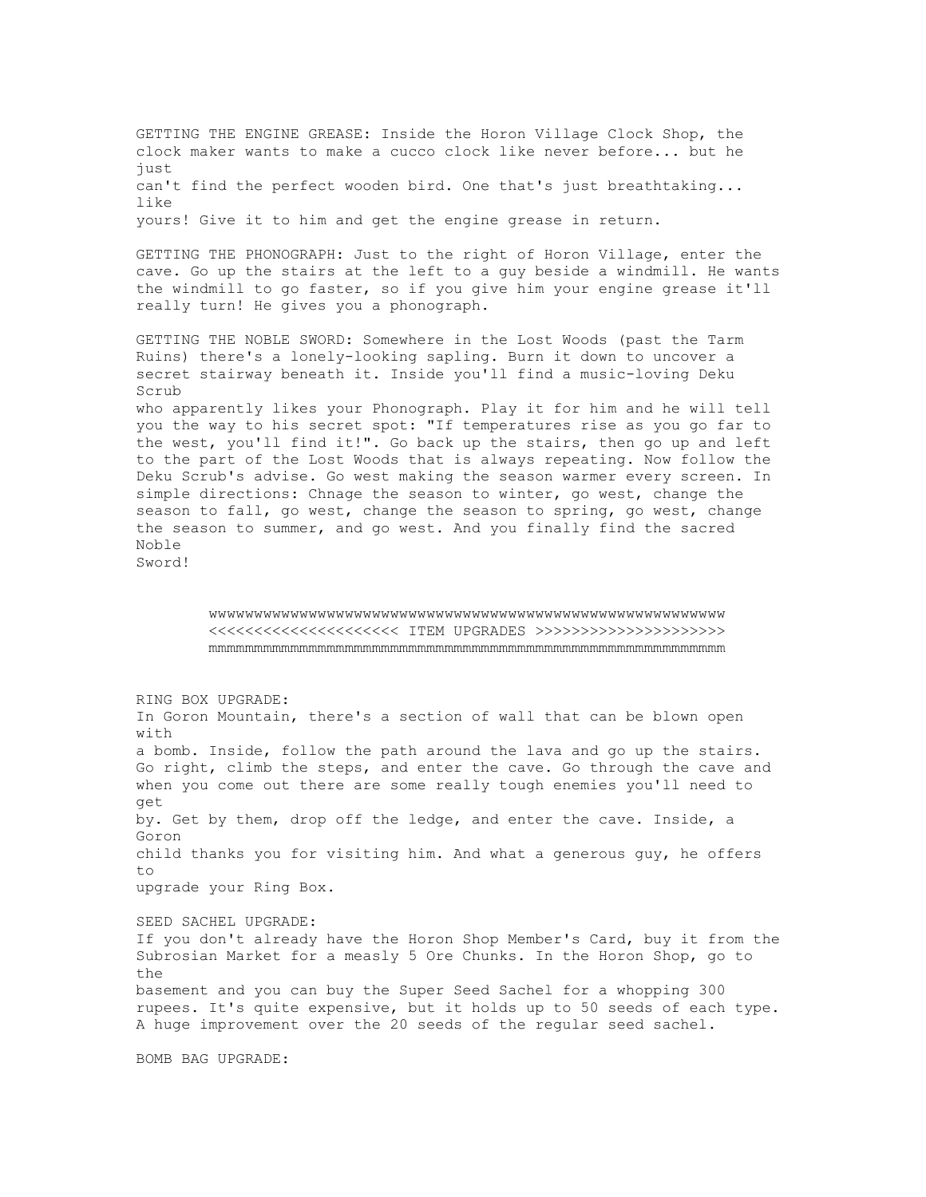GETTING THE ENGINE GREASE: Inside the Horon Village Clock Shop, the clock maker wants to make a cucco clock like never before... but he just can't find the perfect wooden bird. One that's just breathtaking... like yours! Give it to him and get the engine grease in return.

GETTING THE PHONOGRAPH: Just to the right of Horon Village, enter the cave. Go up the stairs at the left to a guy beside a windmill. He wants the windmill to go faster, so if you give him your engine grease it'll really turn! He gives you a phonograph.

GETTING THE NOBLE SWORD: Somewhere in the Lost Woods (past the Tarm Ruins) there's a lonely-looking sapling. Burn it down to uncover a secret stairway beneath it. Inside you'll find a music-loving Deku Scrub who apparently likes your Phonograph. Play it for him and he will tell you the way to his secret spot: "If temperatures rise as you go far to the west, you'll find it!". Go back up the stairs, then go up and left to the part of the Lost Woods that is always repeating. Now follow the Deku Scrub's advise. Go west making the season warmer every screen. In simple directions: Chnage the season to winter, go west, change the season to fall, go west, change the season to spring, go west, change the season to summer, and go west. And you finally find the sacred Noble Sword!

```
wwwwwwwwwwwwwwwwwwwwwwwwwwwwwwwwwwwwwwwwwwwwwwwwwwwwwwwwwwwwwww
<<<<<<<<<<<<<<<<<<<<< ITEM UPGRADES >>>>>>>>>>>>>>>>>>>>>>
mmmmmmmmmmmmmmmmmmmmmmmmmmmmmmmmmmmmmmmmmmmmmmmmmmmmmmmmmmmmmm
```

RING BOX UPGRADE:
In Goron Mountain, there's a section of wall that can be blown open with a bomb. Inside, follow the path around the lava and go up the stairs. Go right, climb the steps, and enter the cave. Go through the cave and when you come out there are some really tough enemies you'll need to get by. Get by them, drop off the ledge, and enter the cave. Inside, a Goron child thanks you for visiting him. And what a generous guy, he offers to upgrade your Ring Box.

SEED SACHEL UPGRADE:
If you don't already have the Horon Shop Member's Card, buy it from the Subrosian Market for a measly 5 Ore Chunks. In the Horon Shop, go to the basement and you can buy the Super Seed Sachel for a whopping 300 rupees. It's quite expensive, but it holds up to 50 seeds of each type. A huge improvement over the 20 seeds of the regular seed sachel.

BOMB BAG UPGRADE: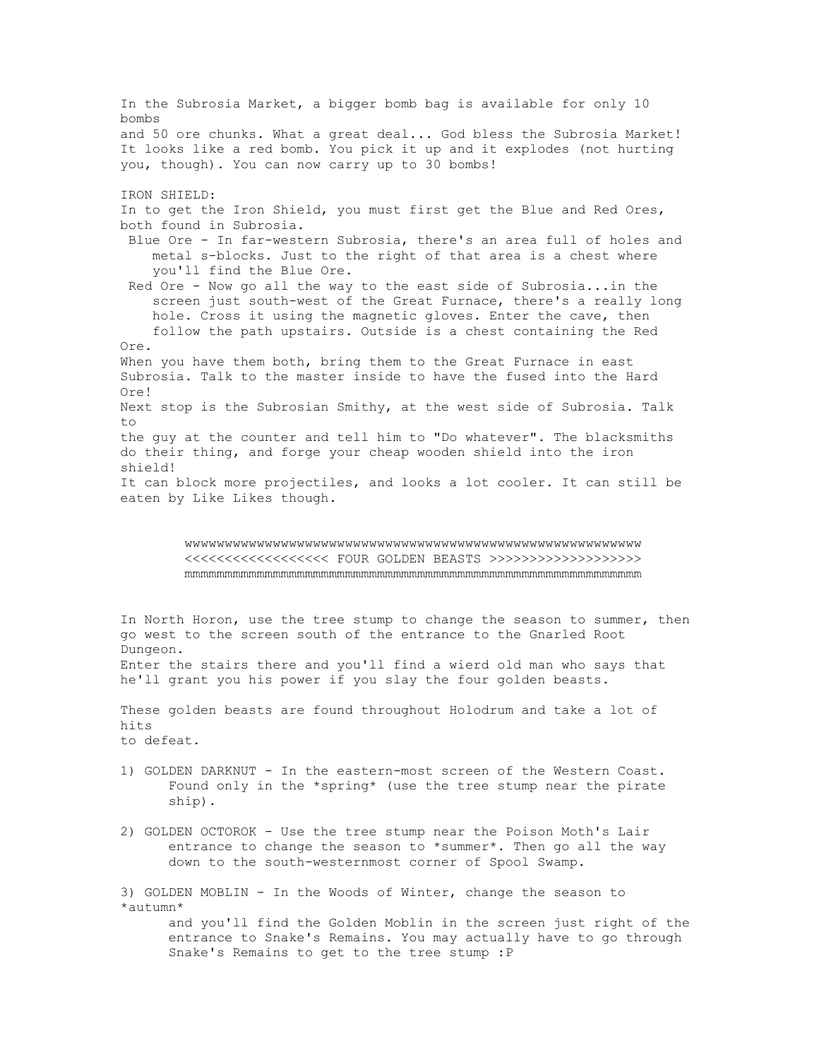In the Subrosia Market, a bigger bomb bag is available for only 10 bombs and 50 ore chunks. What a great deal... God bless the Subrosia Market! It looks like a red bomb. You pick it up and it explodes (not hurting you, though). You can now carry up to 30 bombs!

IRON SHIELD:

In to get the Iron Shield, you must first get the Blue and Red Ores, both found in Subrosia.

- Blue Ore - In far-western Subrosia, there's an area full of holes and metal s-blocks. Just to the right of that area is a chest where you'll find the Blue Ore.
- Red Ore - Now go all the way to the east side of Subrosia...in the screen just south-west of the Great Furnace, there's a really long hole. Cross it using the magnetic gloves. Enter the cave, then follow the path upstairs. Outside is a chest containing the Red Ore.

When you have them both, bring them to the Great Furnace in east Subrosia. Talk to the master inside to have the fused into the Hard Ore!

Next stop is the Subrosian Smithy, at the west side of Subrosia. Talk to the guy at the counter and tell him to "Do whatever". The blacksmiths do their thing, and forge your cheap wooden shield into the iron shield!

It can block more projectiles, and looks a lot cooler. It can still be eaten by Like Likes though.

```
wwwwwwwwwwwwwwwwwwwwwwwwwwwwwwwwwwwwwwwwwwwwwwwwwwwwwwwwwwwwwwww
<<<<<<<<<<<<<<<<<< FOUR GOLDEN BEASTS >>>>>>>>>>>>>>>>>>>>
mmmmmmmmmmmmmmmmmmmmmmmmmmmmmmmmmmmmmmmmmmmmmmmmmmmmmmmmmmmmmmmm
```

In North Horon, use the tree stump to change the season to summer, then go west to the screen south of the entrance to the Gnarled Root Dungeon.

Enter the stairs there and you'll find a wierd old man who says that he'll grant you his power if you slay the four golden beasts.

These golden beasts are found throughout Holodrum and take a lot of hits to defeat.

1) GOLDEN DARKNUT - In the eastern-most screen of the Western Coast. Found only in the *spring* (use the tree stump near the pirate ship).

2) GOLDEN OCTOROK - Use the tree stump near the Poison Moth's Lair entrance to change the season to *summer*. Then go all the way down to the south-westernmost corner of Spool Swamp.

3) GOLDEN MOBLIN - In the Woods of Winter, change the season to *autumn* and you'll find the Golden Moblin in the screen just right of the entrance to Snake's Remains. You may actually have to go through Snake's Remains to get to the tree stump :P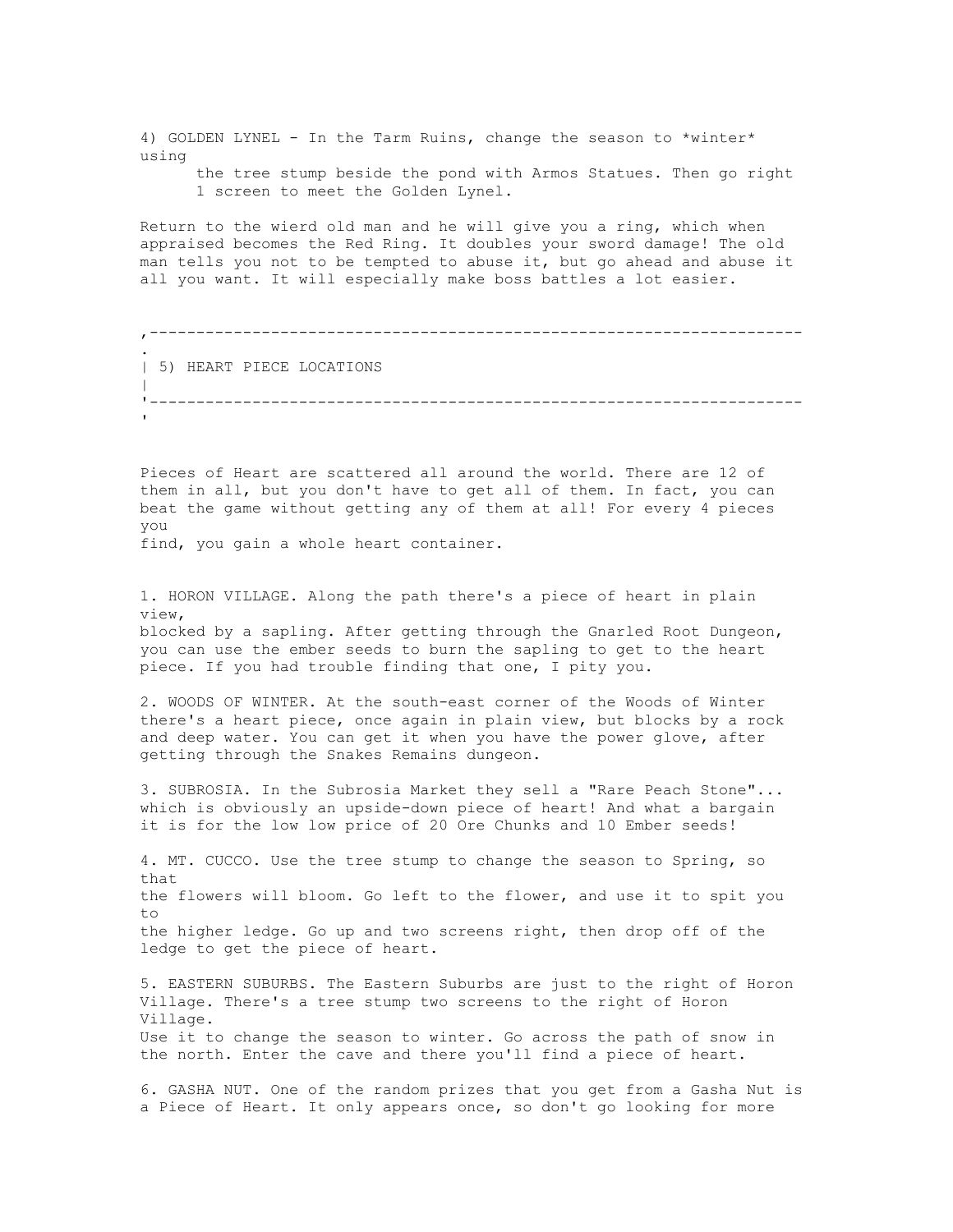4) GOLDEN LYNEL - In the Tarm Ruins, change the season to *winter* using the tree stump beside the pond with Armos Statues. Then go right 1 screen to meet the Golden Lynel.

Return to the wierd old man and he will give you a ring, which when appraised becomes the Red Ring. It doubles your sword damage! The old man tells you not to be tempted to abuse it, but go ahead and abuse it all you want. It will especially make boss battles a lot easier.

## 5) HEART PIECE LOCATIONS

Pieces of Heart are scattered all around the world. There are 12 of them in all, but you don't have to get all of them. In fact, you can beat the game without getting any of them at all! For every 4 pieces you find, you gain a whole heart container.

1. HORON VILLAGE. Along the path there's a piece of heart in plain view, blocked by a sapling. After getting through the Gnarled Root Dungeon, you can use the ember seeds to burn the sapling to get to the heart piece. If you had trouble finding that one, I pity you.

2. WOODS OF WINTER. At the south-east corner of the Woods of Winter there's a heart piece, once again in plain view, but blocks by a rock and deep water. You can get it when you have the power glove, after getting through the Snakes Remains dungeon.

3. SUBROSIA. In the Subrosia Market they sell a "Rare Peach Stone"... which is obviously an upside-down piece of heart! And what a bargain it is for the low low price of 20 Ore Chunks and 10 Ember seeds!

4. MT. CUCCO. Use the tree stump to change the season to Spring, so that the flowers will bloom. Go left to the flower, and use it to spit you to the higher ledge. Go up and two screens right, then drop off of the ledge to get the piece of heart.

5. EASTERN SUBURBS. The Eastern Suburbs are just to the right of Horon Village. There's a tree stump two screens to the right of Horon Village.
Use it to change the season to winter. Go across the path of snow in the north. Enter the cave and there you'll find a piece of heart.

6. GASHA NUT. One of the random prizes that you get from a Gasha Nut is a Piece of Heart. It only appears once, so don't go looking for more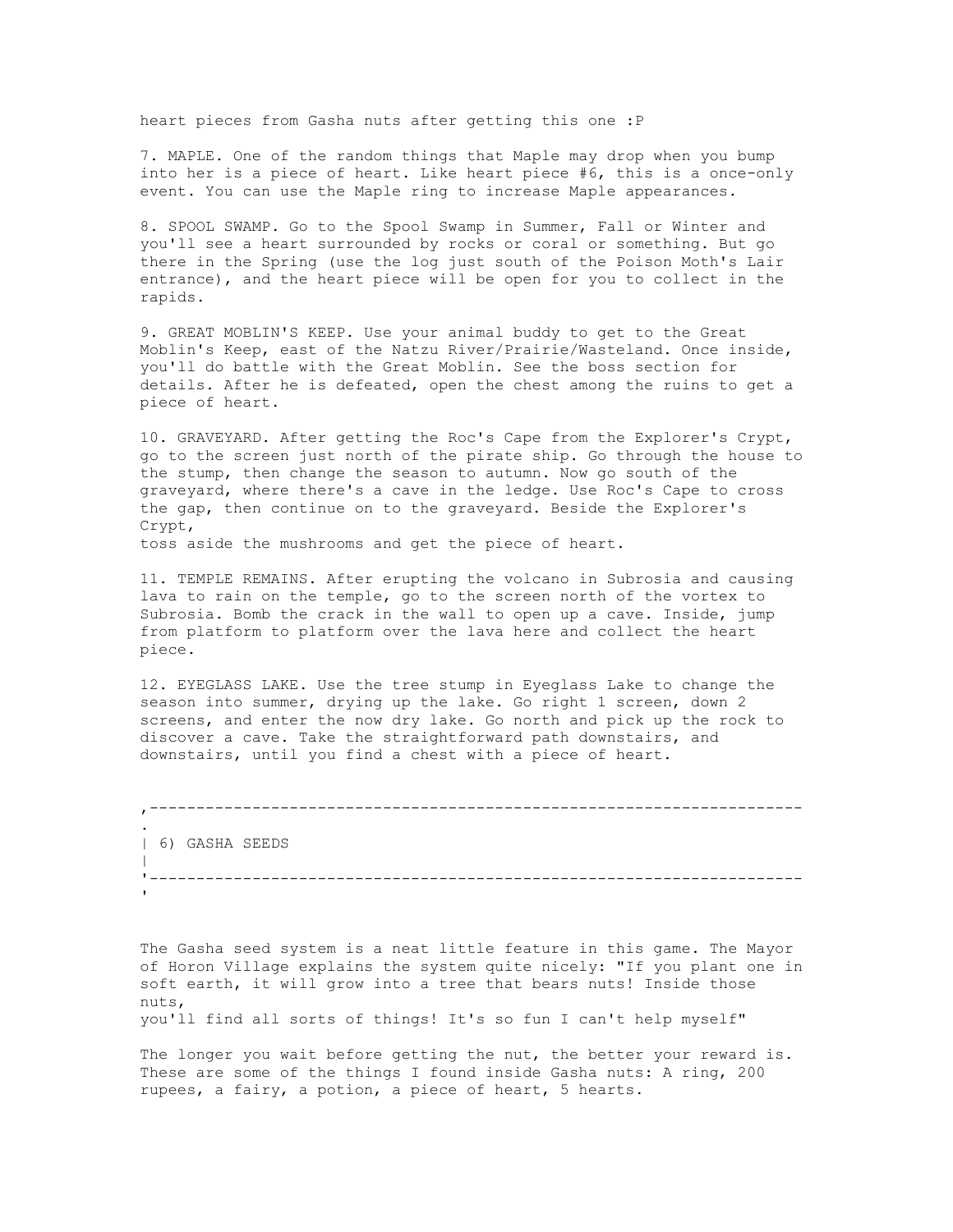heart pieces from Gasha nuts after getting this one :P

7. MAPLE. One of the random things that Maple may drop when you bump into her is a piece of heart. Like heart piece #6, this is a once-only event. You can use the Maple ring to increase Maple appearances.

8. SPOOL SWAMP. Go to the Spool Swamp in Summer, Fall or Winter and you'll see a heart surrounded by rocks or coral or something. But go there in the Spring (use the log just south of the Poison Moth's Lair entrance), and the heart piece will be open for you to collect in the rapids.

9. GREAT MOBLIN'S KEEP. Use your animal buddy to get to the Great Moblin's Keep, east of the Natzu River/Prairie/Wasteland. Once inside, you'll do battle with the Great Moblin. See the boss section for details. After he is defeated, open the chest among the ruins to get a piece of heart.

10. GRAVEYARD. After getting the Roc's Cape from the Explorer's Crypt, go to the screen just north of the pirate ship. Go through the house to the stump, then change the season to autumn. Now go south of the graveyard, where there's a cave in the ledge. Use Roc's Cape to cross the gap, then continue on to the graveyard. Beside the Explorer's Crypt,
toss aside the mushrooms and get the piece of heart.

11. TEMPLE REMAINS. After erupting the volcano in Subrosia and causing lava to rain on the temple, go to the screen north of the vortex to Subrosia. Bomb the crack in the wall to open up a cave. Inside, jump from platform to platform over the lava here and collect the heart piece.

12. EYEGLASS LAKE. Use the tree stump in Eyeglass Lake to change the season into summer, drying up the lake. Go right 1 screen, down 2 screens, and enter the now dry lake. Go north and pick up the rock to discover a cave. Take the straightforward path downstairs, and downstairs, until you find a chest with a piece of heart.

## 6) GASHA SEEDS

The Gasha seed system is a neat little feature in this game. The Mayor of Horon Village explains the system quite nicely: "If you plant one in soft earth, it will grow into a tree that bears nuts! Inside those nuts,
you'll find all sorts of things! It's so fun I can't help myself"

The longer you wait before getting the nut, the better your reward is. These are some of the things I found inside Gasha nuts: A ring, 200 rupees, a fairy, a potion, a piece of heart, 5 hearts.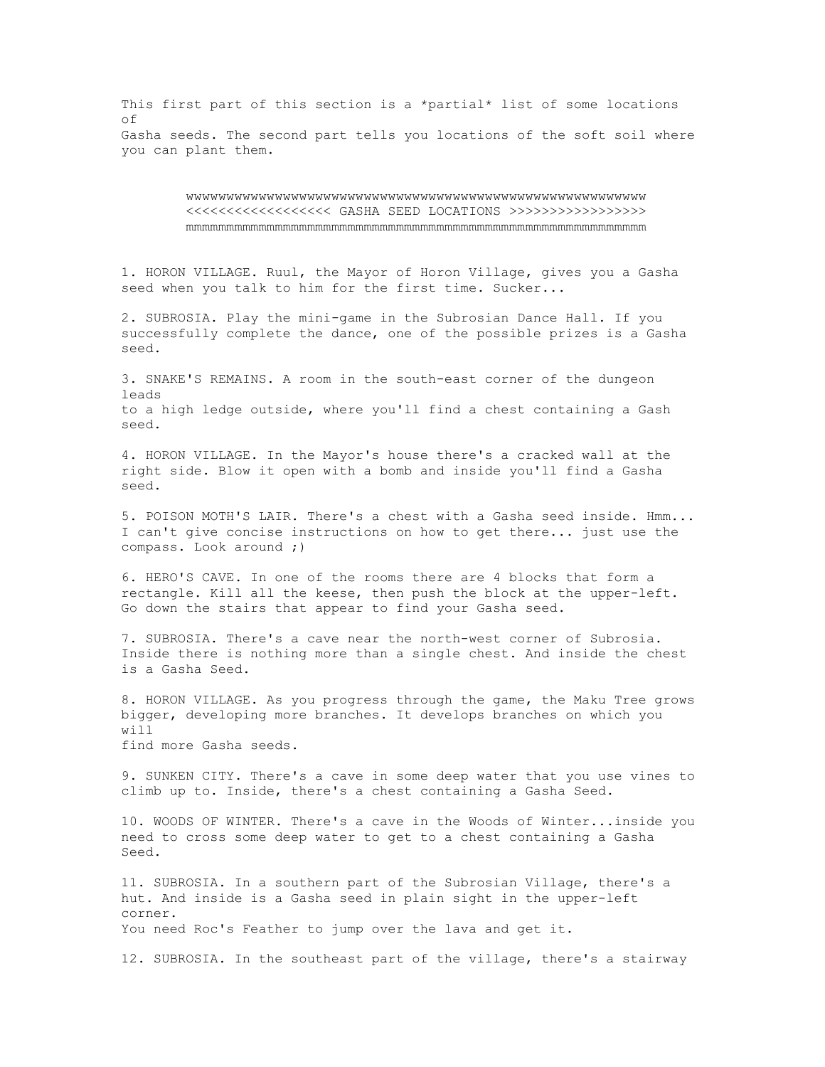This first part of this section is a *partial* list of some locations of
Gasha seeds. The second part tells you locations of the soft soil where you can plant them.

```
wwwwwwwwwwwwwwwwwwwwwwwwwwwwwwwwwwwwwwwwwwwwwwwwwwwwwwwwwwwwww
<<<<<<<<<<<<<<<<<< GASHA SEED LOCATIONS >>>>>>>>>>>>>>>>>>
mmmmmmmmmmmmmmmmmmmmmmmmmmmmmmmmmmmmmmmmmmmmmmmmmmmmmmmmmmmmmm
```

1. HORON VILLAGE. Ruul, the Mayor of Horon Village, gives you a Gasha seed when you talk to him for the first time. Sucker...

2. SUBROSIA. Play the mini-game in the Subrosian Dance Hall. If you successfully complete the dance, one of the possible prizes is a Gasha seed.

3. SNAKE'S REMAINS. A room in the south-east corner of the dungeon leads
to a high ledge outside, where you'll find a chest containing a Gash seed.

4. HORON VILLAGE. In the Mayor's house there's a cracked wall at the right side. Blow it open with a bomb and inside you'll find a Gasha seed.

5. POISON MOTH'S LAIR. There's a chest with a Gasha seed inside. Hmm... I can't give concise instructions on how to get there... just use the compass. Look around ;)

6. HERO'S CAVE. In one of the rooms there are 4 blocks that form a rectangle. Kill all the keese, then push the block at the upper-left. Go down the stairs that appear to find your Gasha seed.

7. SUBROSIA. There's a cave near the north-west corner of Subrosia. Inside there is nothing more than a single chest. And inside the chest is a Gasha Seed.

8. HORON VILLAGE. As you progress through the game, the Maku Tree grows bigger, developing more branches. It develops branches on which you will
find more Gasha seeds.

9. SUNKEN CITY. There's a cave in some deep water that you use vines to climb up to. Inside, there's a chest containing a Gasha Seed.

10. WOODS OF WINTER. There's a cave in the Woods of Winter...inside you need to cross some deep water to get to a chest containing a Gasha Seed.

11. SUBROSIA. In a southern part of the Subrosian Village, there's a hut. And inside is a Gasha seed in plain sight in the upper-left corner.
You need Roc's Feather to jump over the lava and get it.

12. SUBROSIA. In the southeast part of the village, there's a stairway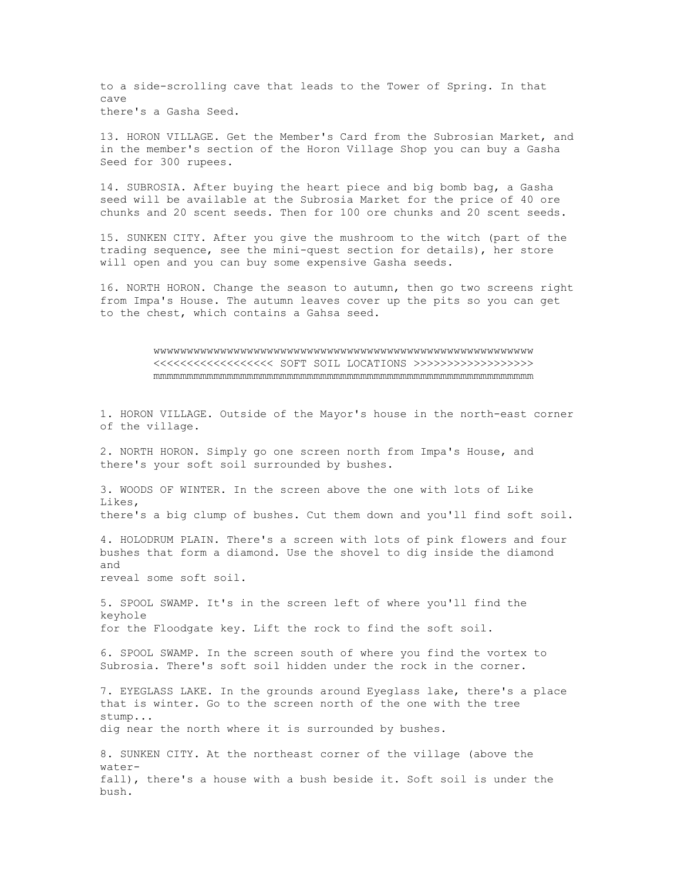to a side-scrolling cave that leads to the Tower of Spring. In that cave there's a Gasha Seed.

13. HORON VILLAGE. Get the Member's Card from the Subrosian Market, and in the member's section of the Horon Village Shop you can buy a Gasha Seed for 300 rupees.

14. SUBROSIA. After buying the heart piece and big bomb bag, a Gasha seed will be available at the Subrosia Market for the price of 40 ore chunks and 20 scent seeds. Then for 100 ore chunks and 20 scent seeds.

15. SUNKEN CITY. After you give the mushroom to the witch (part of the trading sequence, see the mini-quest section for details), her store will open and you can buy some expensive Gasha seeds.

16. NORTH HORON. Change the season to autumn, then go two screens right from Impa's House. The autumn leaves cover up the pits so you can get to the chest, which contains a Gahsa seed.

```
wwwwwwwwwwwwwwwwwwwwwwwwwwwwwwwwwwwwwwwwwwwwwwwwwwwwwwwwwwwwwwww
<<<<<<<<<<<<<<<<<< SOFT SOIL LOCATIONS >>>>>>>>>>>>>>>>>>
mmmmmmmmmmmmmmmmmmmmmmmmmmmmmmmmmmmmmmmmmmmmmmmmmmmmmmmmmmmmmmmm
```

1. HORON VILLAGE. Outside of the Mayor's house in the north-east corner of the village.

2. NORTH HORON. Simply go one screen north from Impa's House, and there's your soft soil surrounded by bushes.

3. WOODS OF WINTER. In the screen above the one with lots of Like Likes, there's a big clump of bushes. Cut them down and you'll find soft soil.

4. HOLODRUM PLAIN. There's a screen with lots of pink flowers and four bushes that form a diamond. Use the shovel to dig inside the diamond and reveal some soft soil.

5. SPOOL SWAMP. It's in the screen left of where you'll find the keyhole for the Floodgate key. Lift the rock to find the soft soil.

6. SPOOL SWAMP. In the screen south of where you find the vortex to Subrosia. There's soft soil hidden under the rock in the corner.

7. EYEGLASS LAKE. In the grounds around Eyeglass lake, there's a place that is winter. Go to the screen north of the one with the tree stump... dig near the north where it is surrounded by bushes.

8. SUNKEN CITY. At the northeast corner of the village (above the water-fall), there's a house with a bush beside it. Soft soil is under the bush.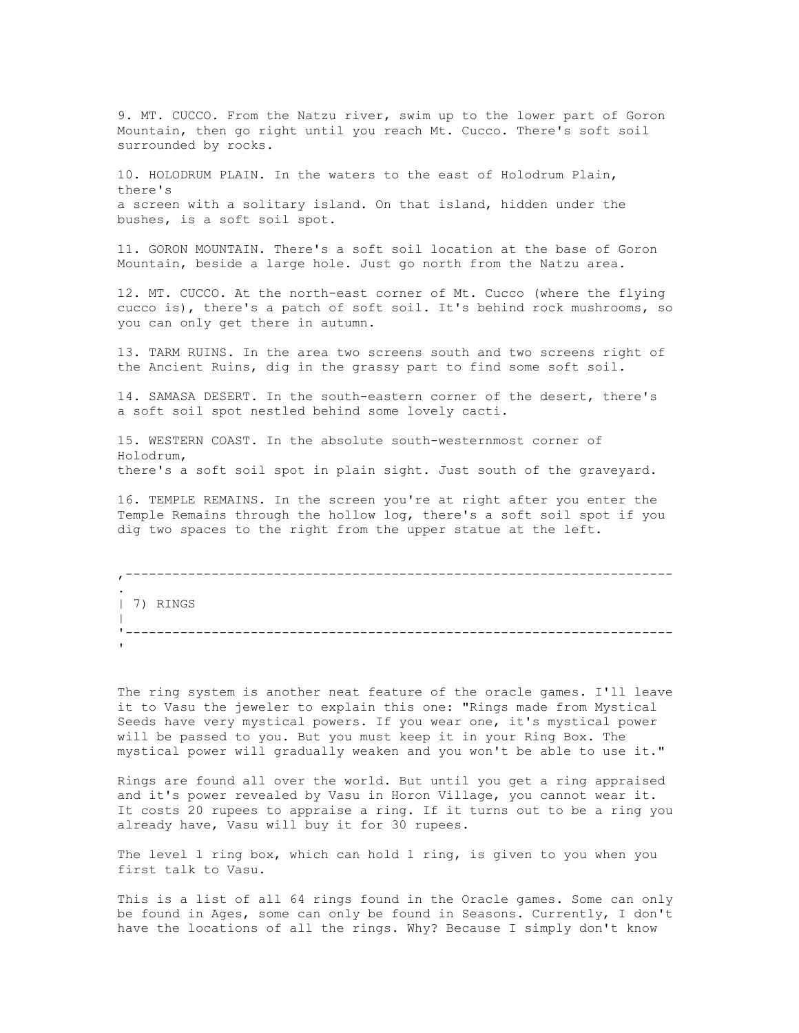9. MT. CUCCO. From the Natzu river, swim up to the lower part of Goron Mountain, then go right until you reach Mt. Cucco. There's soft soil surrounded by rocks.

10. HOLODRUM PLAIN. In the waters to the east of Holodrum Plain, there's a screen with a solitary island. On that island, hidden under the bushes, is a soft soil spot.

11. GORON MOUNTAIN. There's a soft soil location at the base of Goron Mountain, beside a large hole. Just go north from the Natzu area.

12. MT. CUCCO. At the north-east corner of Mt. Cucco (where the flying cucco is), there's a patch of soft soil. It's behind rock mushrooms, so you can only get there in autumn.

13. TARM RUINS. In the area two screens south and two screens right of the Ancient Ruins, dig in the grassy part to find some soft soil.

14. SAMASA DESERT. In the south-eastern corner of the desert, there's a soft soil spot nestled behind some lovely cacti.

15. WESTERN COAST. In the absolute south-westernmost corner of Holodrum, there's a soft soil spot in plain sight. Just south of the graveyard.

16. TEMPLE REMAINS. In the screen you're at right after you enter the Temple Remains through the hollow log, there's a soft soil spot if you dig two spaces to the right from the upper statue at the left.

## 7) RINGS

The ring system is another neat feature of the oracle games. I'll leave it to Vasu the jeweler to explain this one: "Rings made from Mystical Seeds have very mystical powers. If you wear one, it's mystical power will be passed to you. But you must keep it in your Ring Box. The mystical power will gradually weaken and you won't be able to use it."

Rings are found all over the world. But until you get a ring appraised and it's power revealed by Vasu in Horon Village, you cannot wear it. It costs 20 rupees to appraise a ring. If it turns out to be a ring you already have, Vasu will buy it for 30 rupees.

The level 1 ring box, which can hold 1 ring, is given to you when you first talk to Vasu.

This is a list of all 64 rings found in the Oracle games. Some can only be found in Ages, some can only be found in Seasons. Currently, I don't have the locations of all the rings. Why? Because I simply don't know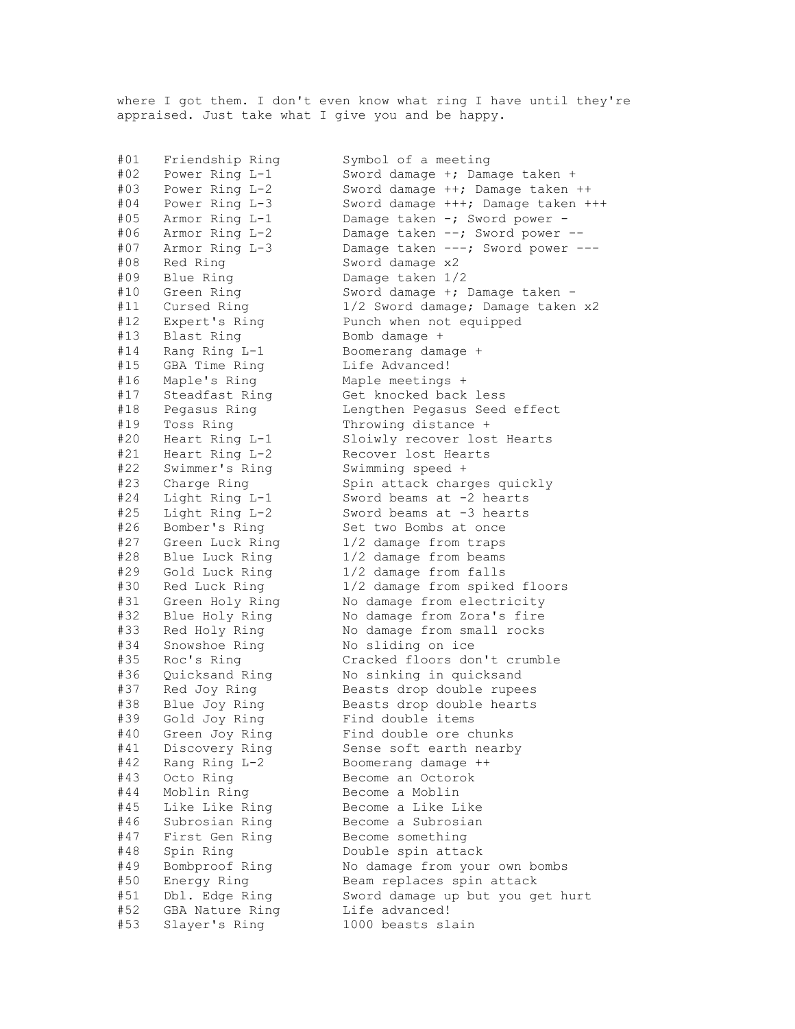where I got them. I don't even know what ring I have until they're appraised. Just take what I give you and be happy.

| | | |
|---|---|---|
| #01 | Friendship Ring | Symbol of a meeting |
| #02 | Power Ring L-1 | Sword damage +; Damage taken + |
| #03 | Power Ring L-2 | Sword damage ++; Damage taken ++ |
| #04 | Power Ring L-3 | Sword damage +++; Damage taken +++ |
| #05 | Armor Ring L-1 | Damage taken -; Sword power - |
| #06 | Armor Ring L-2 | Damage taken --; Sword power -- |
| #07 | Armor Ring L-3 | Damage taken ---; Sword power --- |
| #08 | Red Ring | Sword damage x2 |
| #09 | Blue Ring | Damage taken 1/2 |
| #10 | Green Ring | Sword damage +; Damage taken - |
| #11 | Cursed Ring | 1/2 Sword damage; Damage taken x2 |
| #12 | Expert's Ring | Punch when not equipped |
| #13 | Blast Ring | Bomb damage + |
| #14 | Rang Ring L-1 | Boomerang damage + |
| #15 | GBA Time Ring | Life Advanced! |
| #16 | Maple's Ring | Maple meetings + |
| #17 | Steadfast Ring | Get knocked back less |
| #18 | Pegasus Ring | Lengthen Pegasus Seed effect |
| #19 | Toss Ring | Throwing distance + |
| #20 | Heart Ring L-1 | Sloiwly recover lost Hearts |
| #21 | Heart Ring L-2 | Recover lost Hearts |
| #22 | Swimmer's Ring | Swimming speed + |
| #23 | Charge Ring | Spin attack charges quickly |
| #24 | Light Ring L-1 | Sword beams at -2 hearts |
| #25 | Light Ring L-2 | Sword beams at -3 hearts |
| #26 | Bomber's Ring | Set two Bombs at once |
| #27 | Green Luck Ring | 1/2 damage from traps |
| #28 | Blue Luck Ring | 1/2 damage from beams |
| #29 | Gold Luck Ring | 1/2 damage from falls |
| #30 | Red Luck Ring | 1/2 damage from spiked floors |
| #31 | Green Holy Ring | No damage from electricity |
| #32 | Blue Holy Ring | No damage from Zora's fire |
| #33 | Red Holy Ring | No damage from small rocks |
| #34 | Snowshoe Ring | No sliding on ice |
| #35 | Roc's Ring | Cracked floors don't crumble |
| #36 | Quicksand Ring | No sinking in quicksand |
| #37 | Red Joy Ring | Beasts drop double rupees |
| #38 | Blue Joy Ring | Beasts drop double hearts |
| #39 | Gold Joy Ring | Find double items |
| #40 | Green Joy Ring | Find double ore chunks |
| #41 | Discovery Ring | Sense soft earth nearby |
| #42 | Rang Ring L-2 | Boomerang damage ++ |
| #43 | Octo Ring | Become an Octorok |
| #44 | Moblin Ring | Become a Moblin |
| #45 | Like Like Ring | Become a Like Like |
| #46 | Subrosian Ring | Become a Subrosian |
| #47 | First Gen Ring | Become something |
| #48 | Spin Ring | Double spin attack |
| #49 | Bombproof Ring | No damage from your own bombs |
| #50 | Energy Ring | Beam replaces spin attack |
| #51 | Dbl. Edge Ring | Sword damage up but you get hurt |
| #52 | GBA Nature Ring | Life advanced! |
| #53 | Slayer's Ring | 1000 beasts slain |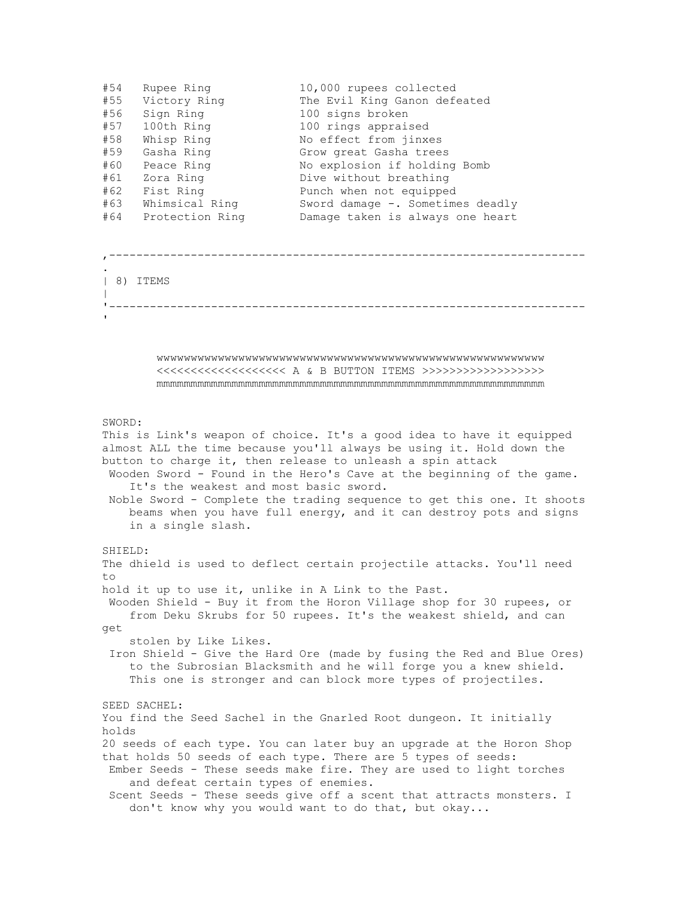| | | |
|---|---|---|
| #54 | Rupee Ring | 10,000 rupees collected |
| #55 | Victory Ring | The Evil King Ganon defeated |
| #56 | Sign Ring | 100 signs broken |
| #57 | 100th Ring | 100 rings appraised |
| #58 | Whisp Ring | No effect from jinxes |
| #59 | Gasha Ring | Grow great Gasha trees |
| #60 | Peace Ring | No explosion if holding Bomb |
| #61 | Zora Ring | Dive without breathing |
| #62 | Fist Ring | Punch when not equipped |
| #63 | Whimsical Ring | Sword damage -. Sometimes deadly |
| #64 | Protection Ring | Damage taken is always one heart |

## 8) ITEMS

### A & B BUTTON ITEMS

SWORD:
This is Link's weapon of choice. It's a good idea to have it equipped almost ALL the time because you'll always be using it. Hold down the button to charge it, then release to unleash a spin attack

- Wooden Sword - Found in the Hero's Cave at the beginning of the game. It's the weakest and most basic sword.
- Noble Sword - Complete the trading sequence to get this one. It shoots beams when you have full energy, and it can destroy pots and signs in a single slash.

SHIELD:
The dhield is used to deflect certain projectile attacks. You'll need to hold it up to use it, unlike in A Link to the Past.

- Wooden Shield - Buy it from the Horon Village shop for 30 rupees, or from Deku Skrubs for 50 rupees. It's the weakest shield, and can get stolen by Like Likes.
- Iron Shield - Give the Hard Ore (made by fusing the Red and Blue Ores) to the Subrosian Blacksmith and he will forge you a knew shield. This one is stronger and can block more types of projectiles.

SEED SACHEL:
You find the Seed Sachel in the Gnarled Root dungeon. It initially holds 20 seeds of each type. You can later buy an upgrade at the Horon Shop that holds 50 seeds of each type. There are 5 types of seeds:

- Ember Seeds - These seeds make fire. They are used to light torches and defeat certain types of enemies.
- Scent Seeds - These seeds give off a scent that attracts monsters. I don't know why you would want to do that, but okay...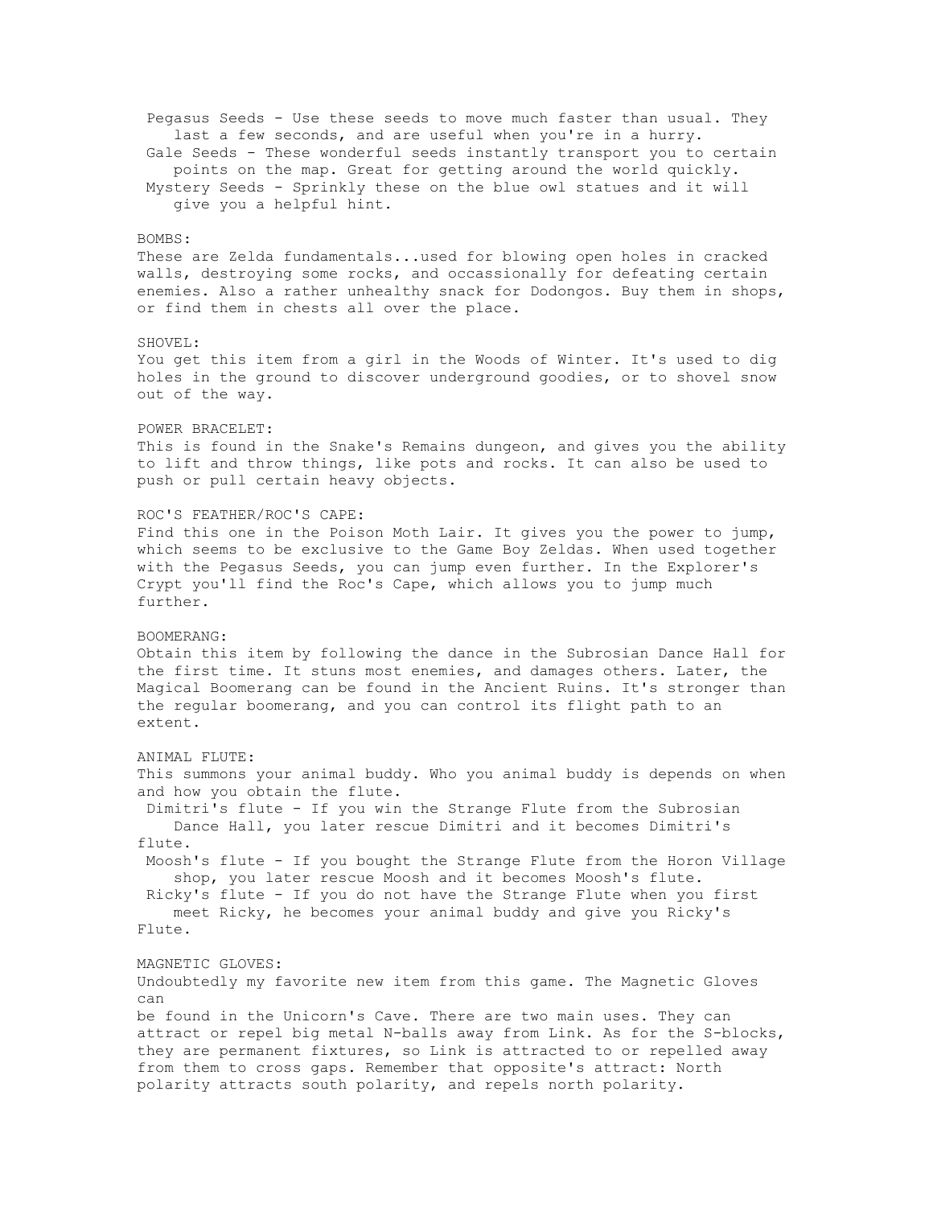- Pegasus Seeds - Use these seeds to move much faster than usual. They last a few seconds, and are useful when you're in a hurry.
- Gale Seeds - These wonderful seeds instantly transport you to certain points on the map. Great for getting around the world quickly.
- Mystery Seeds - Sprinkly these on the blue owl statues and it will give you a helpful hint.

BOMBS:
These are Zelda fundamentals...used for blowing open holes in cracked walls, destroying some rocks, and occassionally for defeating certain enemies. Also a rather unhealthy snack for Dodongos. Buy them in shops, or find them in chests all over the place.

SHOVEL:
You get this item from a girl in the Woods of Winter. It's used to dig holes in the ground to discover underground goodies, or to shovel snow out of the way.

POWER BRACELET:
This is found in the Snake's Remains dungeon, and gives you the ability to lift and throw things, like pots and rocks. It can also be used to push or pull certain heavy objects.

ROC'S FEATHER/ROC'S CAPE:
Find this one in the Poison Moth Lair. It gives you the power to jump, which seems to be exclusive to the Game Boy Zeldas. When used together with the Pegasus Seeds, you can jump even further. In the Explorer's Crypt you'll find the Roc's Cape, which allows you to jump much further.

BOOMERANG:
Obtain this item by following the dance in the Subrosian Dance Hall for the first time. It stuns most enemies, and damages others. Later, the Magical Boomerang can be found in the Ancient Ruins. It's stronger than the regular boomerang, and you can control its flight path to an extent.

ANIMAL FLUTE:
This summons your animal buddy. Who you animal buddy is depends on when and how you obtain the flute.

- Dimitri's flute - If you win the Strange Flute from the Subrosian Dance Hall, you later rescue Dimitri and it becomes Dimitri's flute.
- Moosh's flute - If you bought the Strange Flute from the Horon Village shop, you later rescue Moosh and it becomes Moosh's flute.
- Ricky's flute - If you do not have the Strange Flute when you first meet Ricky, he becomes your animal buddy and give you Ricky's Flute.

MAGNETIC GLOVES:
Undoubtedly my favorite new item from this game. The Magnetic Gloves can be found in the Unicorn's Cave. There are two main uses. They can attract or repel big metal N-balls away from Link. As for the S-blocks, they are permanent fixtures, so Link is attracted to or repelled away from them to cross gaps. Remember that opposite's attract: North polarity attracts south polarity, and repels north polarity.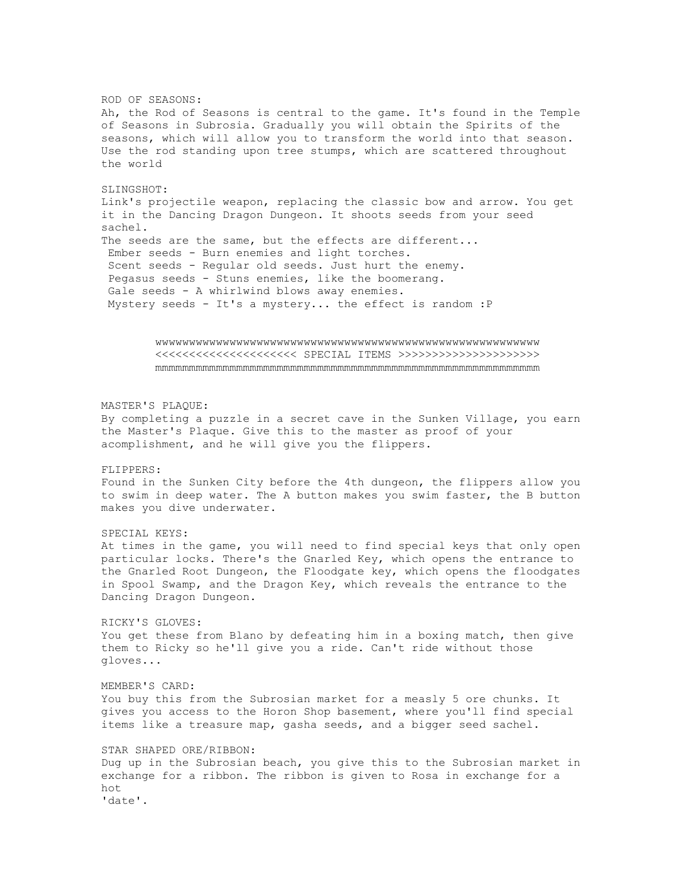ROD OF SEASONS:
Ah, the Rod of Seasons is central to the game. It's found in the Temple of Seasons in Subrosia. Gradually you will obtain the Spirits of the seasons, which will allow you to transform the world into that season. Use the rod standing upon tree stumps, which are scattered throughout the world

SLINGSHOT:
Link's projectile weapon, replacing the classic bow and arrow. You get it in the Dancing Dragon Dungeon. It shoots seeds from your seed sachel.
The seeds are the same, but the effects are different...
 Ember seeds - Burn enemies and light torches.
 Scent seeds - Regular old seeds. Just hurt the enemy.
 Pegasus seeds - Stuns enemies, like the boomerang.
 Gale seeds - A whirlwind blows away enemies.
 Mystery seeds - It's a mystery... the effect is random :P

```
wwwwwwwwwwwwwwwwwwwwwwwwwwwwwwwwwwwwwwwwwwwwwwwwwwwwwwwwwwwww
<<<<<<<<<<<<<<<<<<<<< SPECIAL ITEMS >>>>>>>>>>>>>>>>>>>>>
mmmmmmmmmmmmmmmmmmmmmmmmmmmmmmmmmmmmmmmmmmmmmmmmmmmmmmmmmmmmm
```

MASTER'S PLAQUE:
By completing a puzzle in a secret cave in the Sunken Village, you earn the Master's Plaque. Give this to the master as proof of your acomplishment, and he will give you the flippers.

FLIPPERS:
Found in the Sunken City before the 4th dungeon, the flippers allow you to swim in deep water. The A button makes you swim faster, the B button makes you dive underwater.

SPECIAL KEYS:
At times in the game, you will need to find special keys that only open particular locks. There's the Gnarled Key, which opens the entrance to the Gnarled Root Dungeon, the Floodgate key, which opens the floodgates in Spool Swamp, and the Dragon Key, which reveals the entrance to the Dancing Dragon Dungeon.

RICKY'S GLOVES:
You get these from Blano by defeating him in a boxing match, then give them to Ricky so he'll give you a ride. Can't ride without those gloves...

MEMBER'S CARD:
You buy this from the Subrosian market for a measly 5 ore chunks. It gives you access to the Horon Shop basement, where you'll find special items like a treasure map, gasha seeds, and a bigger seed sachel.

STAR SHAPED ORE/RIBBON:
Dug up in the Subrosian beach, you give this to the Subrosian market in exchange for a ribbon. The ribbon is given to Rosa in exchange for a hot
'date'.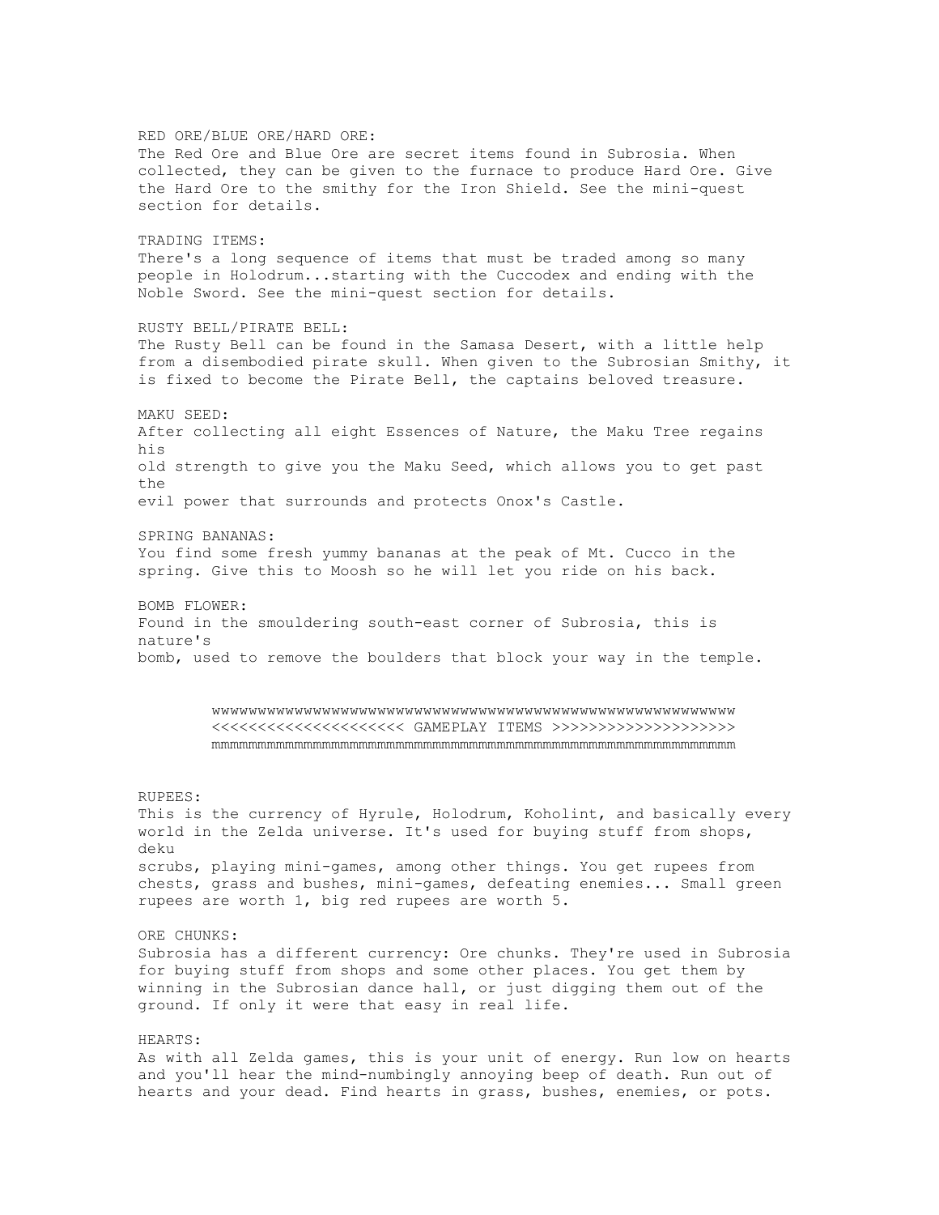RED ORE/BLUE ORE/HARD ORE:
The Red Ore and Blue Ore are secret items found in Subrosia. When collected, they can be given to the furnace to produce Hard Ore. Give the Hard Ore to the smithy for the Iron Shield. See the mini-quest section for details.

TRADING ITEMS:
There's a long sequence of items that must be traded among so many people in Holodrum...starting with the Cuccodex and ending with the Noble Sword. See the mini-quest section for details.

RUSTY BELL/PIRATE BELL:
The Rusty Bell can be found in the Samasa Desert, with a little help from a disembodied pirate skull. When given to the Subrosian Smithy, it is fixed to become the Pirate Bell, the captains beloved treasure.

MAKU SEED:
After collecting all eight Essences of Nature, the Maku Tree regains his
old strength to give you the Maku Seed, which allows you to get past the
evil power that surrounds and protects Onox's Castle.

SPRING BANANAS:
You find some fresh yummy bananas at the peak of Mt. Cucco in the spring. Give this to Moosh so he will let you ride on his back.

BOMB FLOWER:
Found in the smouldering south-east corner of Subrosia, this is nature's
bomb, used to remove the boulders that block your way in the temple.

```
wwwwwwwwwwwwwwwwwwwwwwwwwwwwwwwwwwwwwwwwwwwwwwwwwwwwwwwwwwwwwwwww
<<<<<<<<<<<<<<<<<<<<< GAMEPLAY ITEMS >>>>>>>>>>>>>>>>>>>>
mmmmmmmmmmmmmmmmmmmmmmmmmmmmmmmmmmmmmmmmmmmmmmmmmmmmmmmmmmmmmmm
```

RUPEES:
This is the currency of Hyrule, Holodrum, Koholint, and basically every world in the Zelda universe. It's used for buying stuff from shops, deku
scrubs, playing mini-games, among other things. You get rupees from chests, grass and bushes, mini-games, defeating enemies... Small green rupees are worth 1, big red rupees are worth 5.

ORE CHUNKS:
Subrosia has a different currency: Ore chunks. They're used in Subrosia for buying stuff from shops and some other places. You get them by winning in the Subrosian dance hall, or just digging them out of the ground. If only it were that easy in real life.

HEARTS:
As with all Zelda games, this is your unit of energy. Run low on hearts and you'll hear the mind-numbingly annoying beep of death. Run out of hearts and your dead. Find hearts in grass, bushes, enemies, or pots.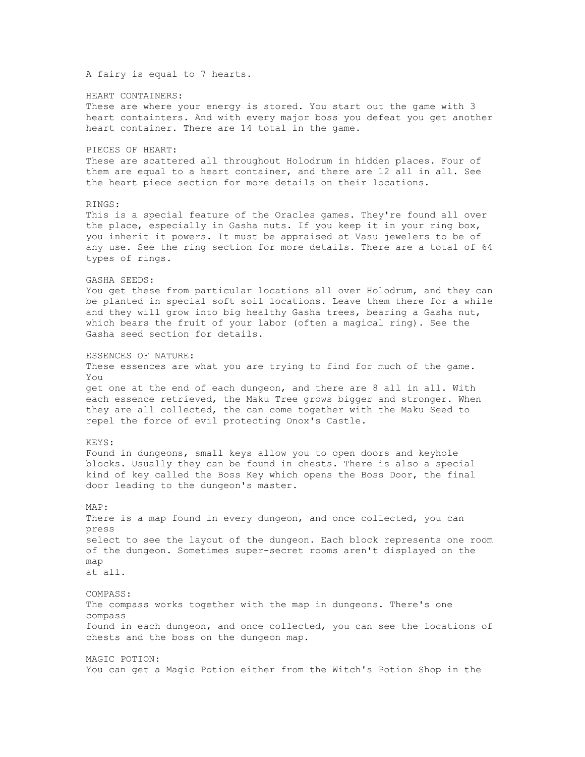A fairy is equal to 7 hearts.

HEART CONTAINERS:
These are where your energy is stored. You start out the game with 3 heart containters. And with every major boss you defeat you get another heart container. There are 14 total in the game.

PIECES OF HEART:
These are scattered all throughout Holodrum in hidden places. Four of them are equal to a heart container, and there are 12 all in all. See the heart piece section for more details on their locations.

RINGS:
This is a special feature of the Oracles games. They're found all over the place, especially in Gasha nuts. If you keep it in your ring box, you inherit it powers. It must be appraised at Vasu jewelers to be of any use. See the ring section for more details. There are a total of 64 types of rings.

GASHA SEEDS:
You get these from particular locations all over Holodrum, and they can be planted in special soft soil locations. Leave them there for a while and they will grow into big healthy Gasha trees, bearing a Gasha nut, which bears the fruit of your labor (often a magical ring). See the Gasha seed section for details.

ESSENCES OF NATURE:
These essences are what you are trying to find for much of the game. You
get one at the end of each dungeon, and there are 8 all in all. With each essence retrieved, the Maku Tree grows bigger and stronger. When they are all collected, the can come together with the Maku Seed to repel the force of evil protecting Onox's Castle.

KEYS:
Found in dungeons, small keys allow you to open doors and keyhole blocks. Usually they can be found in chests. There is also a special kind of key called the Boss Key which opens the Boss Door, the final door leading to the dungeon's master.

MAP:
There is a map found in every dungeon, and once collected, you can press
select to see the layout of the dungeon. Each block represents one room of the dungeon. Sometimes super-secret rooms aren't displayed on the map
at all.

COMPASS:
The compass works together with the map in dungeons. There's one compass
found in each dungeon, and once collected, you can see the locations of chests and the boss on the dungeon map.

MAGIC POTION:
You can get a Magic Potion either from the Witch's Potion Shop in the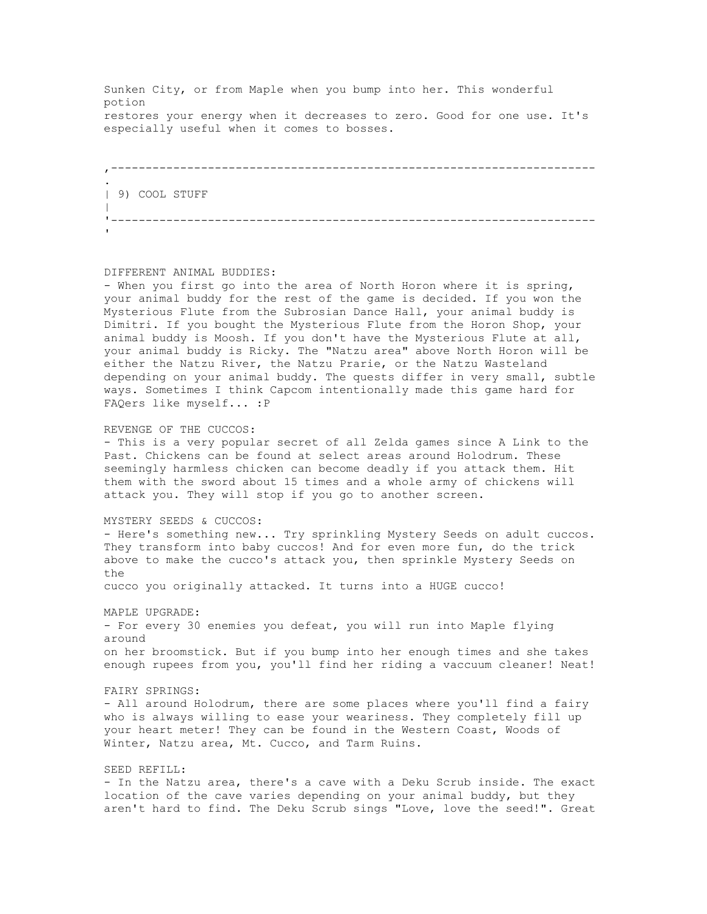Sunken City, or from Maple when you bump into her. This wonderful potion restores your energy when it decreases to zero. Good for one use. It's especially useful when it comes to bosses.

## 9) COOL STUFF

DIFFERENT ANIMAL BUDDIES:

- When you first go into the area of North Horon where it is spring, your animal buddy for the rest of the game is decided. If you won the Mysterious Flute from the Subrosian Dance Hall, your animal buddy is Dimitri. If you bought the Mysterious Flute from the Horon Shop, your animal buddy is Moosh. If you don't have the Mysterious Flute at all, your animal buddy is Ricky. The "Natzu area" above North Horon will be either the Natzu River, the Natzu Prarie, or the Natzu Wasteland depending on your animal buddy. The quests differ in very small, subtle ways. Sometimes I think Capcom intentionally made this game hard for FAQers like myself... :P

REVENGE OF THE CUCCOS:

- This is a very popular secret of all Zelda games since A Link to the Past. Chickens can be found at select areas around Holodrum. These seemingly harmless chicken can become deadly if you attack them. Hit them with the sword about 15 times and a whole army of chickens will attack you. They will stop if you go to another screen.

MYSTERY SEEDS & CUCCOS:

- Here's something new... Try sprinkling Mystery Seeds on adult cuccos. They transform into baby cuccos! And for even more fun, do the trick above to make the cucco's attack you, then sprinkle Mystery Seeds on the cucco you originally attacked. It turns into a HUGE cucco!

MAPLE UPGRADE:

- For every 30 enemies you defeat, you will run into Maple flying around on her broomstick. But if you bump into her enough times and she takes enough rupees from you, you'll find her riding a vaccuum cleaner! Neat!

FAIRY SPRINGS:

- All around Holodrum, there are some places where you'll find a fairy who is always willing to ease your weariness. They completely fill up your heart meter! They can be found in the Western Coast, Woods of Winter, Natzu area, Mt. Cucco, and Tarm Ruins.

SEED REFILL:

- In the Natzu area, there's a cave with a Deku Scrub inside. The exact location of the cave varies depending on your animal buddy, but they aren't hard to find. The Deku Scrub sings "Love, love the seed!". Great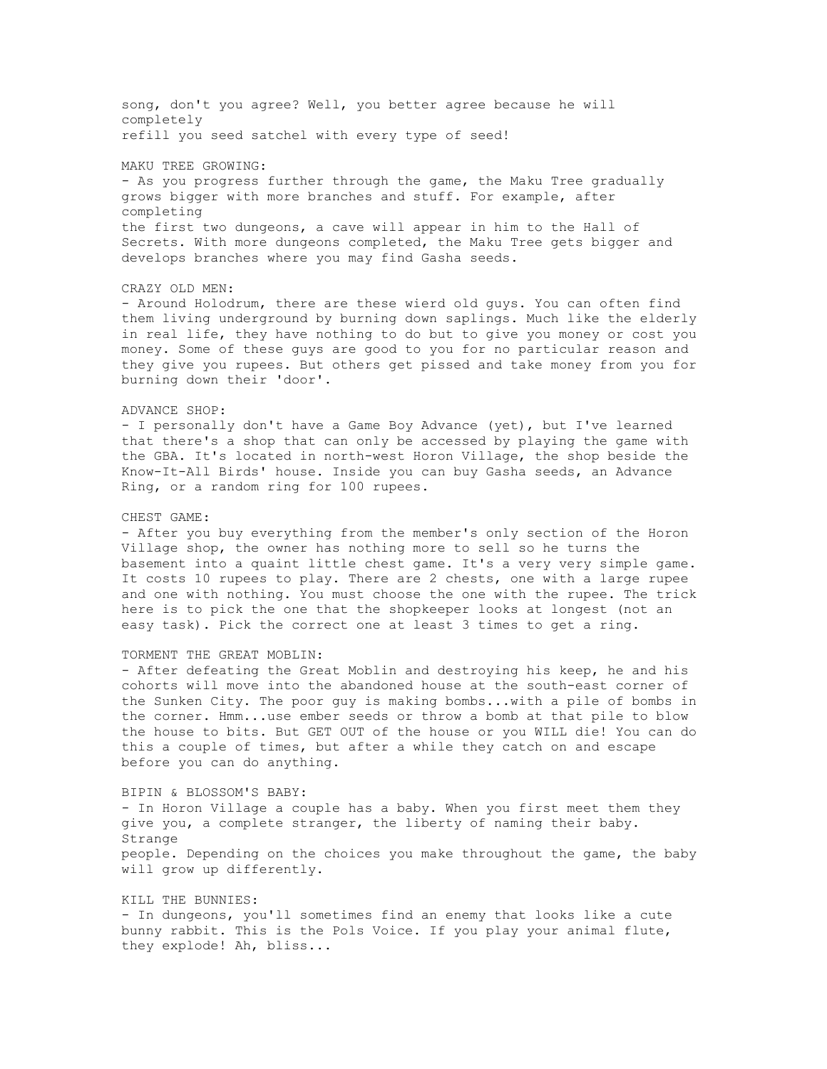song, don't you agree? Well, you better agree because he will completely
refill you seed satchel with every type of seed!

MAKU TREE GROWING:
- As you progress further through the game, the Maku Tree gradually grows bigger with more branches and stuff. For example, after completing
the first two dungeons, a cave will appear in him to the Hall of Secrets. With more dungeons completed, the Maku Tree gets bigger and develops branches where you may find Gasha seeds.

CRAZY OLD MEN:
- Around Holodrum, there are these wierd old guys. You can often find them living underground by burning down saplings. Much like the elderly in real life, they have nothing to do but to give you money or cost you money. Some of these guys are good to you for no particular reason and they give you rupees. But others get pissed and take money from you for burning down their 'door'.

ADVANCE SHOP:
- I personally don't have a Game Boy Advance (yet), but I've learned that there's a shop that can only be accessed by playing the game with the GBA. It's located in north-west Horon Village, the shop beside the Know-It-All Birds' house. Inside you can buy Gasha seeds, an Advance Ring, or a random ring for 100 rupees.

CHEST GAME:
- After you buy everything from the member's only section of the Horon Village shop, the owner has nothing more to sell so he turns the basement into a quaint little chest game. It's a very very simple game. It costs 10 rupees to play. There are 2 chests, one with a large rupee and one with nothing. You must choose the one with the rupee. The trick here is to pick the one that the shopkeeper looks at longest (not an easy task). Pick the correct one at least 3 times to get a ring.

TORMENT THE GREAT MOBLIN:
- After defeating the Great Moblin and destroying his keep, he and his cohorts will move into the abandoned house at the south-east corner of the Sunken City. The poor guy is making bombs...with a pile of bombs in the corner. Hmm...use ember seeds or throw a bomb at that pile to blow the house to bits. But GET OUT of the house or you WILL die! You can do this a couple of times, but after a while they catch on and escape before you can do anything.

BIPIN & BLOSSOM'S BABY:
- In Horon Village a couple has a baby. When you first meet them they give you, a complete stranger, the liberty of naming their baby. Strange
people. Depending on the choices you make throughout the game, the baby will grow up differently.

KILL THE BUNNIES:
- In dungeons, you'll sometimes find an enemy that looks like a cute bunny rabbit. This is the Pols Voice. If you play your animal flute, they explode! Ah, bliss...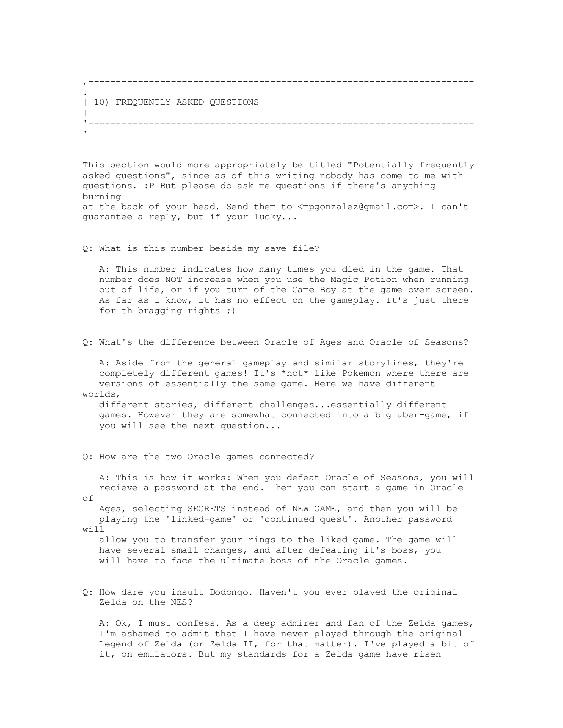## 10) FREQUENTLY ASKED QUESTIONS

This section would more appropriately be titled "Potentially frequently asked questions", since as of this writing nobody has come to me with questions. :P But please do ask me questions if there's anything burning at the back of your head. Send them to <mpgonzalez@gmail.com>. I can't guarantee a reply, but if your lucky...

Q: What is this number beside my save file?

A: This number indicates how many times you died in the game. That number does NOT increase when you use the Magic Potion when running out of life, or if you turn of the Game Boy at the game over screen. As far as I know, it has no effect on the gameplay. It's just there for th bragging rights ;)

Q: What's the difference between Oracle of Ages and Oracle of Seasons?

A: Aside from the general gameplay and similar storylines, they're completely different games! It's *not* like Pokemon where there are versions of essentially the same game. Here we have different worlds, different stories, different challenges...essentially different games. However they are somewhat connected into a big uber-game, if you will see the next question...

Q: How are the two Oracle games connected?

A: This is how it works: When you defeat Oracle of Seasons, you will recieve a password at the end. Then you can start a game in Oracle of Ages, selecting SECRETS instead of NEW GAME, and then you will be playing the 'linked-game' or 'continued quest'. Another password will allow you to transfer your rings to the liked game. The game will have several small changes, and after defeating it's boss, you will have to face the ultimate boss of the Oracle games.

Q: How dare you insult Dodongo. Haven't you ever played the original Zelda on the NES?

A: Ok, I must confess. As a deep admirer and fan of the Zelda games, I'm ashamed to admit that I have never played through the original Legend of Zelda (or Zelda II, for that matter). I've played a bit of it, on emulators. But my standards for a Zelda game have risen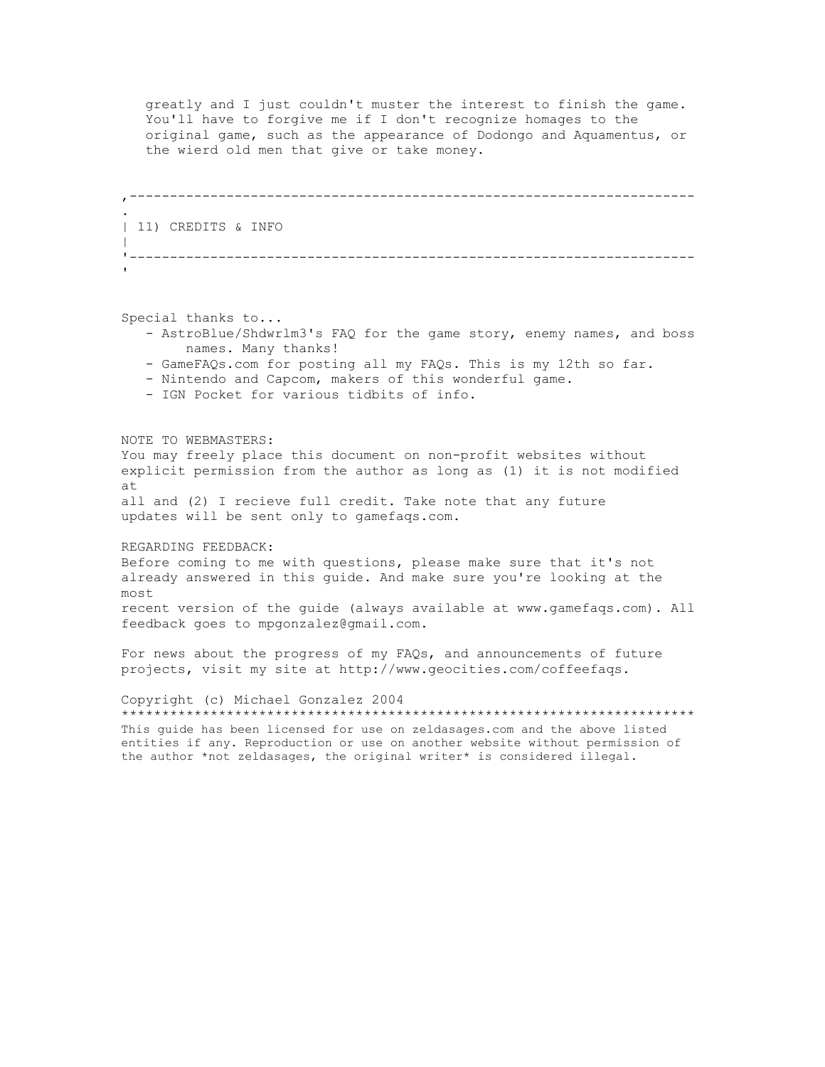greatly and I just couldn't muster the interest to finish the game. You'll have to forgive me if I don't recognize homages to the original game, such as the appearance of Dodongo and Aquamentus, or the wierd old men that give or take money.

## 11) CREDITS & INFO

Special thanks to...

- AstroBlue/Shdwrlm3's FAQ for the game story, enemy names, and boss names. Many thanks!
- GameFAQs.com for posting all my FAQs. This is my 12th so far.
- Nintendo and Capcom, makers of this wonderful game.
- IGN Pocket for various tidbits of info.

NOTE TO WEBMASTERS:
You may freely place this document on non-profit websites without explicit permission from the author as long as (1) it is not modified at all and (2) I recieve full credit. Take note that any future updates will be sent only to gamefaqs.com.

REGARDING FEEDBACK:
Before coming to me with questions, please make sure that it's not already answered in this guide. And make sure you're looking at the most recent version of the guide (always available at www.gamefaqs.com). All feedback goes to mpgonzalez@gmail.com.

For news about the progress of my FAQs, and announcements of future projects, visit my site at http://www.geocities.com/coffeefaqs.

Copyright (c) Michael Gonzalez 2004

**********************************************************************

This guide has been licensed for use on zeldasages.com and the above listed entities if any. Reproduction or use on another website without permission of the author *not zeldasages, the original writer* is considered illegal.